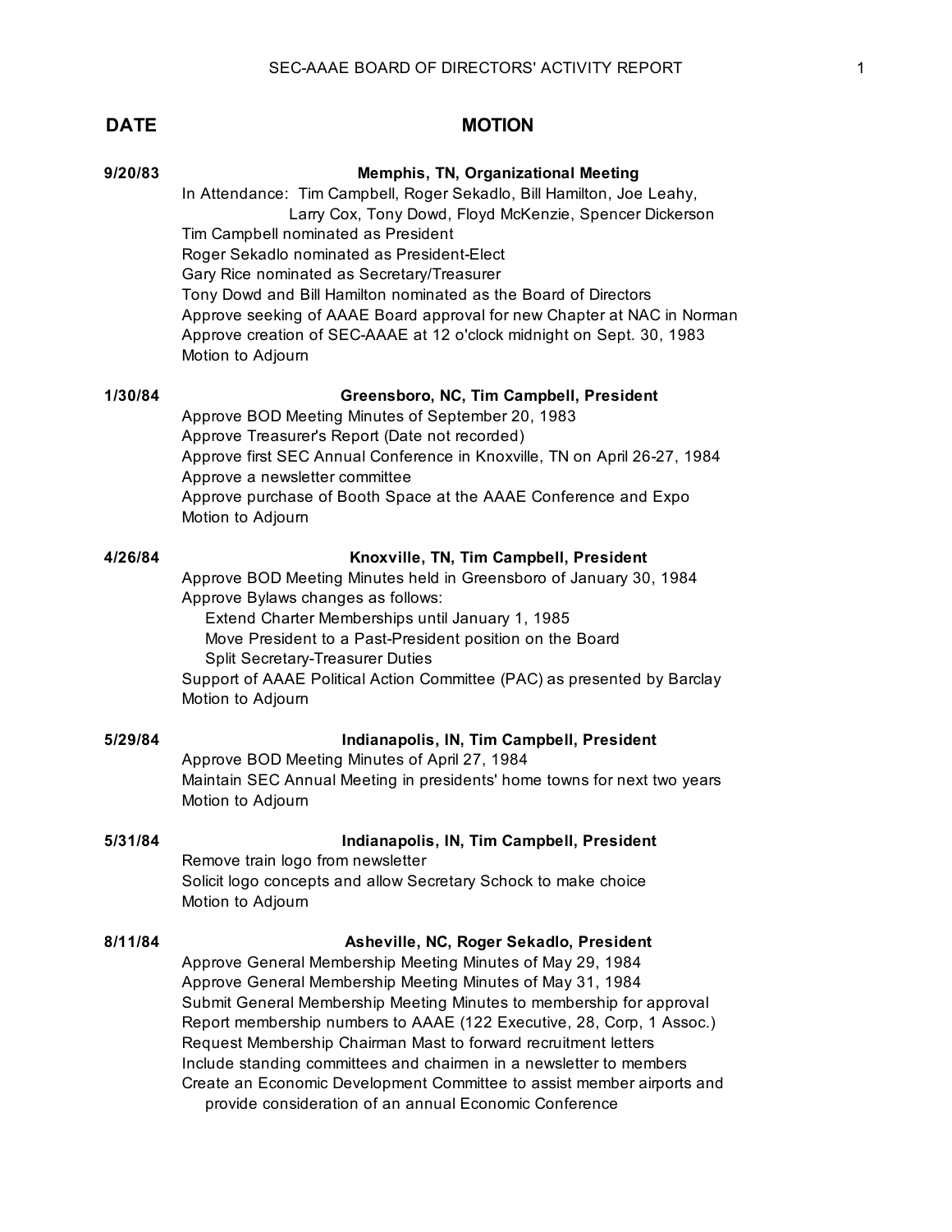# SEC-AAAE BOARD OF DIRECTORS' ACTIVITY REPORT

| DATE | MOTION |
|---|---|

**9/20/83** — **Memphis, TN, Organizational Meeting**

In Attendance: Tim Campbell, Roger Sekadlo, Bill Hamilton, Joe Leahy, Larry Cox, Tony Dowd, Floyd McKenzie, Spencer Dickerson
Tim Campbell nominated as President
Roger Sekadlo nominated as President-Elect
Gary Rice nominated as Secretary/Treasurer
Tony Dowd and Bill Hamilton nominated as the Board of Directors
Approve seeking of AAAE Board approval for new Chapter at NAC in Norman
Approve creation of SEC-AAAE at 12 o'clock midnight on Sept. 30, 1983
Motion to Adjourn

**1/30/84** — **Greensboro, NC, Tim Campbell, President**

Approve BOD Meeting Minutes of September 20, 1983
Approve Treasurer's Report (Date not recorded)
Approve first SEC Annual Conference in Knoxville, TN on April 26-27, 1984
Approve a newsletter committee
Approve purchase of Booth Space at the AAAE Conference and Expo
Motion to Adjourn

**4/26/84** — **Knoxville, TN, Tim Campbell, President**

Approve BOD Meeting Minutes held in Greensboro of January 30, 1984
Approve Bylaws changes as follows:
- Extend Charter Memberships until January 1, 1985
- Move President to a Past-President position on the Board
- Split Secretary-Treasurer Duties

Support of AAAE Political Action Committee (PAC) as presented by Barclay
Motion to Adjourn

**5/29/84** — **Indianapolis, IN, Tim Campbell, President**

Approve BOD Meeting Minutes of April 27, 1984
Maintain SEC Annual Meeting in presidents' home towns for next two years
Motion to Adjourn

**5/31/84** — **Indianapolis, IN, Tim Campbell, President**

Remove train logo from newsletter
Solicit logo concepts and allow Secretary Schock to make choice
Motion to Adjourn

**8/11/84** — **Asheville, NC, Roger Sekadlo, President**

Approve General Membership Meeting Minutes of May 29, 1984
Approve General Membership Meeting Minutes of May 31, 1984
Submit General Membership Meeting Minutes to membership for approval
Report membership numbers to AAAE (122 Executive, 28, Corp, 1 Assoc.)
Request Membership Chairman Mast to forward recruitment letters
Include standing committees and chairmen in a newsletter to members
Create an Economic Development Committee to assist member airports and provide consideration of an annual Economic Conference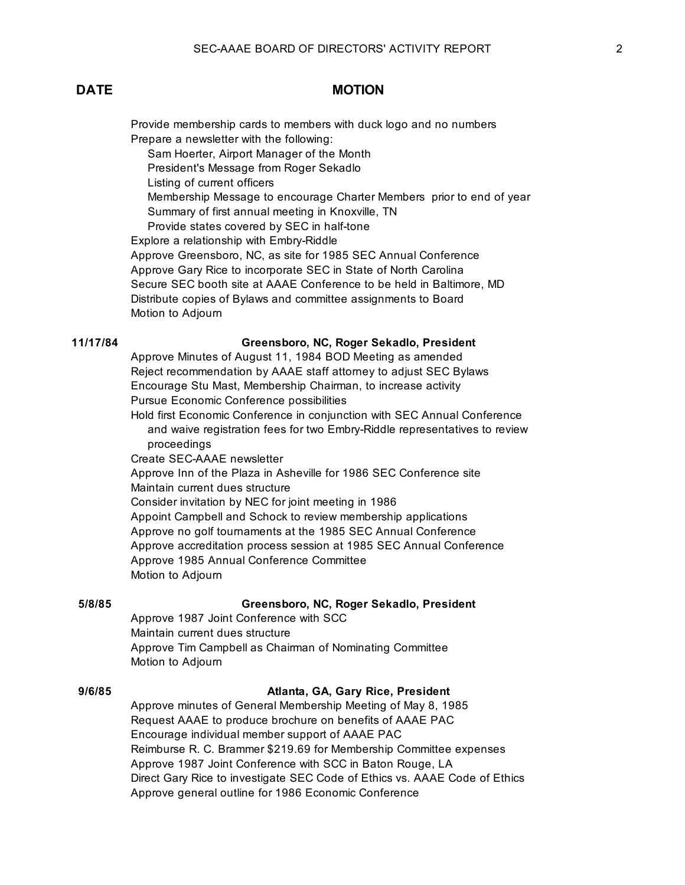| DATE | MOTION |
|---|---|
| | Provide membership cards to members with duck logo and no numbers |
| | Prepare a newsletter with the following: |
| | Sam Hoerter, Airport Manager of the Month |
| | President's Message from Roger Sekadlo |
| | Listing of current officers |
| | Membership Message to encourage Charter Members prior to end of year |
| | Summary of first annual meeting in Knoxville, TN |
| | Provide states covered by SEC in half-tone |
| | Explore a relationship with Embry-Riddle |
| | Approve Greensboro, NC, as site for 1985 SEC Annual Conference |
| | Approve Gary Rice to incorporate SEC in State of North Carolina |
| | Secure SEC booth site at AAAE Conference to be held in Baltimore, MD |
| | Distribute copies of Bylaws and committee assignments to Board |
| | Motion to Adjourn |
| **11/17/84** | **Greensboro, NC, Roger Sekadlo, President** |
| | Approve Minutes of August 11, 1984 BOD Meeting as amended |
| | Reject recommendation by AAAE staff attorney to adjust SEC Bylaws |
| | Encourage Stu Mast, Membership Chairman, to increase activity |
| | Pursue Economic Conference possibilities |
| | Hold first Economic Conference in conjunction with SEC Annual Conference and waive registration fees for two Embry-Riddle representatives to review proceedings |
| | Create SEC-AAAE newsletter |
| | Approve Inn of the Plaza in Asheville for 1986 SEC Conference site |
| | Maintain current dues structure |
| | Consider invitation by NEC for joint meeting in 1986 |
| | Appoint Campbell and Schock to review membership applications |
| | Approve no golf tournaments at the 1985 SEC Annual Conference |
| | Approve accreditation process session at 1985 SEC Annual Conference |
| | Approve 1985 Annual Conference Committee |
| | Motion to Adjourn |
| **5/8/85** | **Greensboro, NC, Roger Sekadlo, President** |
| | Approve 1987 Joint Conference with SCC |
| | Maintain current dues structure |
| | Approve Tim Campbell as Chairman of Nominating Committee |
| | Motion to Adjourn |
| **9/6/85** | **Atlanta, GA, Gary Rice, President** |
| | Approve minutes of General Membership Meeting of May 8, 1985 |
| | Request AAAE to produce brochure on benefits of AAAE PAC |
| | Encourage individual member support of AAAE PAC |
| | Reimburse R. C. Brammer $219.69 for Membership Committee expenses |
| | Approve 1987 Joint Conference with SCC in Baton Rouge, LA |
| | Direct Gary Rice to investigate SEC Code of Ethics vs. AAAE Code of Ethics |
| | Approve general outline for 1986 Economic Conference |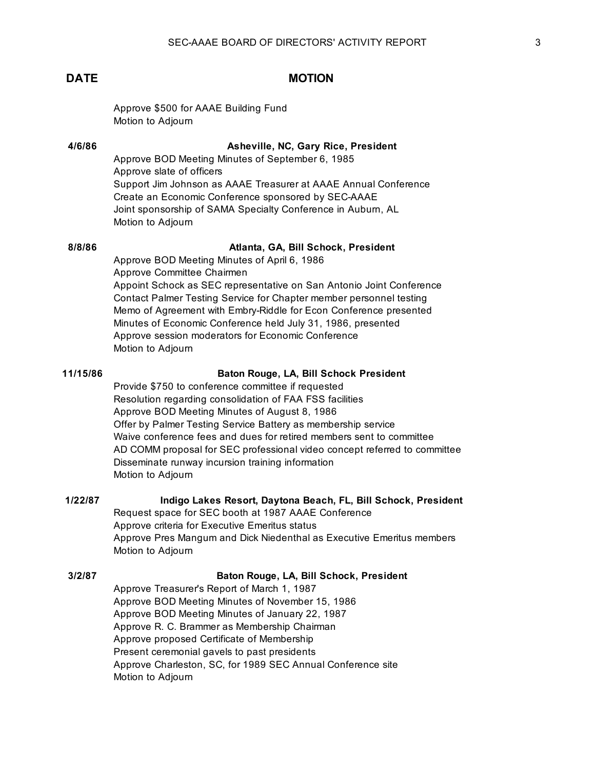| DATE | MOTION |
|---|---|
| | Approve $500 for AAAE Building Fund<br>Motion to Adjourn |
| **4/6/86** | **Asheville, NC, Gary Rice, President**<br>Approve BOD Meeting Minutes of September 6, 1985<br>Approve slate of officers<br>Support Jim Johnson as AAAE Treasurer at AAAE Annual Conference<br>Create an Economic Conference sponsored by SEC-AAAE<br>Joint sponsorship of SAMA Specialty Conference in Auburn, AL<br>Motion to Adjourn |
| **8/8/86** | **Atlanta, GA, Bill Schock, President**<br>Approve BOD Meeting Minutes of April 6, 1986<br>Approve Committee Chairmen<br>Appoint Schock as SEC representative on San Antonio Joint Conference<br>Contact Palmer Testing Service for Chapter member personnel testing<br>Memo of Agreement with Embry-Riddle for Econ Conference presented<br>Minutes of Economic Conference held July 31, 1986, presented<br>Approve session moderators for Economic Conference<br>Motion to Adjourn |
| **11/15/86** | **Baton Rouge, LA, Bill Schock President**<br>Provide $750 to conference committee if requested<br>Resolution regarding consolidation of FAA FSS facilities<br>Approve BOD Meeting Minutes of August 8, 1986<br>Offer by Palmer Testing Service Battery as membership service<br>Waive conference fees and dues for retired members sent to committee<br>AD COMM proposal for SEC professional video concept referred to committee<br>Disseminate runway incursion training information<br>Motion to Adjourn |
| **1/22/87** | **Indigo Lakes Resort, Daytona Beach, FL, Bill Schock, President**<br>Request space for SEC booth at 1987 AAAE Conference<br>Approve criteria for Executive Emeritus status<br>Approve Pres Mangum and Dick Niedenthal as Executive Emeritus members<br>Motion to Adjourn |
| **3/2/87** | **Baton Rouge, LA, Bill Schock, President**<br>Approve Treasurer's Report of March 1, 1987<br>Approve BOD Meeting Minutes of November 15, 1986<br>Approve BOD Meeting Minutes of January 22, 1987<br>Approve R. C. Brammer as Membership Chairman<br>Approve proposed Certificate of Membership<br>Present ceremonial gavels to past presidents<br>Approve Charleston, SC, for 1989 SEC Annual Conference site<br>Motion to Adjourn |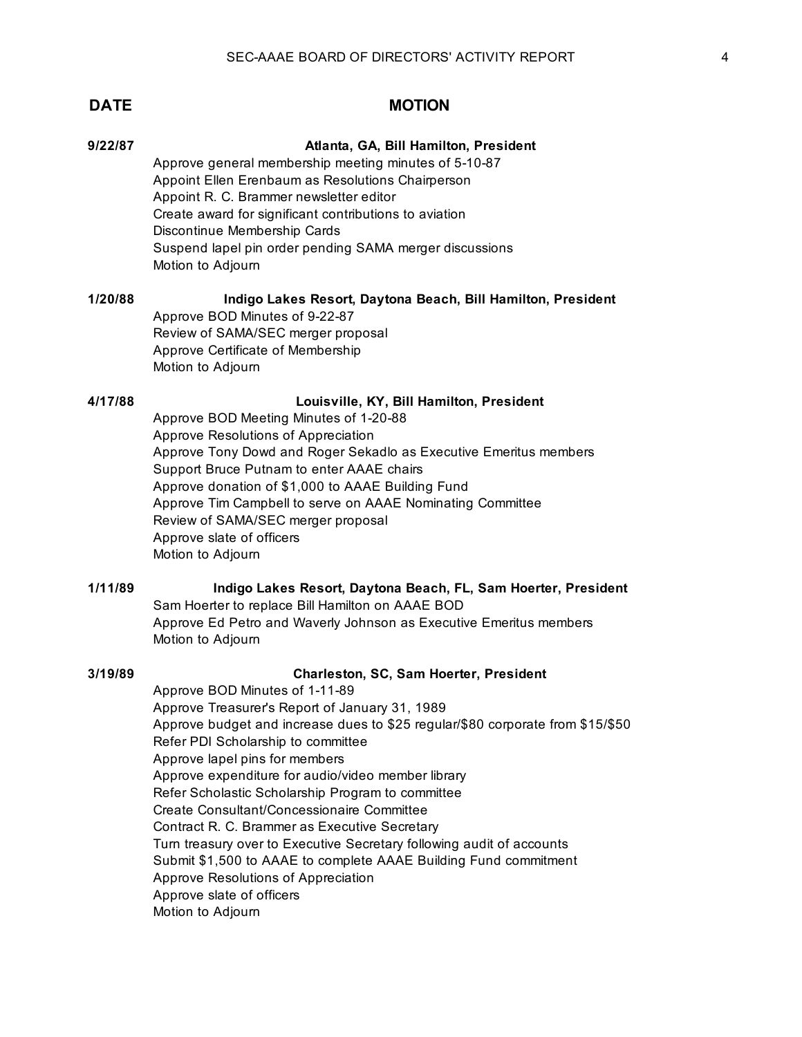| DATE | MOTION |
|---|---|
| 9/22/87 | **Atlanta, GA, Bill Hamilton, President** |
| | Approve general membership meeting minutes of 5-10-87 |
| | Appoint Ellen Erenbaum as Resolutions Chairperson |
| | Appoint R. C. Brammer newsletter editor |
| | Create award for significant contributions to aviation |
| | Discontinue Membership Cards |
| | Suspend lapel pin order pending SAMA merger discussions |
| | Motion to Adjourn |
| 1/20/88 | **Indigo Lakes Resort, Daytona Beach, Bill Hamilton, President** |
| | Approve BOD Minutes of 9-22-87 |
| | Review of SAMA/SEC merger proposal |
| | Approve Certificate of Membership |
| | Motion to Adjourn |
| 4/17/88 | **Louisville, KY, Bill Hamilton, President** |
| | Approve BOD Meeting Minutes of 1-20-88 |
| | Approve Resolutions of Appreciation |
| | Approve Tony Dowd and Roger Sekadlo as Executive Emeritus members |
| | Support Bruce Putnam to enter AAAE chairs |
| | Approve donation of $1,000 to AAAE Building Fund |
| | Approve Tim Campbell to serve on AAAE Nominating Committee |
| | Review of SAMA/SEC merger proposal |
| | Approve slate of officers |
| | Motion to Adjourn |
| 1/11/89 | **Indigo Lakes Resort, Daytona Beach, FL, Sam Hoerter, President** |
| | Sam Hoerter to replace Bill Hamilton on AAAE BOD |
| | Approve Ed Petro and Waverly Johnson as Executive Emeritus members |
| | Motion to Adjourn |
| 3/19/89 | **Charleston, SC, Sam Hoerter, President** |
| | Approve BOD Minutes of 1-11-89 |
| | Approve Treasurer's Report of January 31, 1989 |
| | Approve budget and increase dues to $25 regular/$80 corporate from $15/$50 |
| | Refer PDI Scholarship to committee |
| | Approve lapel pins for members |
| | Approve expenditure for audio/video member library |
| | Refer Scholastic Scholarship Program to committee |
| | Create Consultant/Concessionaire Committee |
| | Contract R. C. Brammer as Executive Secretary |
| | Turn treasury over to Executive Secretary following audit of accounts |
| | Submit $1,500 to AAAE to complete AAAE Building Fund commitment |
| | Approve Resolutions of Appreciation |
| | Approve slate of officers |
| | Motion to Adjourn |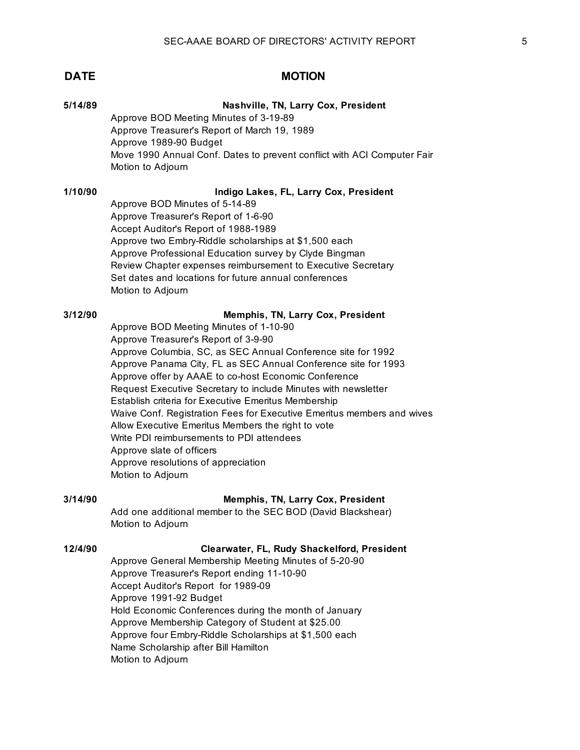| DATE | MOTION |
|---|---|
| 5/14/89 | **Nashville, TN, Larry Cox, President** |
| | Approve BOD Meeting Minutes of 3-19-89 |
| | Approve Treasurer's Report of March 19, 1989 |
| | Approve 1989-90 Budget |
| | Move 1990 Annual Conf. Dates to prevent conflict with ACI Computer Fair |
| | Motion to Adjourn |
| 1/10/90 | **Indigo Lakes, FL, Larry Cox, President** |
| | Approve BOD Minutes of 5-14-89 |
| | Approve Treasurer's Report of 1-6-90 |
| | Accept Auditor's Report of 1988-1989 |
| | Approve two Embry-Riddle scholarships at $1,500 each |
| | Approve Professional Education survey by Clyde Bingman |
| | Review Chapter expenses reimbursement to Executive Secretary |
| | Set dates and locations for future annual conferences |
| | Motion to Adjourn |
| 3/12/90 | **Memphis, TN, Larry Cox, President** |
| | Approve BOD Meeting Minutes of 1-10-90 |
| | Approve Treasurer's Report of 3-9-90 |
| | Approve Columbia, SC, as SEC Annual Conference site for 1992 |
| | Approve Panama City, FL as SEC Annual Conference site for 1993 |
| | Approve offer by AAAE to co-host Economic Conference |
| | Request Executive Secretary to include Minutes with newsletter |
| | Establish criteria for Executive Emeritus Membership |
| | Waive Conf. Registration Fees for Executive Emeritus members and wives |
| | Allow Executive Emeritus Members the right to vote |
| | Write PDI reimbursements to PDI attendees |
| | Approve slate of officers |
| | Approve resolutions of appreciation |
| | Motion to Adjourn |
| 3/14/90 | **Memphis, TN, Larry Cox, President** |
| | Add one additional member to the SEC BOD (David Blackshear) |
| | Motion to Adjourn |
| 12/4/90 | **Clearwater, FL, Rudy Shackelford, President** |
| | Approve General Membership Meeting Minutes of 5-20-90 |
| | Approve Treasurer's Report ending 11-10-90 |
| | Accept Auditor's Report for 1989-09 |
| | Approve 1991-92 Budget |
| | Hold Economic Conferences during the month of January |
| | Approve Membership Category of Student at $25.00 |
| | Approve four Embry-Riddle Scholarships at $1,500 each |
| | Name Scholarship after Bill Hamilton |
| | Motion to Adjourn |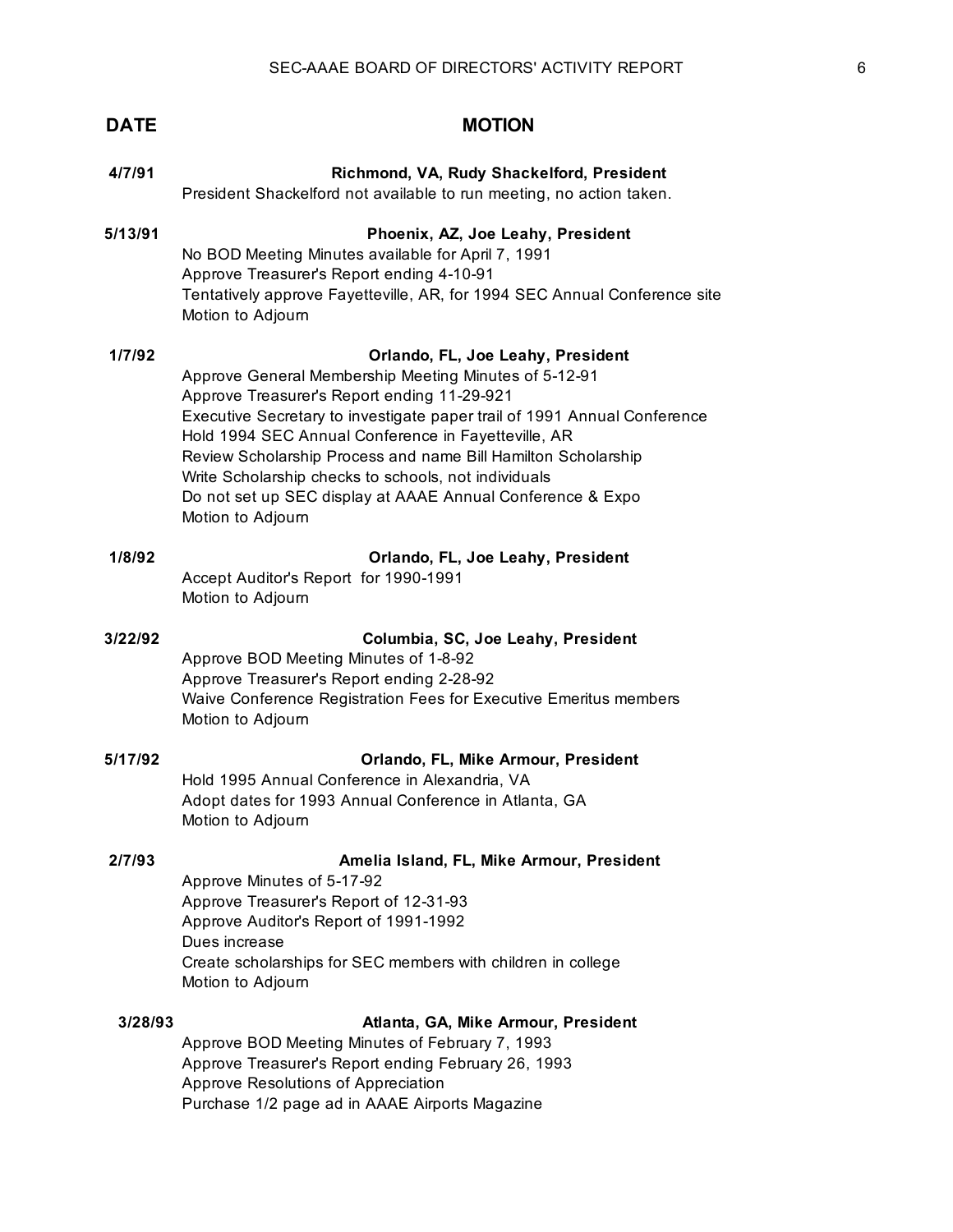| DATE | MOTION |
| --- | --- |
| 4/7/91 | **Richmond, VA, Rudy Shackelford, President** |
| | President Shackelford not available to run meeting, no action taken. |
| 5/13/91 | **Phoenix, AZ, Joe Leahy, President** |
| | No BOD Meeting Minutes available for April 7, 1991 |
| | Approve Treasurer's Report ending 4-10-91 |
| | Tentatively approve Fayetteville, AR, for 1994 SEC Annual Conference site |
| | Motion to Adjourn |
| 1/7/92 | **Orlando, FL, Joe Leahy, President** |
| | Approve General Membership Meeting Minutes of 5-12-91 |
| | Approve Treasurer's Report ending 11-29-921 |
| | Executive Secretary to investigate paper trail of 1991 Annual Conference |
| | Hold 1994 SEC Annual Conference in Fayetteville, AR |
| | Review Scholarship Process and name Bill Hamilton Scholarship |
| | Write Scholarship checks to schools, not individuals |
| | Do not set up SEC display at AAAE Annual Conference & Expo |
| | Motion to Adjourn |
| 1/8/92 | **Orlando, FL, Joe Leahy, President** |
| | Accept Auditor's Report for 1990-1991 |
| | Motion to Adjourn |
| 3/22/92 | **Columbia, SC, Joe Leahy, President** |
| | Approve BOD Meeting Minutes of 1-8-92 |
| | Approve Treasurer's Report ending 2-28-92 |
| | Waive Conference Registration Fees for Executive Emeritus members |
| | Motion to Adjourn |
| 5/17/92 | **Orlando, FL, Mike Armour, President** |
| | Hold 1995 Annual Conference in Alexandria, VA |
| | Adopt dates for 1993 Annual Conference in Atlanta, GA |
| | Motion to Adjourn |
| 2/7/93 | **Amelia Island, FL, Mike Armour, President** |
| | Approve Minutes of 5-17-92 |
| | Approve Treasurer's Report of 12-31-93 |
| | Approve Auditor's Report of 1991-1992 |
| | Dues increase |
| | Create scholarships for SEC members with children in college |
| | Motion to Adjourn |
| 3/28/93 | **Atlanta, GA, Mike Armour, President** |
| | Approve BOD Meeting Minutes of February 7, 1993 |
| | Approve Treasurer's Report ending February 26, 1993 |
| | Approve Resolutions of Appreciation |
| | Purchase 1/2 page ad in AAAE Airports Magazine |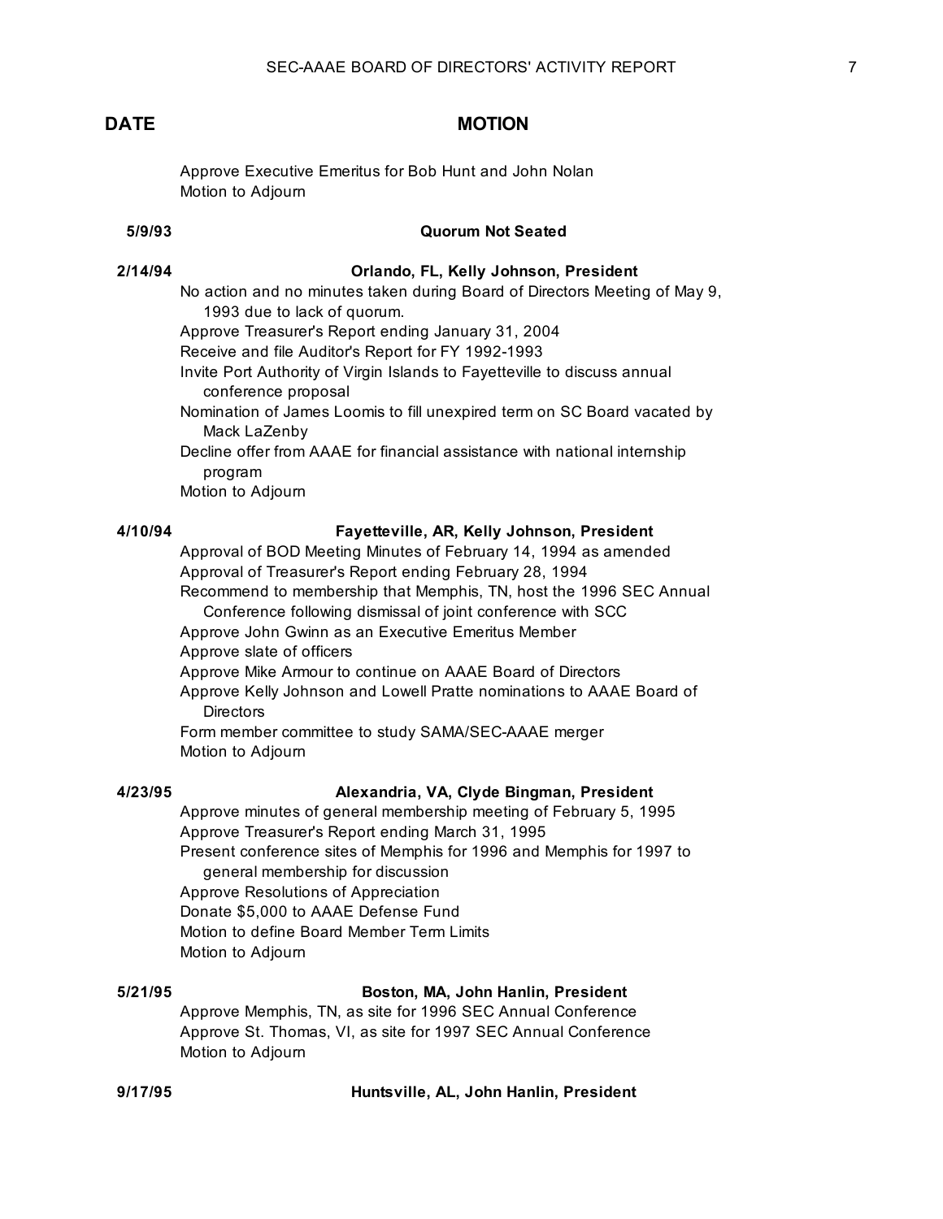| DATE | MOTION |
|---|---|
| | Approve Executive Emeritus for Bob Hunt and John Nolan<br>Motion to Adjourn |
| **5/9/93** | **Quorum Not Seated** |
| **2/14/94** | **Orlando, FL, Kelly Johnson, President** |
| | No action and no minutes taken during Board of Directors Meeting of May 9, 1993 due to lack of quorum.<br>Approve Treasurer's Report ending January 31, 2004<br>Receive and file Auditor's Report for FY 1992-1993<br>Invite Port Authority of Virgin Islands to Fayetteville to discuss annual conference proposal<br>Nomination of James Loomis to fill unexpired term on SC Board vacated by Mack LaZenby<br>Decline offer from AAAE for financial assistance with national internship program<br>Motion to Adjourn |
| **4/10/94** | **Fayetteville, AR, Kelly Johnson, President** |
| | Approval of BOD Meeting Minutes of February 14, 1994 as amended<br>Approval of Treasurer's Report ending February 28, 1994<br>Recommend to membership that Memphis, TN, host the 1996 SEC Annual Conference following dismissal of joint conference with SCC<br>Approve John Gwinn as an Executive Emeritus Member<br>Approve slate of officers<br>Approve Mike Armour to continue on AAAE Board of Directors<br>Approve Kelly Johnson and Lowell Pratte nominations to AAAE Board of Directors<br>Form member committee to study SAMA/SEC-AAAE merger<br>Motion to Adjourn |
| **4/23/95** | **Alexandria, VA, Clyde Bingman, President** |
| | Approve minutes of general membership meeting of February 5, 1995<br>Approve Treasurer's Report ending March 31, 1995<br>Present conference sites of Memphis for 1996 and Memphis for 1997 to general membership for discussion<br>Approve Resolutions of Appreciation<br>Donate $5,000 to AAAE Defense Fund<br>Motion to define Board Member Term Limits<br>Motion to Adjourn |
| **5/21/95** | **Boston, MA, John Hanlin, President** |
| | Approve Memphis, TN, as site for 1996 SEC Annual Conference<br>Approve St. Thomas, VI, as site for 1997 SEC Annual Conference<br>Motion to Adjourn |
| **9/17/95** | **Huntsville, AL, John Hanlin, President** |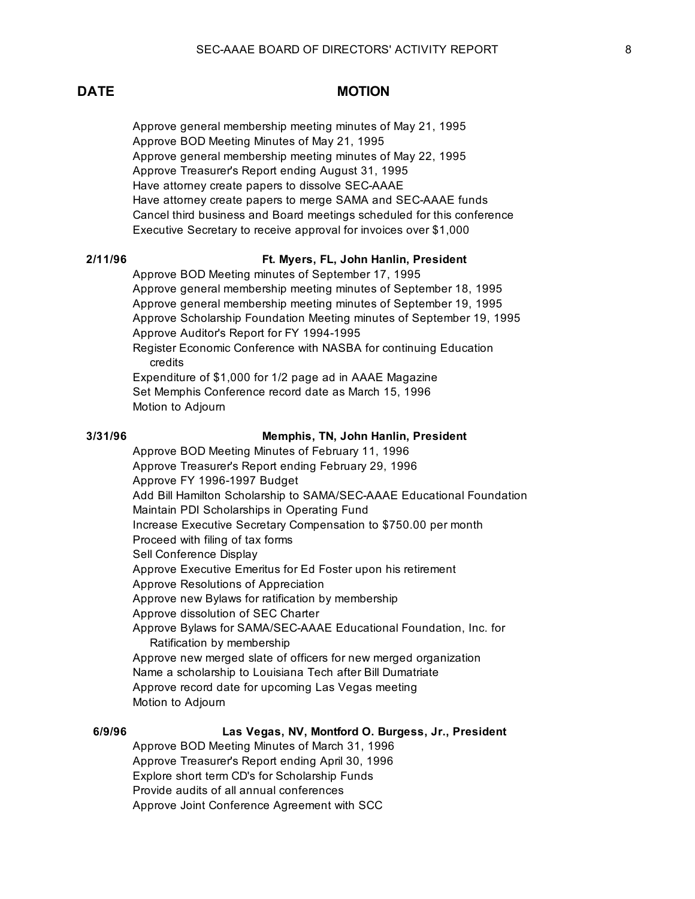| DATE | MOTION |
| --- | --- |
| | Approve general membership meeting minutes of May 21, 1995 |
| | Approve BOD Meeting Minutes of May 21, 1995 |
| | Approve general membership meeting minutes of May 22, 1995 |
| | Approve Treasurer's Report ending August 31, 1995 |
| | Have attorney create papers to dissolve SEC-AAAE |
| | Have attorney create papers to merge SAMA and SEC-AAAE funds |
| | Cancel third business and Board meetings scheduled for this conference |
| | Executive Secretary to receive approval for invoices over $1,000 |
| **2/11/96** | **Ft. Myers, FL, John Hanlin, President** |
| | Approve BOD Meeting minutes of September 17, 1995 |
| | Approve general membership meeting minutes of September 18, 1995 |
| | Approve general membership meeting minutes of September 19, 1995 |
| | Approve Scholarship Foundation Meeting minutes of September 19, 1995 |
| | Approve Auditor's Report for FY 1994-1995 |
| | Register Economic Conference with NASBA for continuing Education credits |
| | Expenditure of $1,000 for 1/2 page ad in AAAE Magazine |
| | Set Memphis Conference record date as March 15, 1996 |
| | Motion to Adjourn |
| **3/31/96** | **Memphis, TN, John Hanlin, President** |
| | Approve BOD Meeting Minutes of February 11, 1996 |
| | Approve Treasurer's Report ending February 29, 1996 |
| | Approve FY 1996-1997 Budget |
| | Add Bill Hamilton Scholarship to SAMA/SEC-AAAE Educational Foundation |
| | Maintain PDI Scholarships in Operating Fund |
| | Increase Executive Secretary Compensation to $750.00 per month |
| | Proceed with filing of tax forms |
| | Sell Conference Display |
| | Approve Executive Emeritus for Ed Foster upon his retirement |
| | Approve Resolutions of Appreciation |
| | Approve new Bylaws for ratification by membership |
| | Approve dissolution of SEC Charter |
| | Approve Bylaws for SAMA/SEC-AAAE Educational Foundation, Inc. for Ratification by membership |
| | Approve new merged slate of officers for new merged organization |
| | Name a scholarship to Louisiana Tech after Bill Dumatriate |
| | Approve record date for upcoming Las Vegas meeting |
| | Motion to Adjourn |
| **6/9/96** | **Las Vegas, NV, Montford O. Burgess, Jr., President** |
| | Approve BOD Meeting Minutes of March 31, 1996 |
| | Approve Treasurer's Report ending April 30, 1996 |
| | Explore short term CD's for Scholarship Funds |
| | Provide audits of all annual conferences |
| | Approve Joint Conference Agreement with SCC |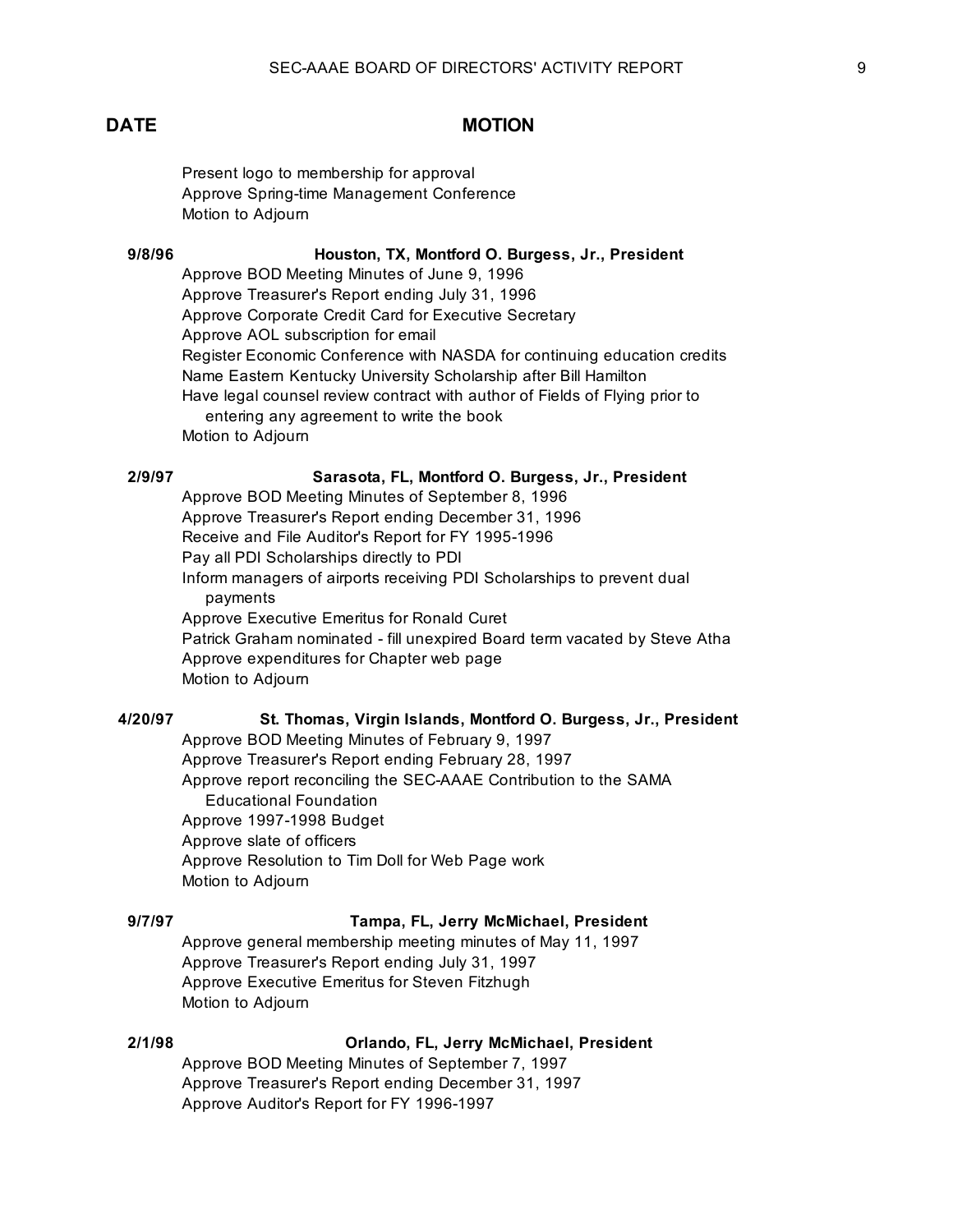| DATE | MOTION |
|---|---|
| | Present logo to membership for approval |
| | Approve Spring-time Management Conference |
| | Motion to Adjourn |
| **9/8/96** | **Houston, TX, Montford O. Burgess, Jr., President** |
| | Approve BOD Meeting Minutes of June 9, 1996 |
| | Approve Treasurer's Report ending July 31, 1996 |
| | Approve Corporate Credit Card for Executive Secretary |
| | Approve AOL subscription for email |
| | Register Economic Conference with NASDA for continuing education credits |
| | Name Eastern Kentucky University Scholarship after Bill Hamilton |
| | Have legal counsel review contract with author of Fields of Flying prior to entering any agreement to write the book |
| | Motion to Adjourn |
| **2/9/97** | **Sarasota, FL, Montford O. Burgess, Jr., President** |
| | Approve BOD Meeting Minutes of September 8, 1996 |
| | Approve Treasurer's Report ending December 31, 1996 |
| | Receive and File Auditor's Report for FY 1995-1996 |
| | Pay all PDI Scholarships directly to PDI |
| | Inform managers of airports receiving PDI Scholarships to prevent dual payments |
| | Approve Executive Emeritus for Ronald Curet |
| | Patrick Graham nominated - fill unexpired Board term vacated by Steve Atha |
| | Approve expenditures for Chapter web page |
| | Motion to Adjourn |
| **4/20/97** | **St. Thomas, Virgin Islands, Montford O. Burgess, Jr., President** |
| | Approve BOD Meeting Minutes of February 9, 1997 |
| | Approve Treasurer's Report ending February 28, 1997 |
| | Approve report reconciling the SEC-AAAE Contribution to the SAMA Educational Foundation |
| | Approve 1997-1998 Budget |
| | Approve slate of officers |
| | Approve Resolution to Tim Doll for Web Page work |
| | Motion to Adjourn |
| **9/7/97** | **Tampa, FL, Jerry McMichael, President** |
| | Approve general membership meeting minutes of May 11, 1997 |
| | Approve Treasurer's Report ending July 31, 1997 |
| | Approve Executive Emeritus for Steven Fitzhugh |
| | Motion to Adjourn |
| **2/1/98** | **Orlando, FL, Jerry McMichael, President** |
| | Approve BOD Meeting Minutes of September 7, 1997 |
| | Approve Treasurer's Report ending December 31, 1997 |
| | Approve Auditor's Report for FY 1996-1997 |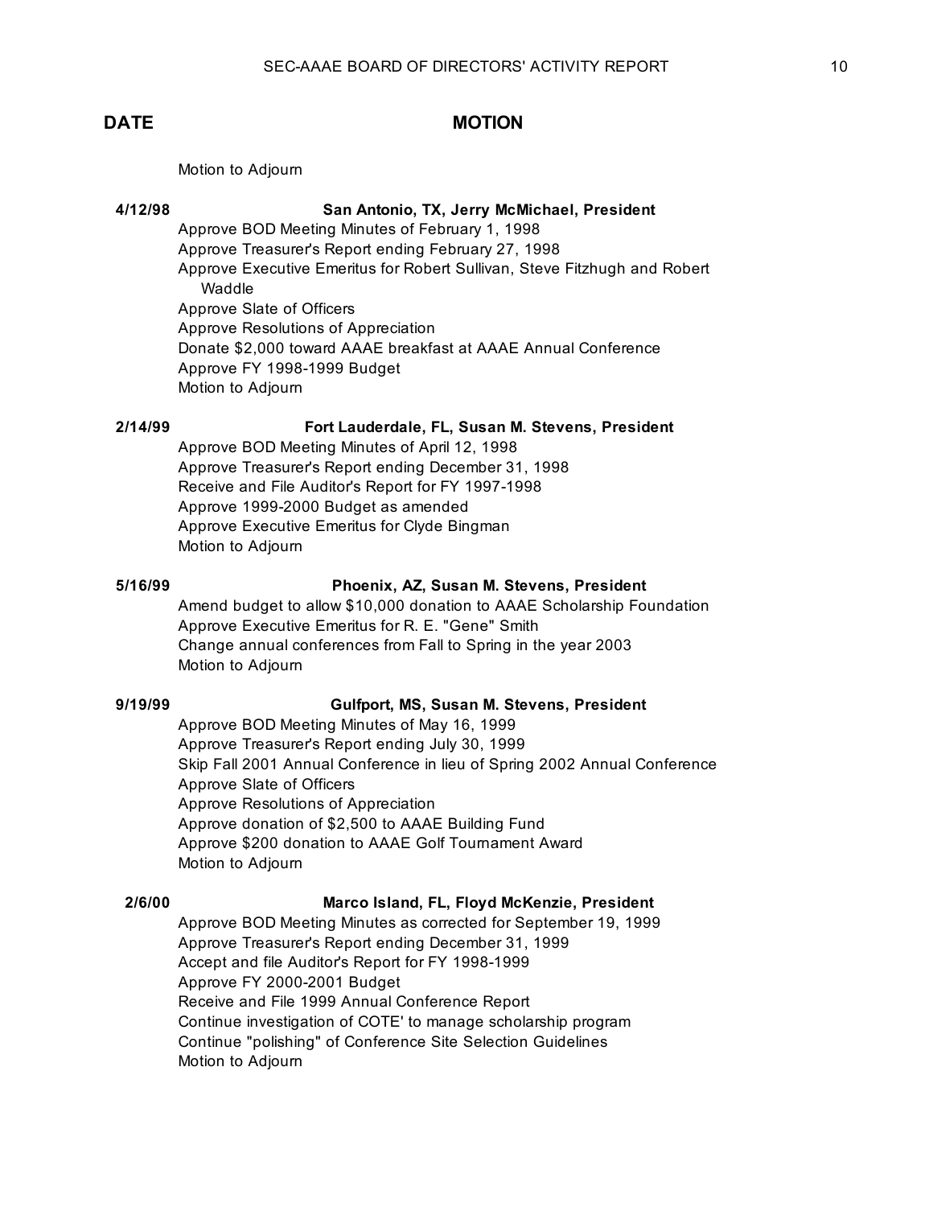| DATE | MOTION |
|---|---|
| | Motion to Adjourn |
| 4/12/98 | **San Antonio, TX, Jerry McMichael, President** |
| | Approve BOD Meeting Minutes of February 1, 1998 |
| | Approve Treasurer's Report ending February 27, 1998 |
| | Approve Executive Emeritus for Robert Sullivan, Steve Fitzhugh and Robert Waddle |
| | Approve Slate of Officers |
| | Approve Resolutions of Appreciation |
| | Donate $2,000 toward AAAE breakfast at AAAE Annual Conference |
| | Approve FY 1998-1999 Budget |
| | Motion to Adjourn |
| 2/14/99 | **Fort Lauderdale, FL, Susan M. Stevens, President** |
| | Approve BOD Meeting Minutes of April 12, 1998 |
| | Approve Treasurer's Report ending December 31, 1998 |
| | Receive and File Auditor's Report for FY 1997-1998 |
| | Approve 1999-2000 Budget as amended |
| | Approve Executive Emeritus for Clyde Bingman |
| | Motion to Adjourn |
| 5/16/99 | **Phoenix, AZ, Susan M. Stevens, President** |
| | Amend budget to allow $10,000 donation to AAAE Scholarship Foundation |
| | Approve Executive Emeritus for R. E. "Gene" Smith |
| | Change annual conferences from Fall to Spring in the year 2003 |
| | Motion to Adjourn |
| 9/19/99 | **Gulfport, MS, Susan M. Stevens, President** |
| | Approve BOD Meeting Minutes of May 16, 1999 |
| | Approve Treasurer's Report ending July 30, 1999 |
| | Skip Fall 2001 Annual Conference in lieu of Spring 2002 Annual Conference |
| | Approve Slate of Officers |
| | Approve Resolutions of Appreciation |
| | Approve donation of $2,500 to AAAE Building Fund |
| | Approve $200 donation to AAAE Golf Tournament Award |
| | Motion to Adjourn |
| 2/6/00 | **Marco Island, FL, Floyd McKenzie, President** |
| | Approve BOD Meeting Minutes as corrected for September 19, 1999 |
| | Approve Treasurer's Report ending December 31, 1999 |
| | Accept and file Auditor's Report for FY 1998-1999 |
| | Approve FY 2000-2001 Budget |
| | Receive and File 1999 Annual Conference Report |
| | Continue investigation of COTE' to manage scholarship program |
| | Continue "polishing" of Conference Site Selection Guidelines |
| | Motion to Adjourn |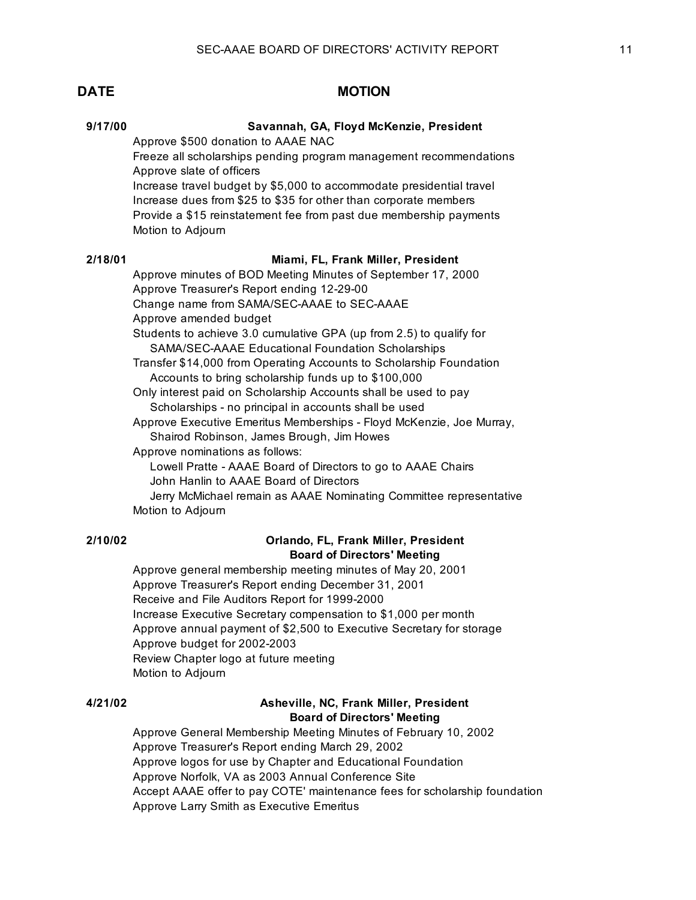## DATE — MOTION

**9/17/00** — **Savannah, GA, Floyd McKenzie, President**

- Approve $500 donation to AAAE NAC
- Freeze all scholarships pending program management recommendations
- Approve slate of officers
- Increase travel budget by $5,000 to accommodate presidential travel
- Increase dues from $25 to $35 for other than corporate members
- Provide a $15 reinstatement fee from past due membership payments
- Motion to Adjourn

**2/18/01** — **Miami, FL, Frank Miller, President**

- Approve minutes of BOD Meeting Minutes of September 17, 2000
- Approve Treasurer's Report ending 12-29-00
- Change name from SAMA/SEC-AAAE to SEC-AAAE
- Approve amended budget
- Students to achieve 3.0 cumulative GPA (up from 2.5) to qualify for SAMA/SEC-AAAE Educational Foundation Scholarships
- Transfer $14,000 from Operating Accounts to Scholarship Foundation Accounts to bring scholarship funds up to $100,000
- Only interest paid on Scholarship Accounts shall be used to pay Scholarships - no principal in accounts shall be used
- Approve Executive Emeritus Memberships - Floyd McKenzie, Joe Murray, Shairod Robinson, James Brough, Jim Howes
- Approve nominations as follows:
  - Lowell Pratte - AAAE Board of Directors to go to AAAE Chairs
  - John Hanlin to AAAE Board of Directors
  - Jerry McMichael remain as AAAE Nominating Committee representative
- Motion to Adjourn

**2/10/02** — **Orlando, FL, Frank Miller, President**
**Board of Directors' Meeting**

- Approve general membership meeting minutes of May 20, 2001
- Approve Treasurer's Report ending December 31, 2001
- Receive and File Auditors Report for 1999-2000
- Increase Executive Secretary compensation to $1,000 per month
- Approve annual payment of $2,500 to Executive Secretary for storage
- Approve budget for 2002-2003
- Review Chapter logo at future meeting
- Motion to Adjourn

**4/21/02** — **Asheville, NC, Frank Miller, President**
**Board of Directors' Meeting**

- Approve General Membership Meeting Minutes of February 10, 2002
- Approve Treasurer's Report ending March 29, 2002
- Approve logos for use by Chapter and Educational Foundation
- Approve Norfolk, VA as 2003 Annual Conference Site
- Accept AAAE offer to pay COTE' maintenance fees for scholarship foundation
- Approve Larry Smith as Executive Emeritus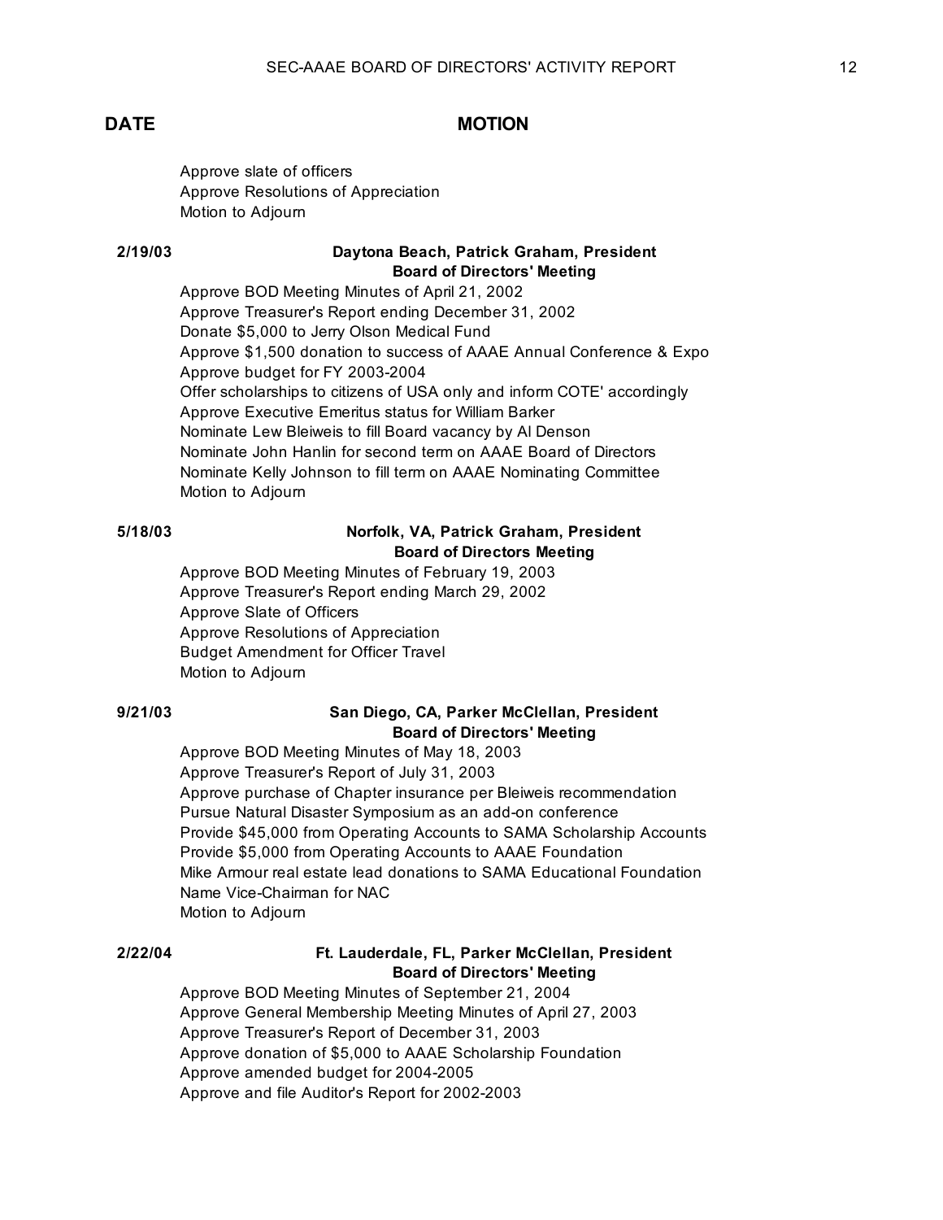| DATE | MOTION |
|---|---|
| | Approve slate of officers<br>Approve Resolutions of Appreciation<br>Motion to Adjourn |
| 2/19/03 | **Daytona Beach, Patrick Graham, President**<br>**Board of Directors' Meeting**<br>Approve BOD Meeting Minutes of April 21, 2002<br>Approve Treasurer's Report ending December 31, 2002<br>Donate $5,000 to Jerry Olson Medical Fund<br>Approve $1,500 donation to success of AAAE Annual Conference & Expo<br>Approve budget for FY 2003-2004<br>Offer scholarships to citizens of USA only and inform COTE' accordingly<br>Approve Executive Emeritus status for William Barker<br>Nominate Lew Bleiweis to fill Board vacancy by Al Denson<br>Nominate John Hanlin for second term on AAAE Board of Directors<br>Nominate Kelly Johnson to fill term on AAAE Nominating Committee<br>Motion to Adjourn |
| 5/18/03 | **Norfolk, VA, Patrick Graham, President**<br>**Board of Directors Meeting**<br>Approve BOD Meeting Minutes of February 19, 2003<br>Approve Treasurer's Report ending March 29, 2002<br>Approve Slate of Officers<br>Approve Resolutions of Appreciation<br>Budget Amendment for Officer Travel<br>Motion to Adjourn |
| 9/21/03 | **San Diego, CA, Parker McClellan, President**<br>**Board of Directors' Meeting**<br>Approve BOD Meeting Minutes of May 18, 2003<br>Approve Treasurer's Report of July 31, 2003<br>Approve purchase of Chapter insurance per Bleiweis recommendation<br>Pursue Natural Disaster Symposium as an add-on conference<br>Provide $45,000 from Operating Accounts to SAMA Scholarship Accounts<br>Provide $5,000 from Operating Accounts to AAAE Foundation<br>Mike Armour real estate lead donations to SAMA Educational Foundation<br>Name Vice-Chairman for NAC<br>Motion to Adjourn |
| 2/22/04 | **Ft. Lauderdale, FL, Parker McClellan, President**<br>**Board of Directors' Meeting**<br>Approve BOD Meeting Minutes of September 21, 2004<br>Approve General Membership Meeting Minutes of April 27, 2003<br>Approve Treasurer's Report of December 31, 2003<br>Approve donation of $5,000 to AAAE Scholarship Foundation<br>Approve amended budget for 2004-2005<br>Approve and file Auditor's Report for 2002-2003 |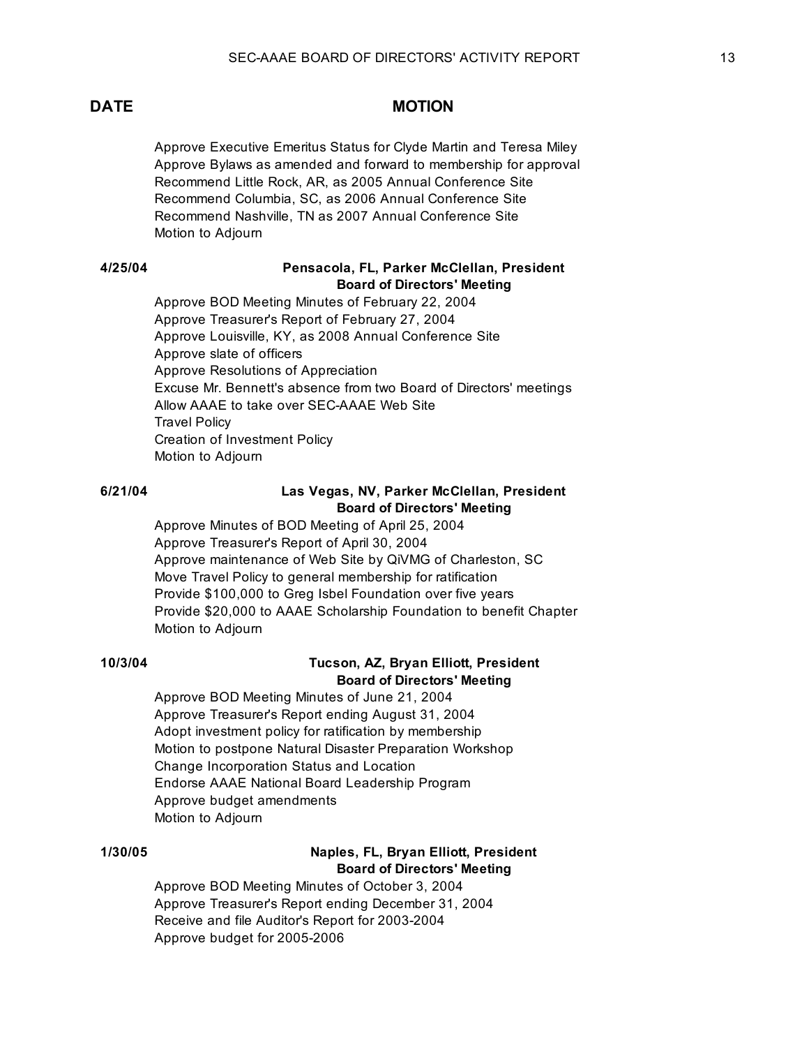| DATE | MOTION |
|---|---|
| | Approve Executive Emeritus Status for Clyde Martin and Teresa Miley |
| | Approve Bylaws as amended and forward to membership for approval |
| | Recommend Little Rock, AR, as 2005 Annual Conference Site |
| | Recommend Columbia, SC, as 2006 Annual Conference Site |
| | Recommend Nashville, TN as 2007 Annual Conference Site |
| | Motion to Adjourn |
| **4/25/04** | **Pensacola, FL, Parker McClellan, President** **Board of Directors' Meeting** |
| | Approve BOD Meeting Minutes of February 22, 2004 |
| | Approve Treasurer's Report of February 27, 2004 |
| | Approve Louisville, KY, as 2008 Annual Conference Site |
| | Approve slate of officers |
| | Approve Resolutions of Appreciation |
| | Excuse Mr. Bennett's absence from two Board of Directors' meetings |
| | Allow AAAE to take over SEC-AAAE Web Site |
| | Travel Policy |
| | Creation of Investment Policy |
| | Motion to Adjourn |
| **6/21/04** | **Las Vegas, NV, Parker McClellan, President** **Board of Directors' Meeting** |
| | Approve Minutes of BOD Meeting of April 25, 2004 |
| | Approve Treasurer's Report of April 30, 2004 |
| | Approve maintenance of Web Site by QiVMG of Charleston, SC |
| | Move Travel Policy to general membership for ratification |
| | Provide $100,000 to Greg Isbel Foundation over five years |
| | Provide $20,000 to AAAE Scholarship Foundation to benefit Chapter |
| | Motion to Adjourn |
| **10/3/04** | **Tucson, AZ, Bryan Elliott, President** **Board of Directors' Meeting** |
| | Approve BOD Meeting Minutes of June 21, 2004 |
| | Approve Treasurer's Report ending August 31, 2004 |
| | Adopt investment policy for ratification by membership |
| | Motion to postpone Natural Disaster Preparation Workshop |
| | Change Incorporation Status and Location |
| | Endorse AAAE National Board Leadership Program |
| | Approve budget amendments |
| | Motion to Adjourn |
| **1/30/05** | **Naples, FL, Bryan Elliott, President** **Board of Directors' Meeting** |
| | Approve BOD Meeting Minutes of October 3, 2004 |
| | Approve Treasurer's Report ending December 31, 2004 |
| | Receive and file Auditor's Report for 2003-2004 |
| | Approve budget for 2005-2006 |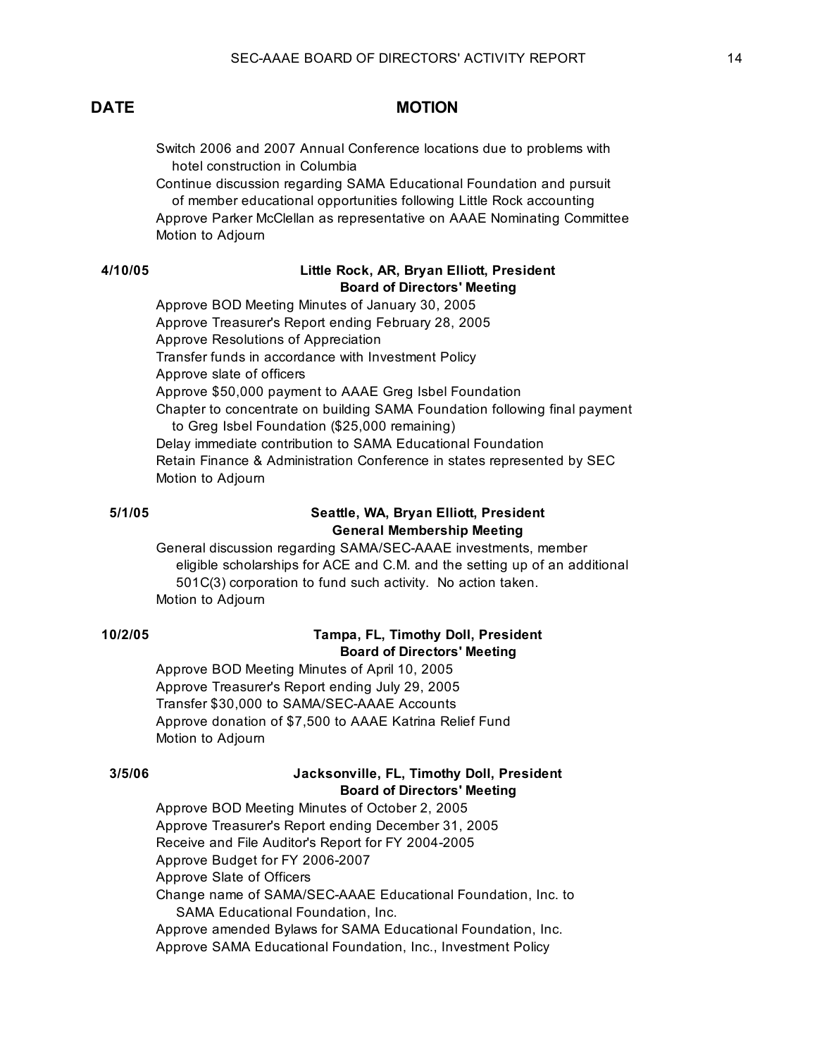**DATE** | **MOTION**

Switch 2006 and 2007 Annual Conference locations due to problems with hotel construction in Columbia
Continue discussion regarding SAMA Educational Foundation and pursuit of member educational opportunities following Little Rock accounting
Approve Parker McClellan as representative on AAAE Nominating Committee
Motion to Adjourn

**4/10/05** — **Little Rock, AR, Bryan Elliott, President**
**Board of Directors' Meeting**

Approve BOD Meeting Minutes of January 30, 2005
Approve Treasurer's Report ending February 28, 2005
Approve Resolutions of Appreciation
Transfer funds in accordance with Investment Policy
Approve slate of officers
Approve $50,000 payment to AAAE Greg Isbel Foundation
Chapter to concentrate on building SAMA Foundation following final payment to Greg Isbel Foundation ($25,000 remaining)
Delay immediate contribution to SAMA Educational Foundation
Retain Finance & Administration Conference in states represented by SEC
Motion to Adjourn

**5/1/05** — **Seattle, WA, Bryan Elliott, President**
**General Membership Meeting**

General discussion regarding SAMA/SEC-AAAE investments, member eligible scholarships for ACE and C.M. and the setting up of an additional 501C(3) corporation to fund such activity. No action taken.
Motion to Adjourn

**10/2/05** — **Tampa, FL, Timothy Doll, President**
**Board of Directors' Meeting**

Approve BOD Meeting Minutes of April 10, 2005
Approve Treasurer's Report ending July 29, 2005
Transfer $30,000 to SAMA/SEC-AAAE Accounts
Approve donation of $7,500 to AAAE Katrina Relief Fund
Motion to Adjourn

**3/5/06** — **Jacksonville, FL, Timothy Doll, President**
**Board of Directors' Meeting**

Approve BOD Meeting Minutes of October 2, 2005
Approve Treasurer's Report ending December 31, 2005
Receive and File Auditor's Report for FY 2004-2005
Approve Budget for FY 2006-2007
Approve Slate of Officers
Change name of SAMA/SEC-AAAE Educational Foundation, Inc. to SAMA Educational Foundation, Inc.
Approve amended Bylaws for SAMA Educational Foundation, Inc.
Approve SAMA Educational Foundation, Inc., Investment Policy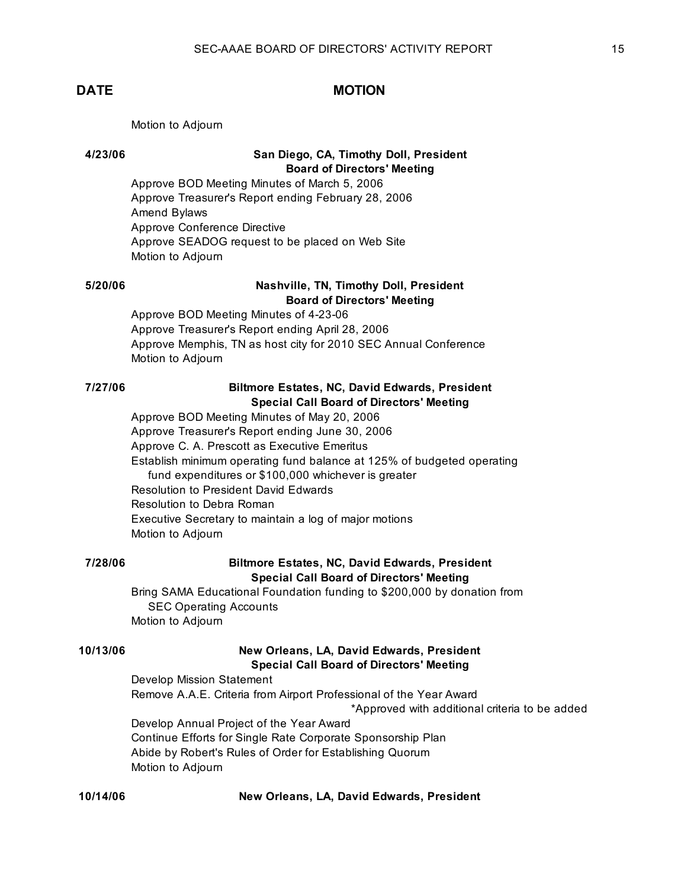| DATE | MOTION |
|---|---|
| | Motion to Adjourn |
| **4/23/06** | **San Diego, CA, Timothy Doll, President**<br>**Board of Directors' Meeting** |
| | Approve BOD Meeting Minutes of March 5, 2006<br>Approve Treasurer's Report ending February 28, 2006<br>Amend Bylaws<br>Approve Conference Directive<br>Approve SEADOG request to be placed on Web Site<br>Motion to Adjourn |
| **5/20/06** | **Nashville, TN, Timothy Doll, President**<br>**Board of Directors' Meeting** |
| | Approve BOD Meeting Minutes of 4-23-06<br>Approve Treasurer's Report ending April 28, 2006<br>Approve Memphis, TN as host city for 2010 SEC Annual Conference<br>Motion to Adjourn |
| **7/27/06** | **Biltmore Estates, NC, David Edwards, President**<br>**Special Call Board of Directors' Meeting** |
| | Approve BOD Meeting Minutes of May 20, 2006<br>Approve Treasurer's Report ending June 30, 2006<br>Approve C. A. Prescott as Executive Emeritus<br>Establish minimum operating fund balance at 125% of budgeted operating fund expenditures or $100,000 whichever is greater<br>Resolution to President David Edwards<br>Resolution to Debra Roman<br>Executive Secretary to maintain a log of major motions<br>Motion to Adjourn |
| **7/28/06** | **Biltmore Estates, NC, David Edwards, President**<br>**Special Call Board of Directors' Meeting** |
| | Bring SAMA Educational Foundation funding to $200,000 by donation from SEC Operating Accounts<br>Motion to Adjourn |
| **10/13/06** | **New Orleans, LA, David Edwards, President**<br>**Special Call Board of Directors' Meeting** |
| | Develop Mission Statement<br>Remove A.A.E. Criteria from Airport Professional of the Year Award<br>*Approved with additional criteria to be added<br>Develop Annual Project of the Year Award<br>Continue Efforts for Single Rate Corporate Sponsorship Plan<br>Abide by Robert's Rules of Order for Establishing Quorum<br>Motion to Adjourn |
| **10/14/06** | **New Orleans, LA, David Edwards, President** |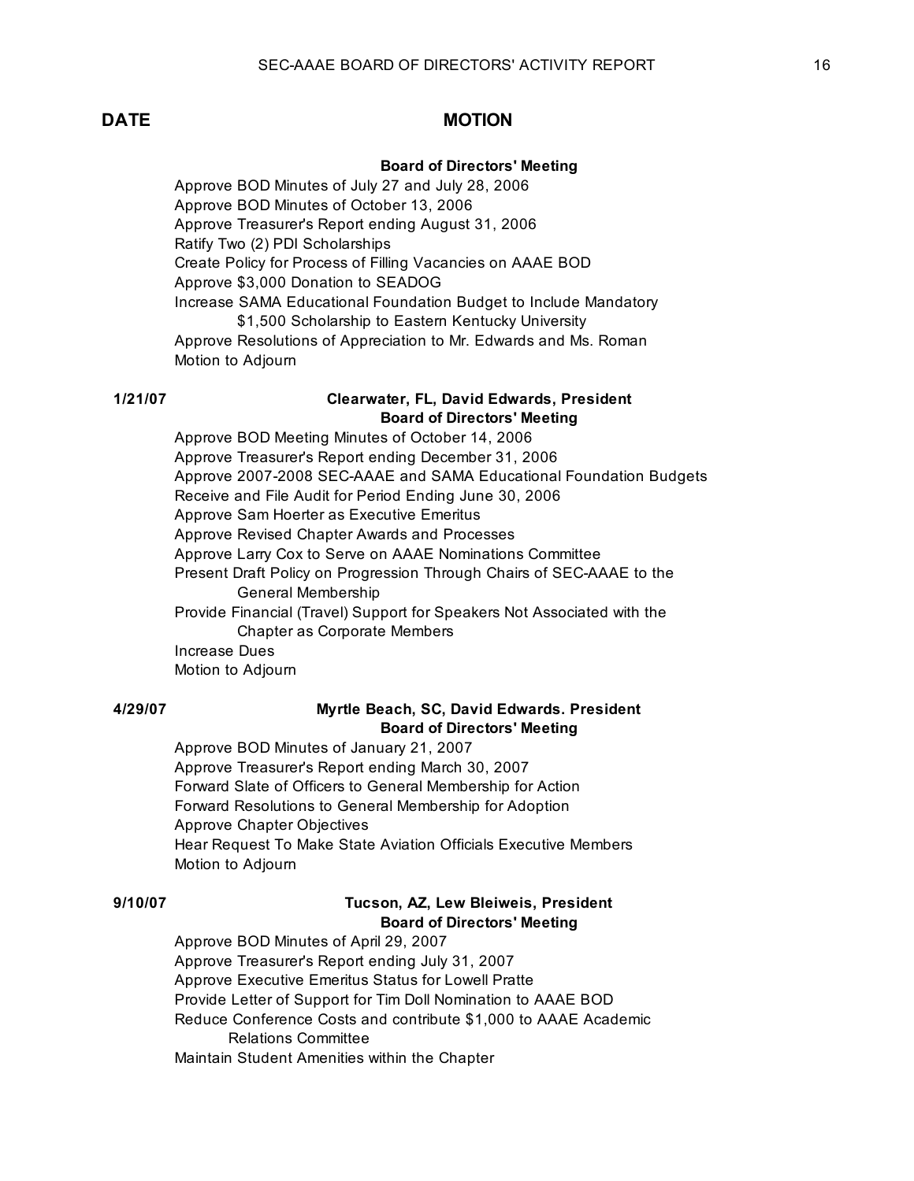| DATE | MOTION |
| --- | --- |
| | **Board of Directors' Meeting** |
| | Approve BOD Minutes of July 27 and July 28, 2006 |
| | Approve BOD Minutes of October 13, 2006 |
| | Approve Treasurer's Report ending August 31, 2006 |
| | Ratify Two (2) PDI Scholarships |
| | Create Policy for Process of Filling Vacancies on AAAE BOD |
| | Approve $3,000 Donation to SEADOG |
| | Increase SAMA Educational Foundation Budget to Include Mandatory $1,500 Scholarship to Eastern Kentucky University |
| | Approve Resolutions of Appreciation to Mr. Edwards and Ms. Roman |
| | Motion to Adjourn |
| **1/21/07** | **Clearwater, FL, David Edwards, President** |
| | **Board of Directors' Meeting** |
| | Approve BOD Meeting Minutes of October 14, 2006 |
| | Approve Treasurer's Report ending December 31, 2006 |
| | Approve 2007-2008 SEC-AAAE and SAMA Educational Foundation Budgets |
| | Receive and File Audit for Period Ending June 30, 2006 |
| | Approve Sam Hoerter as Executive Emeritus |
| | Approve Revised Chapter Awards and Processes |
| | Approve Larry Cox to Serve on AAAE Nominations Committee |
| | Present Draft Policy on Progression Through Chairs of SEC-AAAE to the General Membership |
| | Provide Financial (Travel) Support for Speakers Not Associated with the Chapter as Corporate Members |
| | Increase Dues |
| | Motion to Adjourn |
| **4/29/07** | **Myrtle Beach, SC, David Edwards. President** |
| | **Board of Directors' Meeting** |
| | Approve BOD Minutes of January 21, 2007 |
| | Approve Treasurer's Report ending March 30, 2007 |
| | Forward Slate of Officers to General Membership for Action |
| | Forward Resolutions to General Membership for Adoption |
| | Approve Chapter Objectives |
| | Hear Request To Make State Aviation Officials Executive Members |
| | Motion to Adjourn |
| **9/10/07** | **Tucson, AZ, Lew Bleiweis, President** |
| | **Board of Directors' Meeting** |
| | Approve BOD Minutes of April 29, 2007 |
| | Approve Treasurer's Report ending July 31, 2007 |
| | Approve Executive Emeritus Status for Lowell Pratte |
| | Provide Letter of Support for Tim Doll Nomination to AAAE BOD |
| | Reduce Conference Costs and contribute $1,000 to AAAE Academic Relations Committee |
| | Maintain Student Amenities within the Chapter |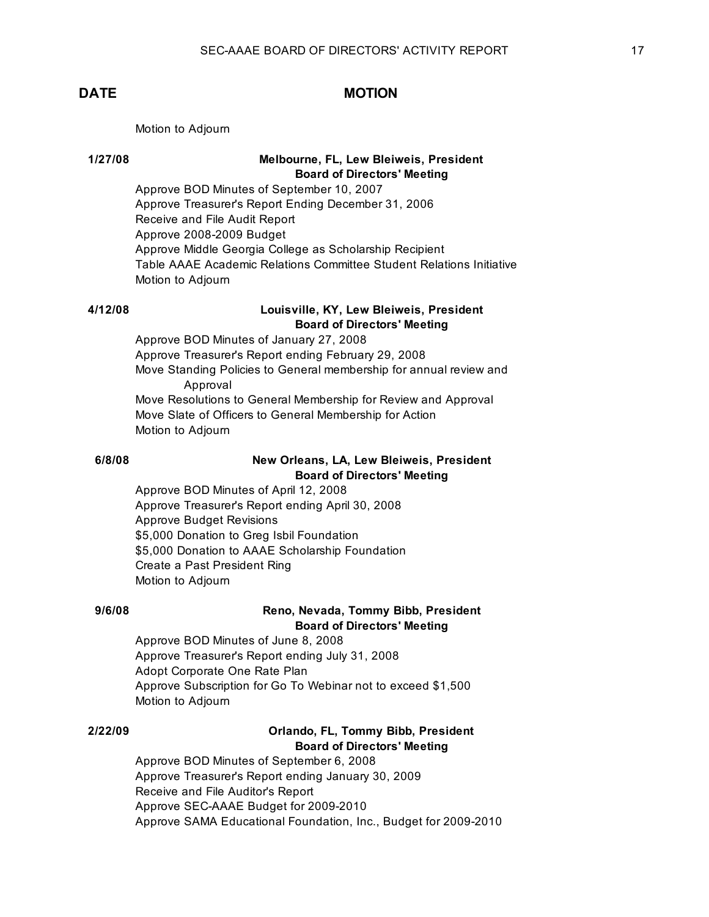| DATE | MOTION |
|---|---|
| | Motion to Adjourn |
| **1/27/08** | **Melbourne, FL, Lew Bleiweis, President**<br>**Board of Directors' Meeting** |
| | Approve BOD Minutes of September 10, 2007<br>Approve Treasurer's Report Ending December 31, 2006<br>Receive and File Audit Report<br>Approve 2008-2009 Budget<br>Approve Middle Georgia College as Scholarship Recipient<br>Table AAAE Academic Relations Committee Student Relations Initiative<br>Motion to Adjourn |
| **4/12/08** | **Louisville, KY, Lew Bleiweis, President**<br>**Board of Directors' Meeting** |
| | Approve BOD Minutes of January 27, 2008<br>Approve Treasurer's Report ending February 29, 2008<br>Move Standing Policies to General membership for annual review and Approval<br>Move Resolutions to General Membership for Review and Approval<br>Move Slate of Officers to General Membership for Action<br>Motion to Adjourn |
| **6/8/08** | **New Orleans, LA, Lew Bleiweis, President**<br>**Board of Directors' Meeting** |
| | Approve BOD Minutes of April 12, 2008<br>Approve Treasurer's Report ending April 30, 2008<br>Approve Budget Revisions<br>$5,000 Donation to Greg Isbil Foundation<br>$5,000 Donation to AAAE Scholarship Foundation<br>Create a Past President Ring<br>Motion to Adjourn |
| **9/6/08** | **Reno, Nevada, Tommy Bibb, President**<br>**Board of Directors' Meeting** |
| | Approve BOD Minutes of June 8, 2008<br>Approve Treasurer's Report ending July 31, 2008<br>Adopt Corporate One Rate Plan<br>Approve Subscription for Go To Webinar not to exceed $1,500<br>Motion to Adjourn |
| **2/22/09** | **Orlando, FL, Tommy Bibb, President**<br>**Board of Directors' Meeting** |
| | Approve BOD Minutes of September 6, 2008<br>Approve Treasurer's Report ending January 30, 2009<br>Receive and File Auditor's Report<br>Approve SEC-AAAE Budget for 2009-2010<br>Approve SAMA Educational Foundation, Inc., Budget for 2009-2010 |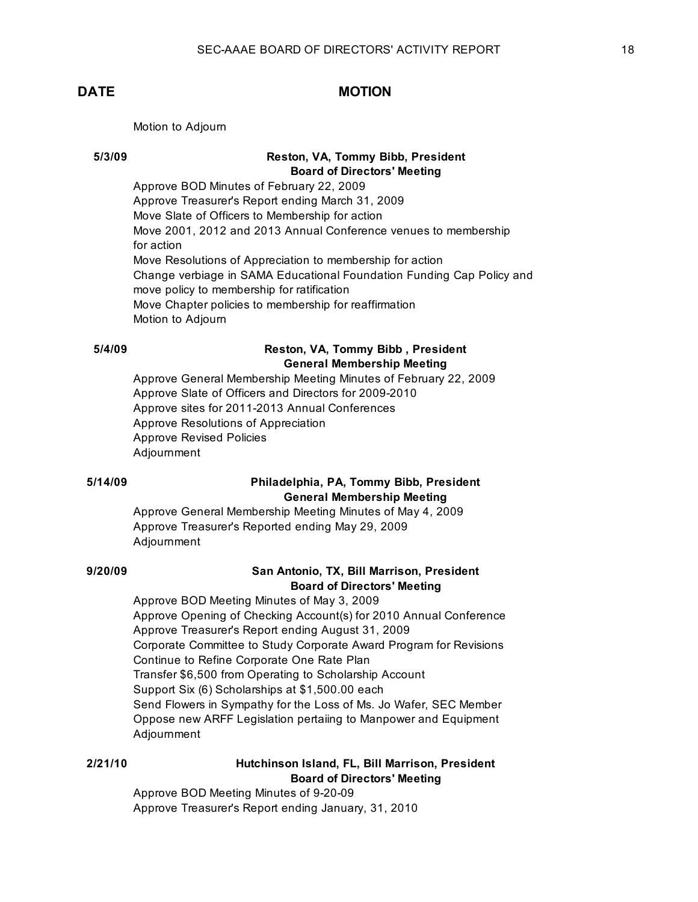| DATE | MOTION |
|---|---|
| | Motion to Adjourn |
| 5/3/09 | **Reston, VA, Tommy Bibb, President**<br>**Board of Directors' Meeting** |
| | Approve BOD Minutes of February 22, 2009<br>Approve Treasurer's Report ending March 31, 2009<br>Move Slate of Officers to Membership for action<br>Move 2001, 2012 and 2013 Annual Conference venues to membership for action<br>Move Resolutions of Appreciation to membership for action<br>Change verbiage in SAMA Educational Foundation Funding Cap Policy and move policy to membership for ratification<br>Move Chapter policies to membership for reaffirmation<br>Motion to Adjourn |
| 5/4/09 | **Reston, VA, Tommy Bibb , President**<br>**General Membership Meeting** |
| | Approve General Membership Meeting Minutes of February 22, 2009<br>Approve Slate of Officers and Directors for 2009-2010<br>Approve sites for 2011-2013 Annual Conferences<br>Approve Resolutions of Appreciation<br>Approve Revised Policies<br>Adjournment |
| 5/14/09 | **Philadelphia, PA, Tommy Bibb, President**<br>**General Membership Meeting** |
| | Approve General Membership Meeting Minutes of May 4, 2009<br>Approve Treasurer's Reported ending May 29, 2009<br>Adjournment |
| 9/20/09 | **San Antonio, TX, Bill Marrison, President**<br>**Board of Directors' Meeting** |
| | Approve BOD Meeting Minutes of May 3, 2009<br>Approve Opening of Checking Account(s) for 2010 Annual Conference<br>Approve Treasurer's Report ending August 31, 2009<br>Corporate Committee to Study Corporate Award Program for Revisions<br>Continue to Refine Corporate One Rate Plan<br>Transfer $6,500 from Operating to Scholarship Account<br>Support Six (6) Scholarships at $1,500.00 each<br>Send Flowers in Sympathy for the Loss of Ms. Jo Wafer, SEC Member<br>Oppose new ARFF Legislation pertaiing to Manpower and Equipment<br>Adjournment |
| 2/21/10 | **Hutchinson Island, FL, Bill Marrison, President**<br>**Board of Directors' Meeting** |
| | Approve BOD Meeting Minutes of 9-20-09<br>Approve Treasurer's Report ending January, 31, 2010 |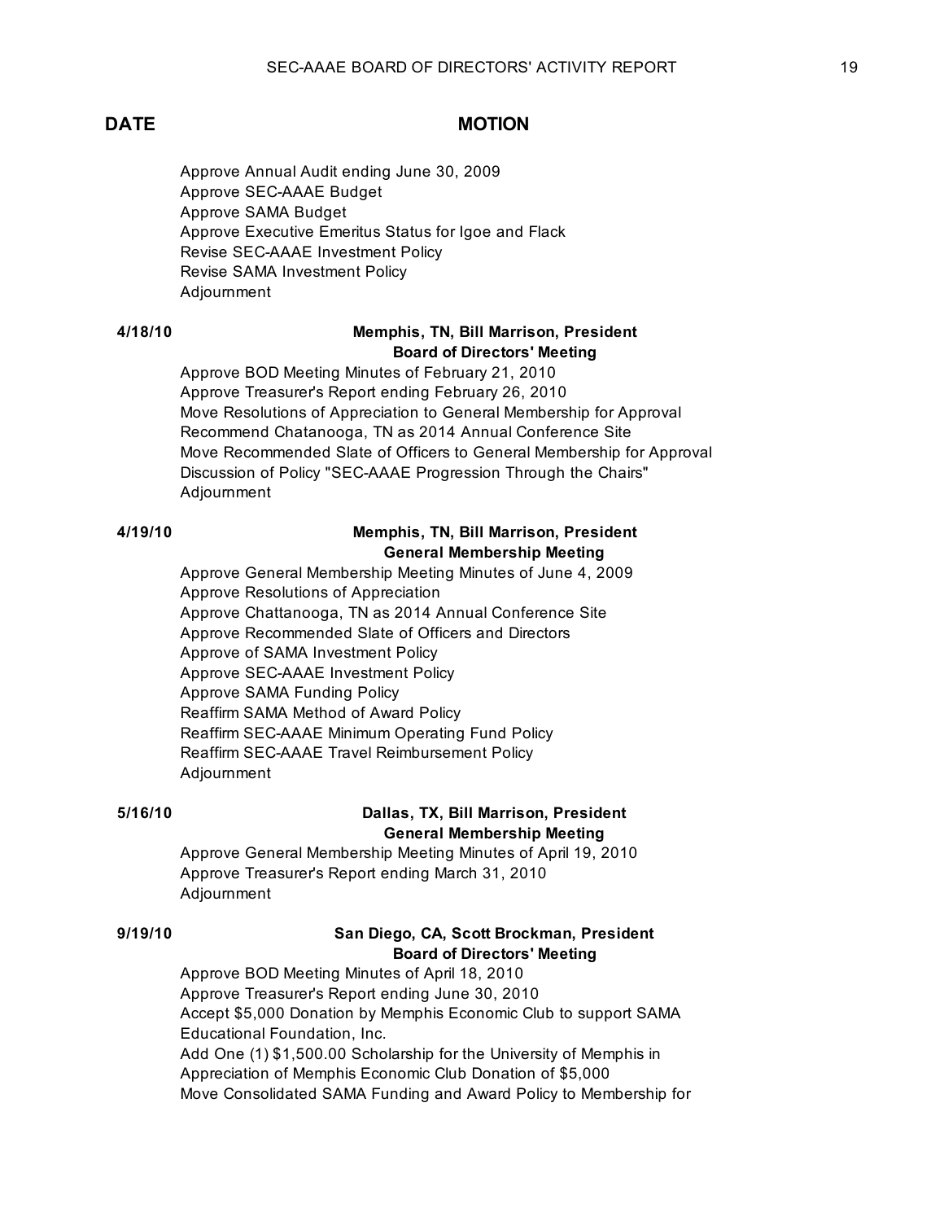| DATE | MOTION |
|---|---|
| | Approve Annual Audit ending June 30, 2009<br>Approve SEC-AAAE Budget<br>Approve SAMA Budget<br>Approve Executive Emeritus Status for Igoe and Flack<br>Revise SEC-AAAE Investment Policy<br>Revise SAMA Investment Policy<br>Adjournment |
| **4/18/10** | **Memphis, TN, Bill Marrison, President**<br>**Board of Directors' Meeting**<br>Approve BOD Meeting Minutes of February 21, 2010<br>Approve Treasurer's Report ending February 26, 2010<br>Move Resolutions of Appreciation to General Membership for Approval<br>Recommend Chatanooga, TN as 2014 Annual Conference Site<br>Move Recommended Slate of Officers to General Membership for Approval<br>Discussion of Policy "SEC-AAAE Progression Through the Chairs"<br>Adjournment |
| **4/19/10** | **Memphis, TN, Bill Marrison, President**<br>**General Membership Meeting**<br>Approve General Membership Meeting Minutes of June 4, 2009<br>Approve Resolutions of Appreciation<br>Approve Chattanooga, TN as 2014 Annual Conference Site<br>Approve Recommended Slate of Officers and Directors<br>Approve of SAMA Investment Policy<br>Approve SEC-AAAE Investment Policy<br>Approve SAMA Funding Policy<br>Reaffirm SAMA Method of Award Policy<br>Reaffirm SEC-AAAE Minimum Operating Fund Policy<br>Reaffirm SEC-AAAE Travel Reimbursement Policy<br>Adjournment |
| **5/16/10** | **Dallas, TX, Bill Marrison, President**<br>**General Membership Meeting**<br>Approve General Membership Meeting Minutes of April 19, 2010<br>Approve Treasurer's Report ending March 31, 2010<br>Adjournment |
| **9/19/10** | **San Diego, CA, Scott Brockman, President**<br>**Board of Directors' Meeting**<br>Approve BOD Meeting Minutes of April 18, 2010<br>Approve Treasurer's Report ending June 30, 2010<br>Accept $5,000 Donation by Memphis Economic Club to support SAMA Educational Foundation, Inc.<br>Add One (1) $1,500.00 Scholarship for the University of Memphis in Appreciation of Memphis Economic Club Donation of $5,000<br>Move Consolidated SAMA Funding and Award Policy to Membership for |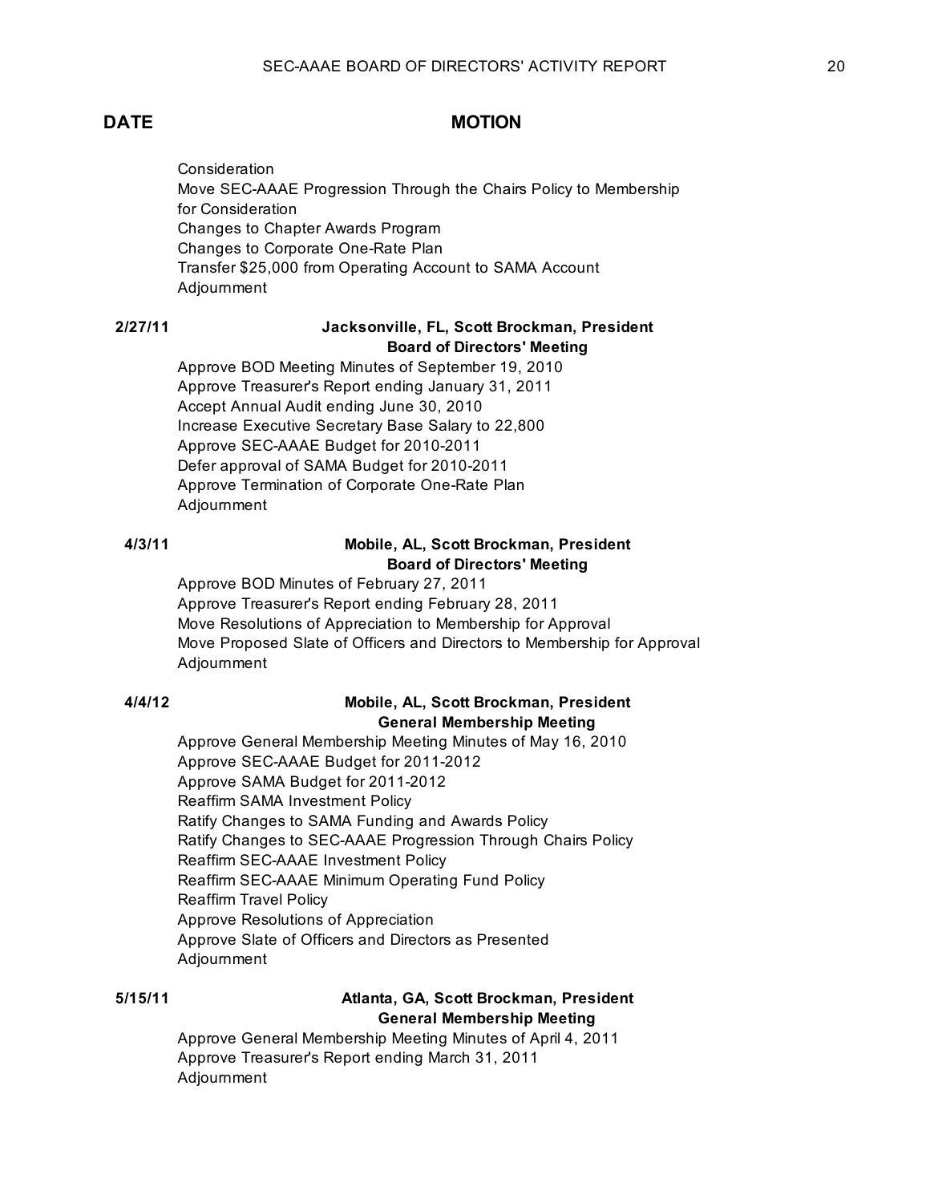| DATE | MOTION |
|---|---|
| | Consideration<br>Move SEC-AAAE Progression Through the Chairs Policy to Membership for Consideration<br>Changes to Chapter Awards Program<br>Changes to Corporate One-Rate Plan<br>Transfer $25,000 from Operating Account to SAMA Account<br>Adjournment |
| 2/27/11 | **Jacksonville, FL, Scott Brockman, President**<br>**Board of Directors' Meeting**<br>Approve BOD Meeting Minutes of September 19, 2010<br>Approve Treasurer's Report ending January 31, 2011<br>Accept Annual Audit ending June 30, 2010<br>Increase Executive Secretary Base Salary to 22,800<br>Approve SEC-AAAE Budget for 2010-2011<br>Defer approval of SAMA Budget for 2010-2011<br>Approve Termination of Corporate One-Rate Plan<br>Adjournment |
| 4/3/11 | **Mobile, AL, Scott Brockman, President**<br>**Board of Directors' Meeting**<br>Approve BOD Minutes of February 27, 2011<br>Approve Treasurer's Report ending February 28, 2011<br>Move Resolutions of Appreciation to Membership for Approval<br>Move Proposed Slate of Officers and Directors to Membership for Approval<br>Adjournment |
| 4/4/12 | **Mobile, AL, Scott Brockman, President**<br>**General Membership Meeting**<br>Approve General Membership Meeting Minutes of May 16, 2010<br>Approve SEC-AAAE Budget for 2011-2012<br>Approve SAMA Budget for 2011-2012<br>Reaffirm SAMA Investment Policy<br>Ratify Changes to SAMA Funding and Awards Policy<br>Ratify Changes to SEC-AAAE Progression Through Chairs Policy<br>Reaffirm SEC-AAAE Investment Policy<br>Reaffirm SEC-AAAE Minimum Operating Fund Policy<br>Reaffirm Travel Policy<br>Approve Resolutions of Appreciation<br>Approve Slate of Officers and Directors as Presented<br>Adjournment |
| 5/15/11 | **Atlanta, GA, Scott Brockman, President**<br>**General Membership Meeting**<br>Approve General Membership Meeting Minutes of April 4, 2011<br>Approve Treasurer's Report ending March 31, 2011<br>Adjournment |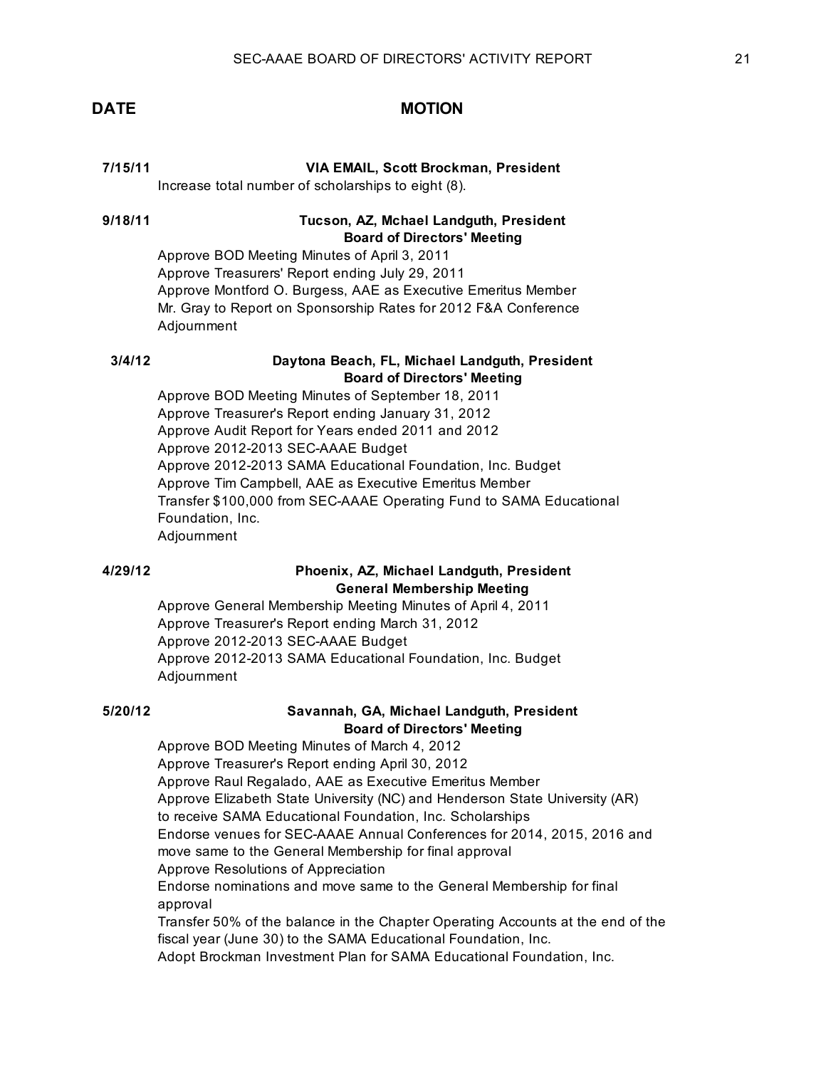| DATE | MOTION |
|---|---|
| 7/15/11 | **VIA EMAIL, Scott Brockman, President**<br>Increase total number of scholarships to eight (8). |
| 9/18/11 | **Tucson, AZ, Mchael Landguth, President**<br>**Board of Directors' Meeting**<br>Approve BOD Meeting Minutes of April 3, 2011<br>Approve Treasurers' Report ending July 29, 2011<br>Approve Montford O. Burgess, AAE as Executive Emeritus Member<br>Mr. Gray to Report on Sponsorship Rates for 2012 F&A Conference<br>Adjournment |
| 3/4/12 | **Daytona Beach, FL, Michael Landguth, President**<br>**Board of Directors' Meeting**<br>Approve BOD Meeting Minutes of September 18, 2011<br>Approve Treasurer's Report ending January 31, 2012<br>Approve Audit Report for Years ended 2011 and 2012<br>Approve 2012-2013 SEC-AAAE Budget<br>Approve 2012-2013 SAMA Educational Foundation, Inc. Budget<br>Approve Tim Campbell, AAE as Executive Emeritus Member<br>Transfer $100,000 from SEC-AAAE Operating Fund to SAMA Educational Foundation, Inc.<br>Adjournment |
| 4/29/12 | **Phoenix, AZ, Michael Landguth, President**<br>**General Membership Meeting**<br>Approve General Membership Meeting Minutes of April 4, 2011<br>Approve Treasurer's Report ending March 31, 2012<br>Approve 2012-2013 SEC-AAAE Budget<br>Approve 2012-2013 SAMA Educational Foundation, Inc. Budget<br>Adjournment |
| 5/20/12 | **Savannah, GA, Michael Landguth, President**<br>**Board of Directors' Meeting**<br>Approve BOD Meeting Minutes of March 4, 2012<br>Approve Treasurer's Report ending April 30, 2012<br>Approve Raul Regalado, AAE as Executive Emeritus Member<br>Approve Elizabeth State University (NC) and Henderson State University (AR) to receive SAMA Educational Foundation, Inc. Scholarships<br>Endorse venues for SEC-AAAE Annual Conferences for 2014, 2015, 2016 and move same to the General Membership for final approval<br>Approve Resolutions of Appreciation<br>Endorse nominations and move same to the General Membership for final approval<br>Transfer 50% of the balance in the Chapter Operating Accounts at the end of the fiscal year (June 30) to the SAMA Educational Foundation, Inc.<br>Adopt Brockman Investment Plan for SAMA Educational Foundation, Inc. |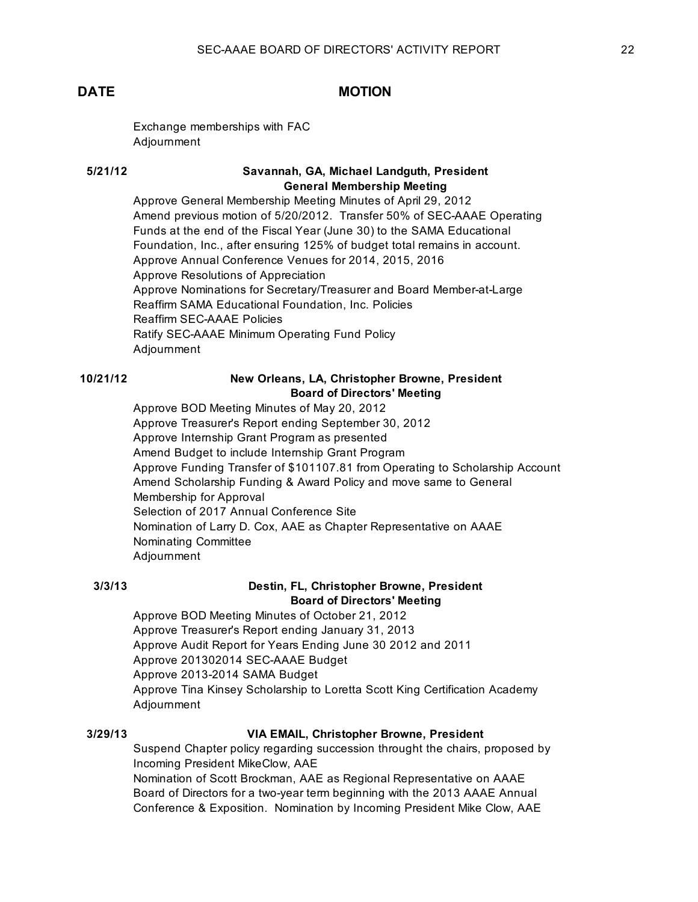| DATE | MOTION |
|---|---|
| | Exchange memberships with FAC<br>Adjournment |
| 5/21/12 | **Savannah, GA, Michael Landguth, President**<br>**General Membership Meeting**<br>Approve General Membership Meeting Minutes of April 29, 2012<br>Amend previous motion of 5/20/2012. Transfer 50% of SEC-AAAE Operating Funds at the end of the Fiscal Year (June 30) to the SAMA Educational Foundation, Inc., after ensuring 125% of budget total remains in account.<br>Approve Annual Conference Venues for 2014, 2015, 2016<br>Approve Resolutions of Appreciation<br>Approve Nominations for Secretary/Treasurer and Board Member-at-Large<br>Reaffirm SAMA Educational Foundation, Inc. Policies<br>Reaffirm SEC-AAAE Policies<br>Ratify SEC-AAAE Minimum Operating Fund Policy<br>Adjournment |
| 10/21/12 | **New Orleans, LA, Christopher Browne, President**<br>**Board of Directors' Meeting**<br>Approve BOD Meeting Minutes of May 20, 2012<br>Approve Treasurer's Report ending September 30, 2012<br>Approve Internship Grant Program as presented<br>Amend Budget to include Internship Grant Program<br>Approve Funding Transfer of $101107.81 from Operating to Scholarship Account<br>Amend Scholarship Funding & Award Policy and move same to General Membership for Approval<br>Selection of 2017 Annual Conference Site<br>Nomination of Larry D. Cox, AAE as Chapter Representative on AAAE Nominating Committee<br>Adjournment |
| 3/3/13 | **Destin, FL, Christopher Browne, President**<br>**Board of Directors' Meeting**<br>Approve BOD Meeting Minutes of October 21, 2012<br>Approve Treasurer's Report ending January 31, 2013<br>Approve Audit Report for Years Ending June 30 2012 and 2011<br>Approve 201302014 SEC-AAAE Budget<br>Approve 2013-2014 SAMA Budget<br>Approve Tina Kinsey Scholarship to Loretta Scott King Certification Academy<br>Adjournment |
| 3/29/13 | **VIA EMAIL, Christopher Browne, President**<br>Suspend Chapter policy regarding succession throught the chairs, proposed by Incoming President MikeClow, AAE<br>Nomination of Scott Brockman, AAE as Regional Representative on AAAE Board of Directors for a two-year term beginning with the 2013 AAAE Annual Conference & Exposition. Nomination by Incoming President Mike Clow, AAE |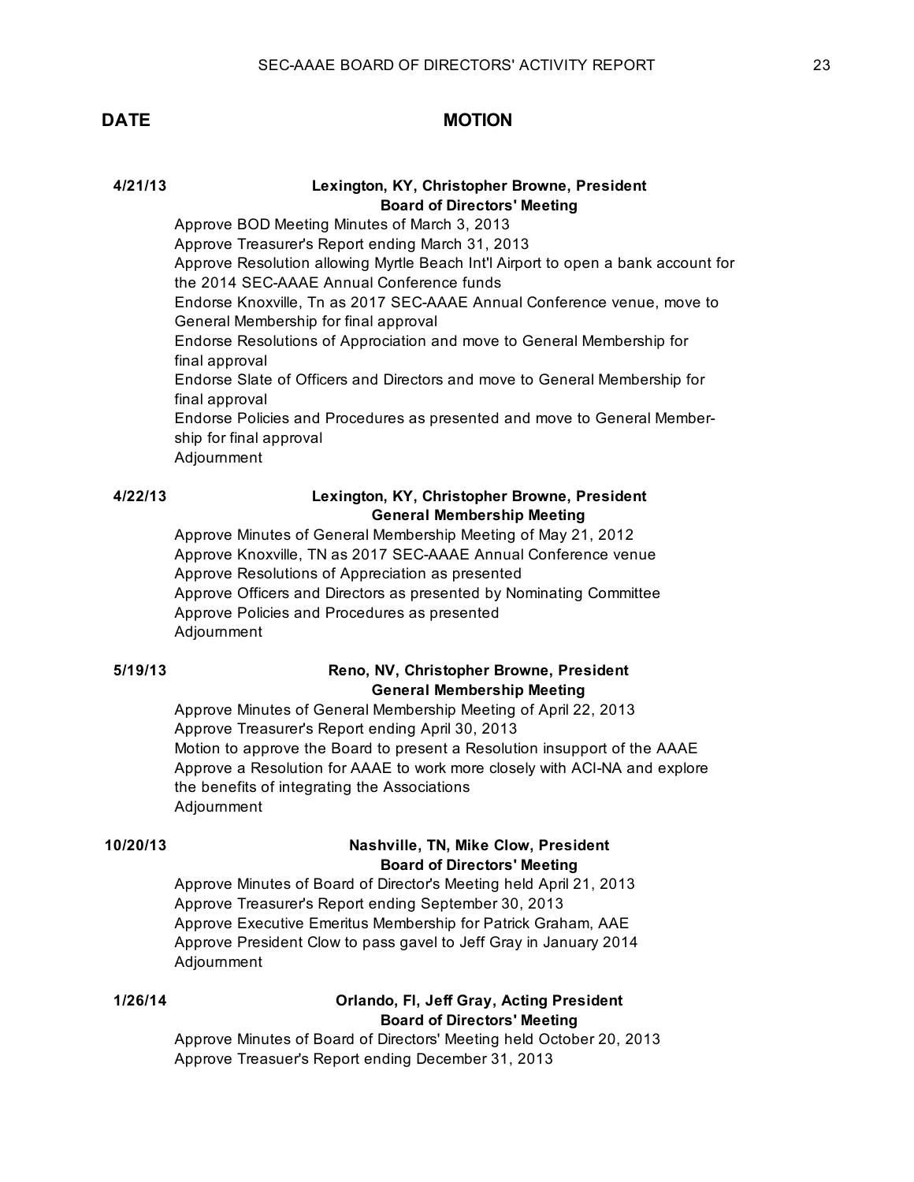| DATE | MOTION |
|---|---|
| 4/21/13 | **Lexington, KY, Christopher Browne, President**<br>**Board of Directors' Meeting**<br>Approve BOD Meeting Minutes of March 3, 2013<br>Approve Treasurer's Report ending March 31, 2013<br>Approve Resolution allowing Myrtle Beach Int'l Airport to open a bank account for the 2014 SEC-AAAE Annual Conference funds<br>Endorse Knoxville, Tn as 2017 SEC-AAAE Annual Conference venue, move to General Membership for final approval<br>Endorse Resolutions of Approciation and move to General Membership for final approval<br>Endorse Slate of Officers and Directors and move to General Membership for final approval<br>Endorse Policies and Procedures as presented and move to General Membership for final approval<br>Adjournment |
| 4/22/13 | **Lexington, KY, Christopher Browne, President**<br>**General Membership Meeting**<br>Approve Minutes of General Membership Meeting of May 21, 2012<br>Approve Knoxville, TN as 2017 SEC-AAAE Annual Conference venue<br>Approve Resolutions of Appreciation as presented<br>Approve Officers and Directors as presented by Nominating Committee<br>Approve Policies and Procedures as presented<br>Adjournment |
| 5/19/13 | **Reno, NV, Christopher Browne, President**<br>**General Membership Meeting**<br>Approve Minutes of General Membership Meeting of April 22, 2013<br>Approve Treasurer's Report ending April 30, 2013<br>Motion to approve the Board to present a Resolution insupport of the AAAE<br>Approve a Resolution for AAAE to work more closely with ACI-NA and explore the benefits of integrating the Associations<br>Adjournment |
| 10/20/13 | **Nashville, TN, Mike Clow, President**<br>**Board of Directors' Meeting**<br>Approve Minutes of Board of Director's Meeting held April 21, 2013<br>Approve Treasurer's Report ending September 30, 2013<br>Approve Executive Emeritus Membership for Patrick Graham, AAE<br>Approve President Clow to pass gavel to Jeff Gray in January 2014<br>Adjournment |
| 1/26/14 | **Orlando, Fl, Jeff Gray, Acting President**<br>**Board of Directors' Meeting**<br>Approve Minutes of Board of Directors' Meeting held October 20, 2013<br>Approve Treasuer's Report ending December 31, 2013 |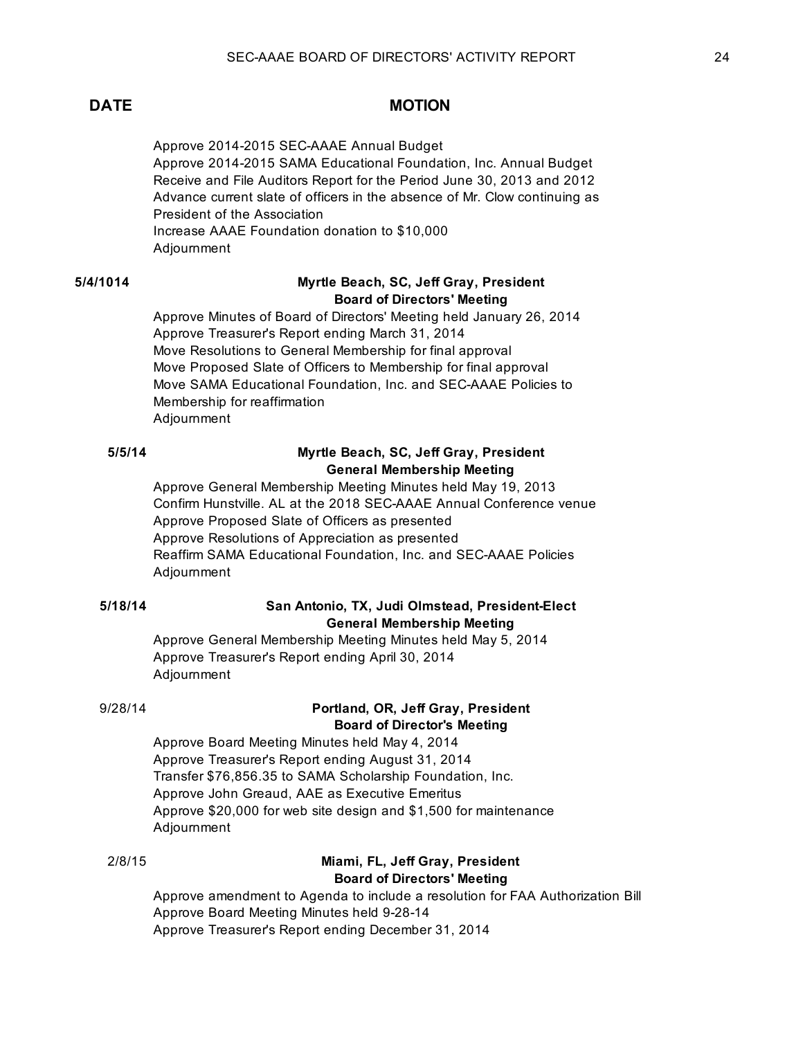| DATE | MOTION |
|---|---|
| | Approve 2014-2015 SEC-AAAE Annual Budget<br>Approve 2014-2015 SAMA Educational Foundation, Inc. Annual Budget<br>Receive and File Auditors Report for the Period June 30, 2013 and 2012<br>Advance current slate of officers in the absence of Mr. Clow continuing as President of the Association<br>Increase AAAE Foundation donation to $10,000<br>Adjournment |
| 5/4/1014 | **Myrtle Beach, SC, Jeff Gray, President**<br>**Board of Directors' Meeting**<br>Approve Minutes of Board of Directors' Meeting held January 26, 2014<br>Approve Treasurer's Report ending March 31, 2014<br>Move Resolutions to General Membership for final approval<br>Move Proposed Slate of Officers to Membership for final approval<br>Move SAMA Educational Foundation, Inc. and SEC-AAAE Policies to Membership for reaffirmation<br>Adjournment |
| 5/5/14 | **Myrtle Beach, SC, Jeff Gray, President**<br>**General Membership Meeting**<br>Approve General Membership Meeting Minutes held May 19, 2013<br>Confirm Hunstville. AL at the 2018 SEC-AAAE Annual Conference venue<br>Approve Proposed Slate of Officers as presented<br>Approve Resolutions of Appreciation as presented<br>Reaffirm SAMA Educational Foundation, Inc. and SEC-AAAE Policies<br>Adjournment |
| 5/18/14 | **San Antonio, TX, Judi Olmstead, President-Elect**<br>**General Membership Meeting**<br>Approve General Membership Meeting Minutes held May 5, 2014<br>Approve Treasurer's Report ending April 30, 2014<br>Adjournment |
| 9/28/14 | **Portland, OR, Jeff Gray, President**<br>**Board of Director's Meeting**<br>Approve Board Meeting Minutes held May 4, 2014<br>Approve Treasurer's Report ending August 31, 2014<br>Transfer $76,856.35 to SAMA Scholarship Foundation, Inc.<br>Approve John Greaud, AAE as Executive Emeritus<br>Approve $20,000 for web site design and $1,500 for maintenance<br>Adjournment |
| 2/8/15 | **Miami, FL, Jeff Gray, President**<br>**Board of Directors' Meeting**<br>Approve amendment to Agenda to include a resolution for FAA Authorization Bill<br>Approve Board Meeting Minutes held 9-28-14<br>Approve Treasurer's Report ending December 31, 2014 |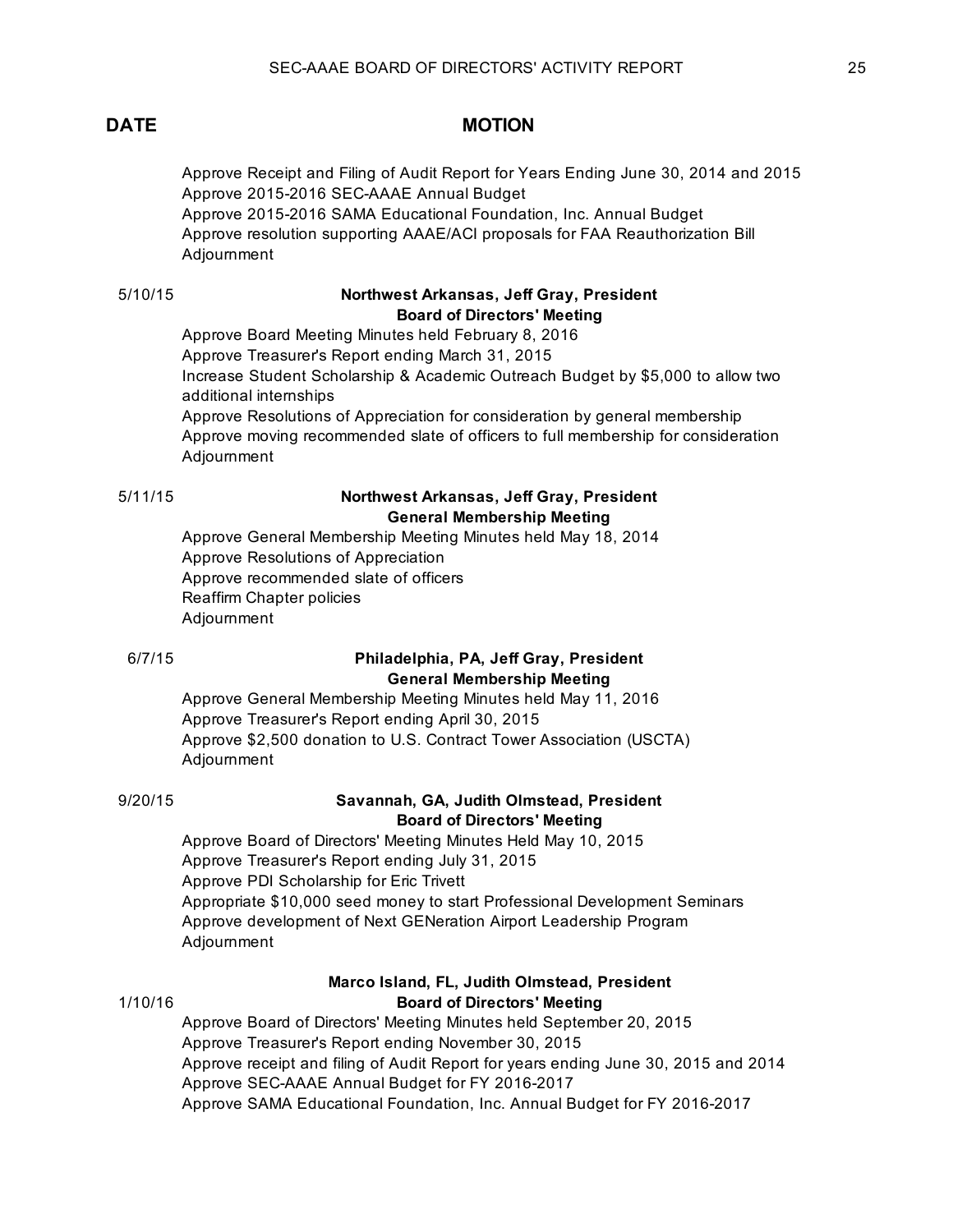| DATE | MOTION |
|---|---|
| | Approve Receipt and Filing of Audit Report for Years Ending June 30, 2014 and 2015<br>Approve 2015-2016 SEC-AAAE Annual Budget<br>Approve 2015-2016 SAMA Educational Foundation, Inc. Annual Budget<br>Approve resolution supporting AAAE/ACI proposals for FAA Reauthorization Bill<br>Adjournment |
| 5/10/15 | **Northwest Arkansas, Jeff Gray, President**<br>**Board of Directors' Meeting**<br>Approve Board Meeting Minutes held February 8, 2016<br>Approve Treasurer's Report ending March 31, 2015<br>Increase Student Scholarship & Academic Outreach Budget by $5,000 to allow two additional internships<br>Approve Resolutions of Appreciation for consideration by general membership<br>Approve moving recommended slate of officers to full membership for consideration<br>Adjournment |
| 5/11/15 | **Northwest Arkansas, Jeff Gray, President**<br>**General Membership Meeting**<br>Approve General Membership Meeting Minutes held May 18, 2014<br>Approve Resolutions of Appreciation<br>Approve recommended slate of officers<br>Reaffirm Chapter policies<br>Adjournment |
| 6/7/15 | **Philadelphia, PA, Jeff Gray, President**<br>**General Membership Meeting**<br>Approve General Membership Meeting Minutes held May 11, 2016<br>Approve Treasurer's Report ending April 30, 2015<br>Approve $2,500 donation to U.S. Contract Tower Association (USCTA)<br>Adjournment |
| 9/20/15 | **Savannah, GA, Judith Olmstead, President**<br>**Board of Directors' Meeting**<br>Approve Board of Directors' Meeting Minutes Held May 10, 2015<br>Approve Treasurer's Report ending July 31, 2015<br>Approve PDI Scholarship for Eric Trivett<br>Appropriate $10,000 seed money to start Professional Development Seminars<br>Approve development of Next GENeration Airport Leadership Program<br>Adjournment |
| 1/10/16 | **Marco Island, FL, Judith Olmstead, President**<br>**Board of Directors' Meeting**<br>Approve Board of Directors' Meeting Minutes held September 20, 2015<br>Approve Treasurer's Report ending November 30, 2015<br>Approve receipt and filing of Audit Report for years ending June 30, 2015 and 2014<br>Approve SEC-AAAE Annual Budget for FY 2016-2017<br>Approve SAMA Educational Foundation, Inc. Annual Budget for FY 2016-2017 |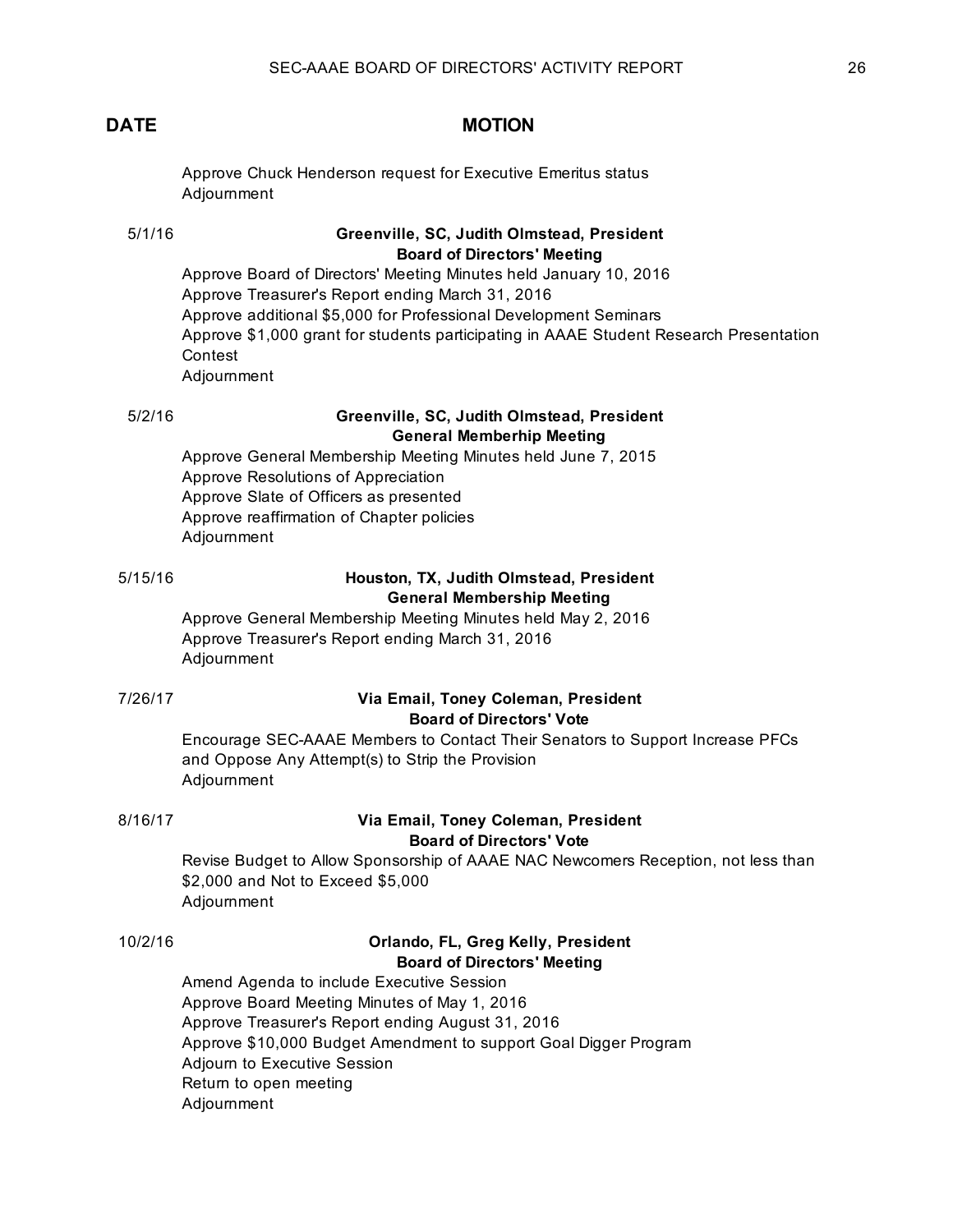| DATE | MOTION |
| --- | --- |
| | Approve Chuck Henderson request for Executive Emeritus status<br>Adjournment |
| 5/1/16 | **Greenville, SC, Judith Olmstead, President**<br>**Board of Directors' Meeting**<br>Approve Board of Directors' Meeting Minutes held January 10, 2016<br>Approve Treasurer's Report ending March 31, 2016<br>Approve additional $5,000 for Professional Development Seminars<br>Approve $1,000 grant for students participating in AAAE Student Research Presentation Contest<br>Adjournment |
| 5/2/16 | **Greenville, SC, Judith Olmstead, President**<br>**General Memberhip Meeting**<br>Approve General Membership Meeting Minutes held June 7, 2015<br>Approve Resolutions of Appreciation<br>Approve Slate of Officers as presented<br>Approve reaffirmation of Chapter policies<br>Adjournment |
| 5/15/16 | **Houston, TX, Judith Olmstead, President**<br>**General Membership Meeting**<br>Approve General Membership Meeting Minutes held May 2, 2016<br>Approve Treasurer's Report ending March 31, 2016<br>Adjournment |
| 7/26/17 | **Via Email, Toney Coleman, President**<br>**Board of Directors' Vote**<br>Encourage SEC-AAAE Members to Contact Their Senators to Support Increase PFCs and Oppose Any Attempt(s) to Strip the Provision<br>Adjournment |
| 8/16/17 | **Via Email, Toney Coleman, President**<br>**Board of Directors' Vote**<br>Revise Budget to Allow Sponsorship of AAAE NAC Newcomers Reception, not less than $2,000 and Not to Exceed $5,000<br>Adjournment |
| 10/2/16 | **Orlando, FL, Greg Kelly, President**<br>**Board of Directors' Meeting**<br>Amend Agenda to include Executive Session<br>Approve Board Meeting Minutes of May 1, 2016<br>Approve Treasurer's Report ending August 31, 2016<br>Approve $10,000 Budget Amendment to support Goal Digger Program<br>Adjourn to Executive Session<br>Return to open meeting<br>Adjournment |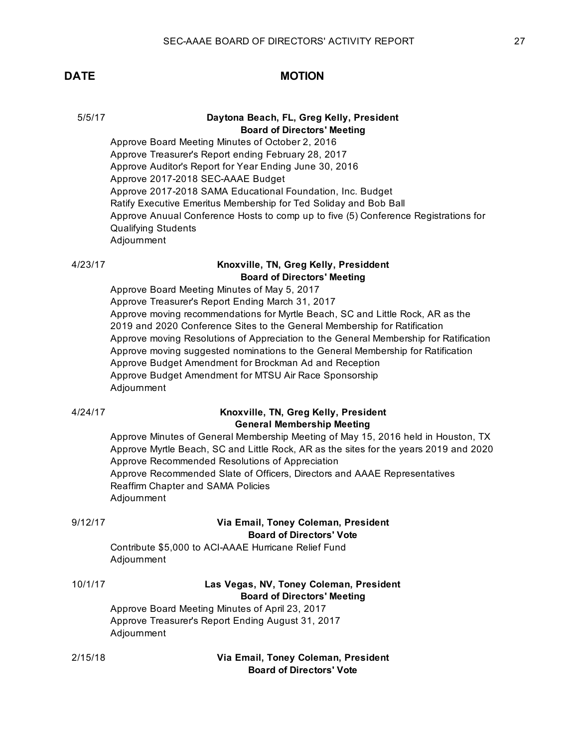| DATE | MOTION |
|---|---|
| 5/5/17 | **Daytona Beach, FL, Greg Kelly, President**<br>**Board of Directors' Meeting**<br>Approve Board Meeting Minutes of October 2, 2016<br>Approve Treasurer's Report ending February 28, 2017<br>Approve Auditor's Report for Year Ending June 30, 2016<br>Approve 2017-2018 SEC-AAAE Budget<br>Approve 2017-2018 SAMA Educational Foundation, Inc. Budget<br>Ratify Executive Emeritus Membership for Ted Soliday and Bob Ball<br>Approve Anuual Conference Hosts to comp up to five (5) Conference Registrations for Qualifying Students<br>Adjournment |
| 4/23/17 | **Knoxville, TN, Greg Kelly, Presiddent**<br>**Board of Directors' Meeting**<br>Approve Board Meeting Minutes of May 5, 2017<br>Approve Treasurer's Report Ending March 31, 2017<br>Approve moving recommendations for Myrtle Beach, SC and Little Rock, AR as the 2019 and 2020 Conference Sites to the General Membership for Ratification<br>Approve moving Resolutions of Appreciation to the General Membership for Ratification<br>Approve moving suggested nominations to the General Membership for Ratification<br>Approve Budget Amendment for Brockman Ad and Reception<br>Approve Budget Amendment for MTSU Air Race Sponsorship<br>Adjournment |
| 4/24/17 | **Knoxville, TN, Greg Kelly, President**<br>**General Membership Meeting**<br>Approve Minutes of General Membership Meeting of May 15, 2016 held in Houston, TX<br>Approve Myrtle Beach, SC and Little Rock, AR as the sites for the years 2019 and 2020<br>Approve Recommended Resolutions of Appreciation<br>Approve Recommended Slate of Officers, Directors and AAAE Representatives<br>Reaffirm Chapter and SAMA Policies<br>Adjournment |
| 9/12/17 | **Via Email, Toney Coleman, President**<br>**Board of Directors' Vote**<br>Contribute $5,000 to ACI-AAAE Hurricane Relief Fund<br>Adjournment |
| 10/1/17 | **Las Vegas, NV, Toney Coleman, President**<br>**Board of Directors' Meeting**<br>Approve Board Meeting Minutes of April 23, 2017<br>Approve Treasurer's Report Ending August 31, 2017<br>Adjournment |
| 2/15/18 | **Via Email, Toney Coleman, President**<br>**Board of Directors' Vote** |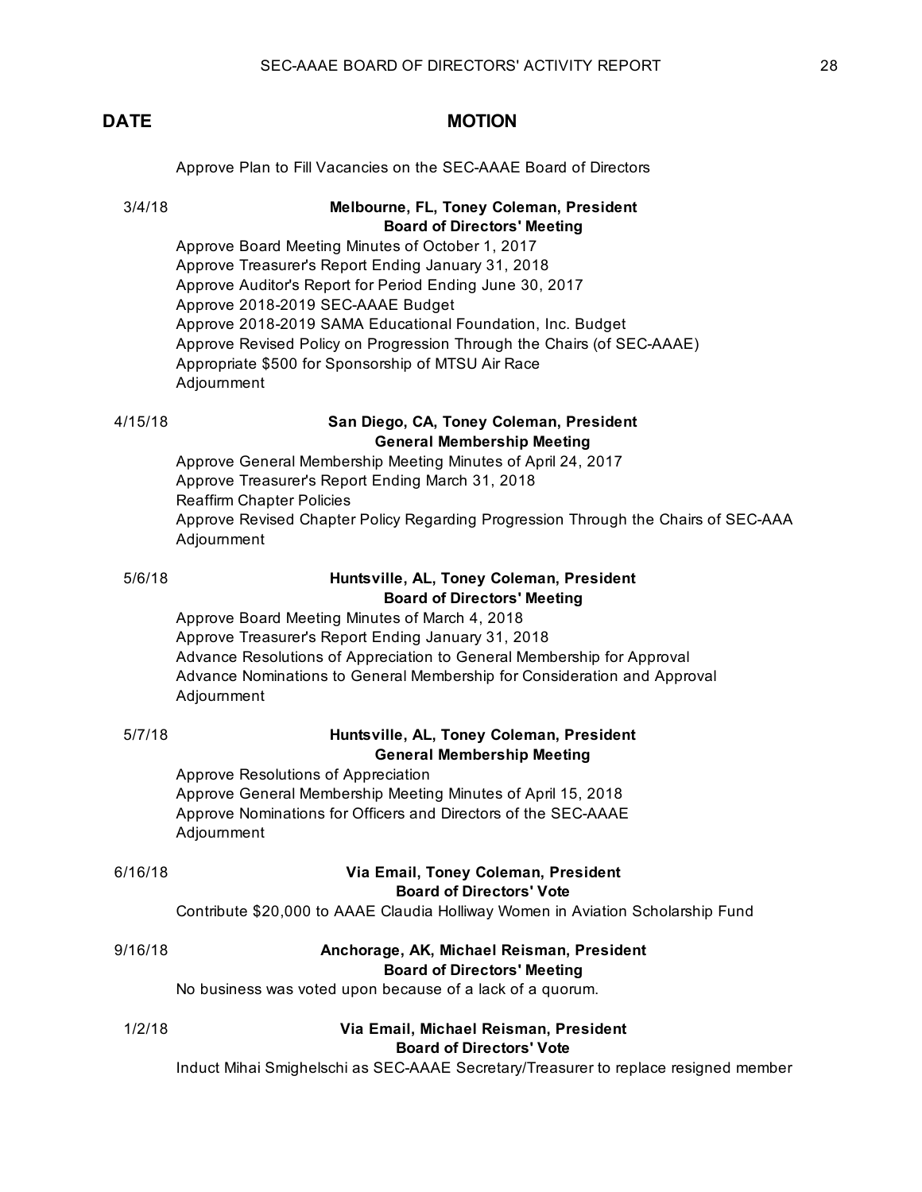| DATE | MOTION |
|---|---|
| | Approve Plan to Fill Vacancies on the SEC-AAAE Board of Directors |
| 3/4/18 | **Melbourne, FL, Toney Coleman, President** |
| | **Board of Directors' Meeting** |
| | Approve Board Meeting Minutes of October 1, 2017 |
| | Approve Treasurer's Report Ending January 31, 2018 |
| | Approve Auditor's Report for Period Ending June 30, 2017 |
| | Approve 2018-2019 SEC-AAAE Budget |
| | Approve 2018-2019 SAMA Educational Foundation, Inc. Budget |
| | Approve Revised Policy on Progression Through the Chairs (of SEC-AAAE) |
| | Appropriate $500 for Sponsorship of MTSU Air Race |
| | Adjournment |
| 4/15/18 | **San Diego, CA, Toney Coleman, President** |
| | **General Membership Meeting** |
| | Approve General Membership Meeting Minutes of April 24, 2017 |
| | Approve Treasurer's Report Ending March 31, 2018 |
| | Reaffirm Chapter Policies |
| | Approve Revised Chapter Policy Regarding Progression Through the Chairs of SEC-AAA |
| | Adjournment |
| 5/6/18 | **Huntsville, AL, Toney Coleman, President** |
| | **Board of Directors' Meeting** |
| | Approve Board Meeting Minutes of March 4, 2018 |
| | Approve Treasurer's Report Ending January 31, 2018 |
| | Advance Resolutions of Appreciation to General Membership for Approval |
| | Advance Nominations to General Membership for Consideration and Approval |
| | Adjournment |
| 5/7/18 | **Huntsville, AL, Toney Coleman, President** |
| | **General Membership Meeting** |
| | Approve Resolutions of Appreciation |
| | Approve General Membership Meeting Minutes of April 15, 2018 |
| | Approve Nominations for Officers and Directors of the SEC-AAAE |
| | Adjournment |
| 6/16/18 | **Via Email, Toney Coleman, President** |
| | **Board of Directors' Vote** |
| | Contribute $20,000 to AAAE Claudia Holliway Women in Aviation Scholarship Fund |
| 9/16/18 | **Anchorage, AK, Michael Reisman, President** |
| | **Board of Directors' Meeting** |
| | No business was voted upon because of a lack of a quorum. |
| 1/2/18 | **Via Email, Michael Reisman, President** |
| | **Board of Directors' Vote** |
| | Induct Mihai Smighelschi as SEC-AAAE Secretary/Treasurer to replace resigned member |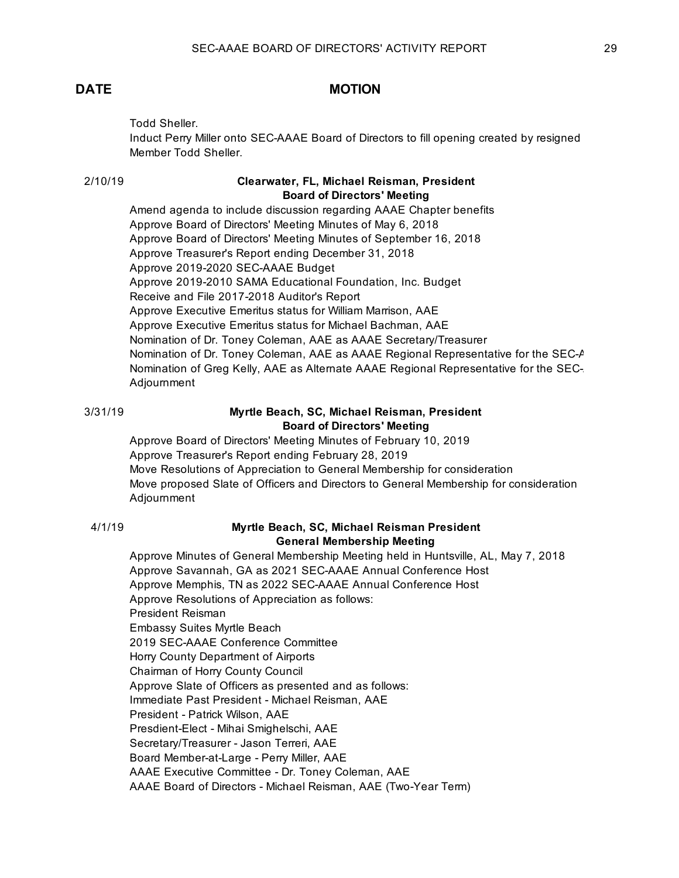| DATE | MOTION |
|---|---|
| | Todd Sheller. |
| | Induct Perry Miller onto SEC-AAAE Board of Directors to fill opening created by resigned Member Todd Sheller. |
| 2/10/19 | **Clearwater, FL, Michael Reisman, President** |
| | **Board of Directors' Meeting** |
| | Amend agenda to include discussion regarding AAAE Chapter benefits |
| | Approve Board of Directors' Meeting Minutes of May 6, 2018 |
| | Approve Board of Directors' Meeting Minutes of September 16, 2018 |
| | Approve Treasurer's Report ending December 31, 2018 |
| | Approve 2019-2020 SEC-AAAE Budget |
| | Approve 2019-2010 SAMA Educational Foundation, Inc. Budget |
| | Receive and File 2017-2018 Auditor's Report |
| | Approve Executive Emeritus status for William Marrison, AAE |
| | Approve Executive Emeritus status for Michael Bachman, AAE |
| | Nomination of Dr. Toney Coleman, AAE as AAAE Secretary/Treasurer |
| | Nomination of Dr. Toney Coleman, AAE as AAAE Regional Representative for the SEC-A |
| | Nomination of Greg Kelly, AAE as Alternate AAAE Regional Representative for the SEC- |
| | Adjournment |
| 3/31/19 | **Myrtle Beach, SC, Michael Reisman, President** |
| | **Board of Directors' Meeting** |
| | Approve Board of Directors' Meeting Minutes of February 10, 2019 |
| | Approve Treasurer's Report ending February 28, 2019 |
| | Move Resolutions of Appreciation to General Membership for consideration |
| | Move proposed Slate of Officers and Directors to General Membership for consideration |
| | Adjournment |
| 4/1/19 | **Myrtle Beach, SC, Michael Reisman President** |
| | **General Membership Meeting** |
| | Approve Minutes of General Membership Meeting held in Huntsville, AL, May 7, 2018 |
| | Approve Savannah, GA as 2021 SEC-AAAE Annual Conference Host |
| | Approve Memphis, TN as 2022 SEC-AAAE Annual Conference Host |
| | Approve Resolutions of Appreciation as follows: |
| | President Reisman |
| | Embassy Suites Myrtle Beach |
| | 2019 SEC-AAAE Conference Committee |
| | Horry County Department of Airports |
| | Chairman of Horry County Council |
| | Approve Slate of Officers as presented and as follows: |
| | Immediate Past President - Michael Reisman, AAE |
| | President - Patrick Wilson, AAE |
| | Presdient-Elect - Mihai Smighelschi, AAE |
| | Secretary/Treasurer - Jason Terreri, AAE |
| | Board Member-at-Large - Perry Miller, AAE |
| | AAAE Executive Committee - Dr. Toney Coleman, AAE |
| | AAAE Board of Directors - Michael Reisman, AAE (Two-Year Term) |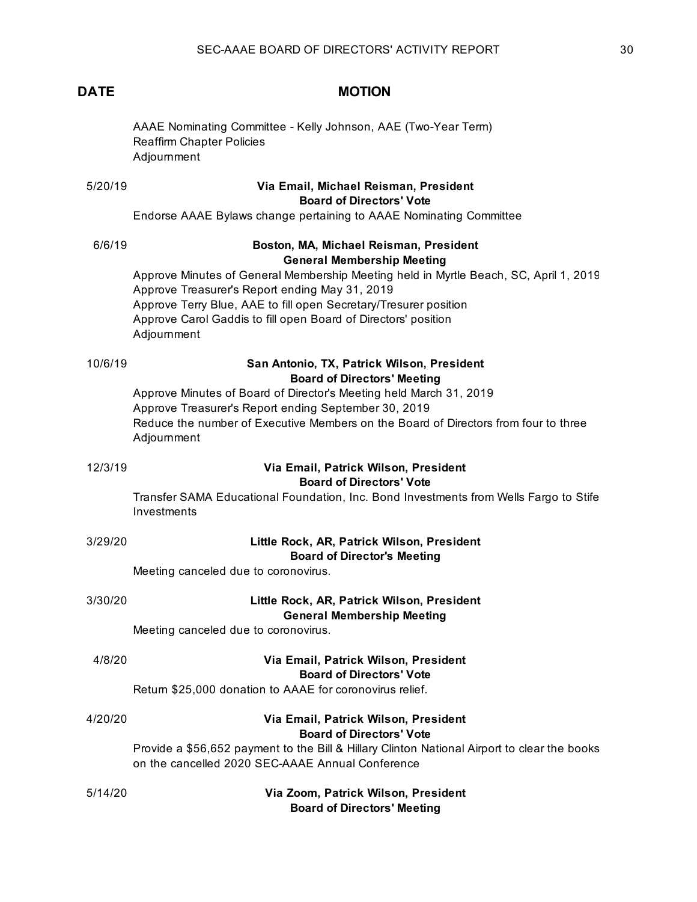| DATE | MOTION |
|---|---|
| | AAAE Nominating Committee - Kelly Johnson, AAE (Two-Year Term)<br>Reaffirm Chapter Policies<br>Adjournment |
| 5/20/19 | **Via Email, Michael Reisman, President**<br>**Board of Directors' Vote**<br>Endorse AAAE Bylaws change pertaining to AAAE Nominating Committee |
| 6/6/19 | **Boston, MA, Michael Reisman, President**<br>**General Membership Meeting**<br>Approve Minutes of General Membership Meeting held in Myrtle Beach, SC, April 1, 2019<br>Approve Treasurer's Report ending May 31, 2019<br>Approve Terry Blue, AAE to fill open Secretary/Tresurer position<br>Approve Carol Gaddis to fill open Board of Directors' position<br>Adjournment |
| 10/6/19 | **San Antonio, TX, Patrick Wilson, President**<br>**Board of Directors' Meeting**<br>Approve Minutes of Board of Director's Meeting held March 31, 2019<br>Approve Treasurer's Report ending September 30, 2019<br>Reduce the number of Executive Members on the Board of Directors from four to three<br>Adjournment |
| 12/3/19 | **Via Email, Patrick Wilson, President**<br>**Board of Directors' Vote**<br>Transfer SAMA Educational Foundation, Inc. Bond Investments from Wells Fargo to Stife Investments |
| 3/29/20 | **Little Rock, AR, Patrick Wilson, President**<br>**Board of Director's Meeting**<br>Meeting canceled due to coronovirus. |
| 3/30/20 | **Little Rock, AR, Patrick Wilson, President**<br>**General Membership Meeting**<br>Meeting canceled due to coronovirus. |
| 4/8/20 | **Via Email, Patrick Wilson, President**<br>**Board of Directors' Vote**<br>Return $25,000 donation to AAAE for coronovirus relief. |
| 4/20/20 | **Via Email, Patrick Wilson, President**<br>**Board of Directors' Vote**<br>Provide a $56,652 payment to the Bill & Hillary Clinton National Airport to clear the books on the cancelled 2020 SEC-AAAE Annual Conference |
| 5/14/20 | **Via Zoom, Patrick Wilson, President**<br>**Board of Directors' Meeting** |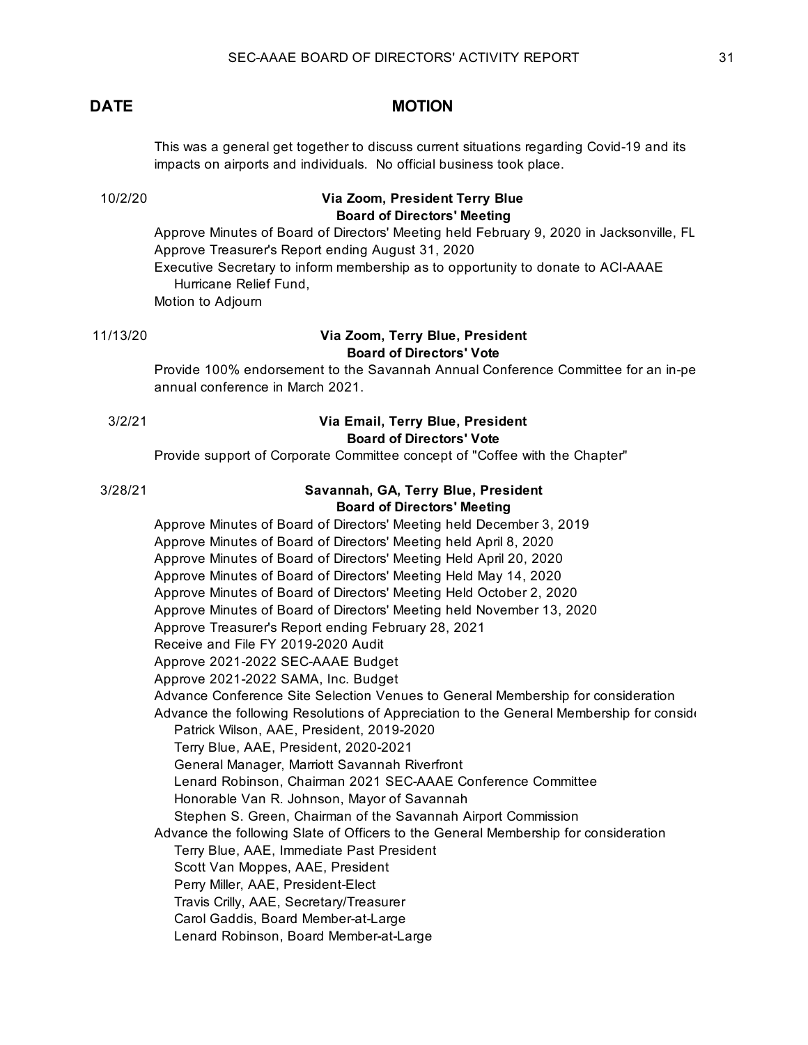| DATE | MOTION |
|---|---|
| | This was a general get together to discuss current situations regarding Covid-19 and its impacts on airports and individuals. No official business took place. |
| 10/2/20 | **Via Zoom, President Terry Blue**<br>**Board of Directors' Meeting**<br>Approve Minutes of Board of Directors' Meeting held February 9, 2020 in Jacksonville, FL<br>Approve Treasurer's Report ending August 31, 2020<br>Executive Secretary to inform membership as to opportunity to donate to ACI-AAAE Hurricane Relief Fund,<br>Motion to Adjourn |
| 11/13/20 | **Via Zoom, Terry Blue, President**<br>**Board of Directors' Vote**<br>Provide 100% endorsement to the Savannah Annual Conference Committee for an in-pe annual conference in March 2021. |
| 3/2/21 | **Via Email, Terry Blue, President**<br>**Board of Directors' Vote**<br>Provide support of Corporate Committee concept of "Coffee with the Chapter" |
| 3/28/21 | **Savannah, GA, Terry Blue, President**<br>**Board of Directors' Meeting**<br>Approve Minutes of Board of Directors' Meeting held December 3, 2019<br>Approve Minutes of Board of Directors' Meeting held April 8, 2020<br>Approve Minutes of Board of Directors' Meeting Held April 20, 2020<br>Approve Minutes of Board of Directors' Meeting Held May 14, 2020<br>Approve Minutes of Board of Directors' Meeting Held October 2, 2020<br>Approve Minutes of Board of Directors' Meeting held November 13, 2020<br>Approve Treasurer's Report ending February 28, 2021<br>Receive and File FY 2019-2020 Audit<br>Approve 2021-2022 SEC-AAAE Budget<br>Approve 2021-2022 SAMA, Inc. Budget<br>Advance Conference Site Selection Venues to General Membership for consideration<br>Advance the following Resolutions of Appreciation to the General Membership for conside<br>&nbsp;&nbsp;&nbsp;Patrick Wilson, AAE, President, 2019-2020<br>&nbsp;&nbsp;&nbsp;Terry Blue, AAE, President, 2020-2021<br>&nbsp;&nbsp;&nbsp;General Manager, Marriott Savannah Riverfront<br>&nbsp;&nbsp;&nbsp;Lenard Robinson, Chairman 2021 SEC-AAAE Conference Committee<br>&nbsp;&nbsp;&nbsp;Honorable Van R. Johnson, Mayor of Savannah<br>&nbsp;&nbsp;&nbsp;Stephen S. Green, Chairman of the Savannah Airport Commission<br>Advance the following Slate of Officers to the General Membership for consideration<br>&nbsp;&nbsp;&nbsp;Terry Blue, AAE, Immediate Past President<br>&nbsp;&nbsp;&nbsp;Scott Van Moppes, AAE, President<br>&nbsp;&nbsp;&nbsp;Perry Miller, AAE, President-Elect<br>&nbsp;&nbsp;&nbsp;Travis Crilly, AAE, Secretary/Treasurer<br>&nbsp;&nbsp;&nbsp;Carol Gaddis, Board Member-at-Large<br>&nbsp;&nbsp;&nbsp;Lenard Robinson, Board Member-at-Large |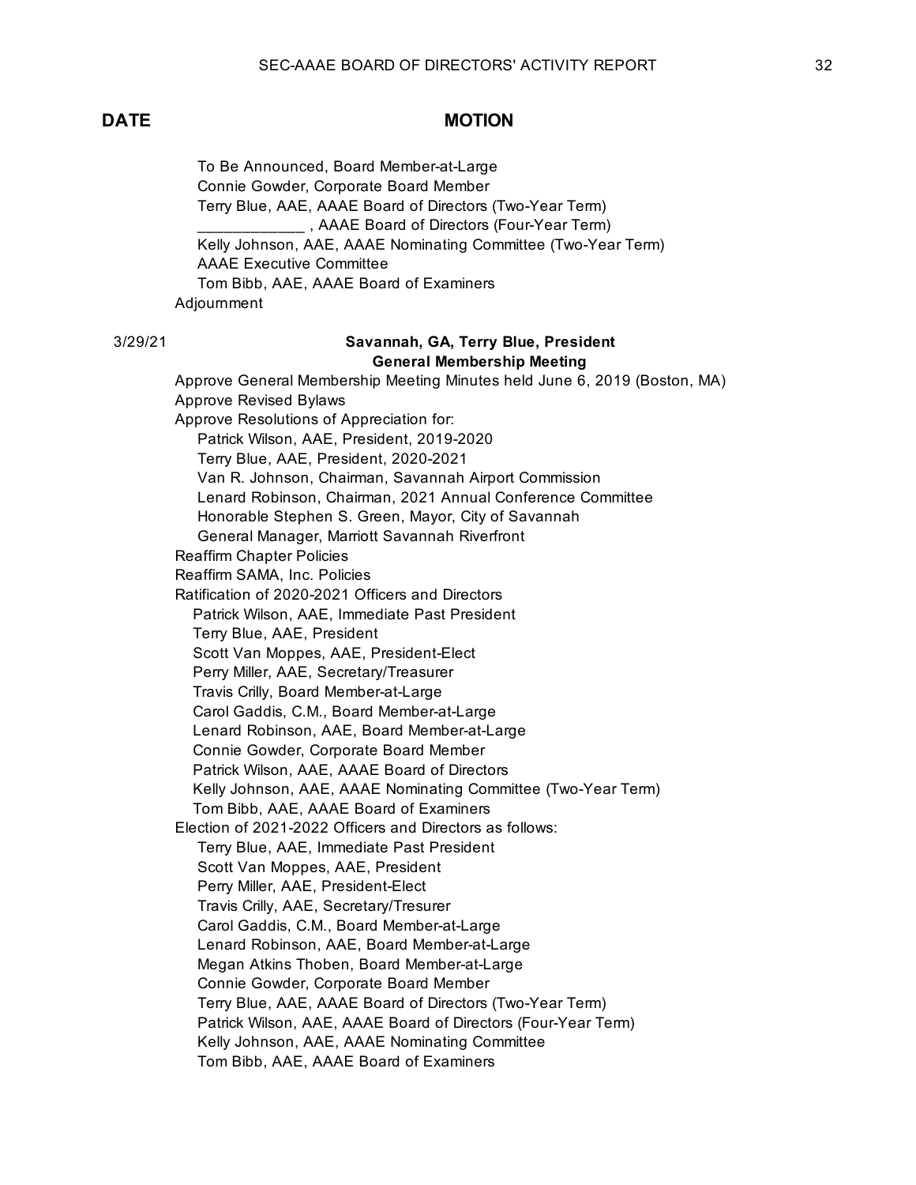| DATE | MOTION |
| --- | --- |

    To Be Announced, Board Member-at-Large
    Connie Gowder, Corporate Board Member
    Terry Blue, AAE, AAAE Board of Directors (Two-Year Term)
    ____________ , AAAE Board of Directors (Four-Year Term)
    Kelly Johnson, AAE, AAAE Nominating Committee (Two-Year Term)
    AAAE Executive Committee
    Tom Bibb, AAE, AAAE Board of Examiners
Adjournment

3/29/21

**Savannah, GA, Terry Blue, President**
**General Membership Meeting**

Approve General Membership Meeting Minutes held June 6, 2019 (Boston, MA)
Approve Revised Bylaws
Approve Resolutions of Appreciation for:
    Patrick Wilson, AAE, President, 2019-2020
    Terry Blue, AAE, President, 2020-2021
    Van R. Johnson, Chairman, Savannah Airport Commission
    Lenard Robinson, Chairman, 2021 Annual Conference Committee
    Honorable Stephen S. Green, Mayor, City of Savannah
    General Manager, Marriott Savannah Riverfront
Reaffirm Chapter Policies
Reaffirm SAMA, Inc. Policies
Ratification of 2020-2021 Officers and Directors
    Patrick Wilson, AAE, Immediate Past President
    Terry Blue, AAE, President
    Scott Van Moppes, AAE, President-Elect
    Perry Miller, AAE, Secretary/Treasurer
    Travis Crilly, Board Member-at-Large
    Carol Gaddis, C.M., Board Member-at-Large
    Lenard Robinson, AAE, Board Member-at-Large
    Connie Gowder, Corporate Board Member
    Patrick Wilson, AAE, AAAE Board of Directors
    Kelly Johnson, AAE, AAAE Nominating Committee (Two-Year Term)
    Tom Bibb, AAE, AAAE Board of Examiners
Election of 2021-2022 Officers and Directors as follows:
    Terry Blue, AAE, Immediate Past President
    Scott Van Moppes, AAE, President
    Perry Miller, AAE, President-Elect
    Travis Crilly, AAE, Secretary/Tresurer
    Carol Gaddis, C.M., Board Member-at-Large
    Lenard Robinson, AAE, Board Member-at-Large
    Megan Atkins Thoben, Board Member-at-Large
    Connie Gowder, Corporate Board Member
    Terry Blue, AAE, AAAE Board of Directors (Two-Year Term)
    Patrick Wilson, AAE, AAAE Board of Directors (Four-Year Term)
    Kelly Johnson, AAE, AAAE Nominating Committee
    Tom Bibb, AAE, AAAE Board of Examiners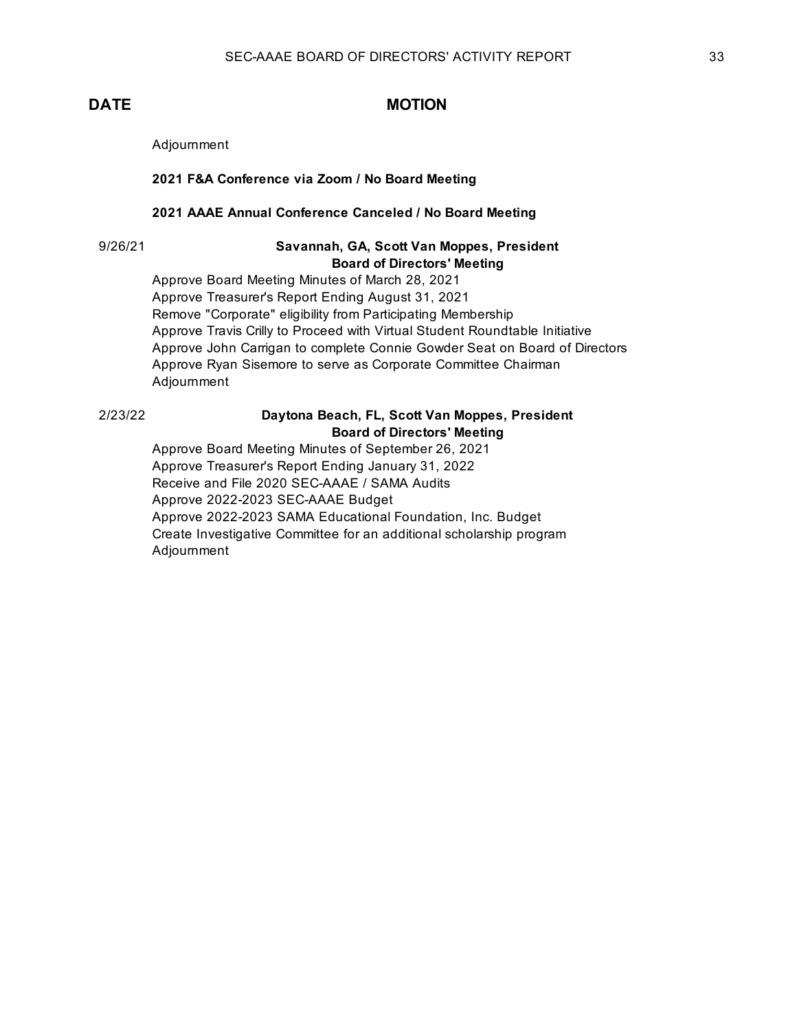| DATE | MOTION |
|---|---|
| | Adjournment |
| | **2021 F&A Conference via Zoom / No Board Meeting** |
| | **2021 AAAE Annual Conference Canceled / No Board Meeting** |
| 9/26/21 | **Savannah, GA, Scott Van Moppes, President** |
| | **Board of Directors' Meeting** |
| | Approve Board Meeting Minutes of March 28, 2021 |
| | Approve Treasurer's Report Ending August 31, 2021 |
| | Remove "Corporate" eligibility from Participating Membership |
| | Approve Travis Crilly to Proceed with Virtual Student Roundtable Initiative |
| | Approve John Carrigan to complete Connie Gowder Seat on Board of Directors |
| | Approve Ryan Sisemore to serve as Corporate Committee Chairman |
| | Adjournment |
| 2/23/22 | **Daytona Beach, FL, Scott Van Moppes, President** |
| | **Board of Directors' Meeting** |
| | Approve Board Meeting Minutes of September 26, 2021 |
| | Approve Treasurer's Report Ending January 31, 2022 |
| | Receive and File 2020 SEC-AAAE / SAMA Audits |
| | Approve 2022-2023 SEC-AAAE Budget |
| | Approve 2022-2023 SAMA Educational Foundation, Inc. Budget |
| | Create Investigative Committee for an additional scholarship program |
| | Adjournment |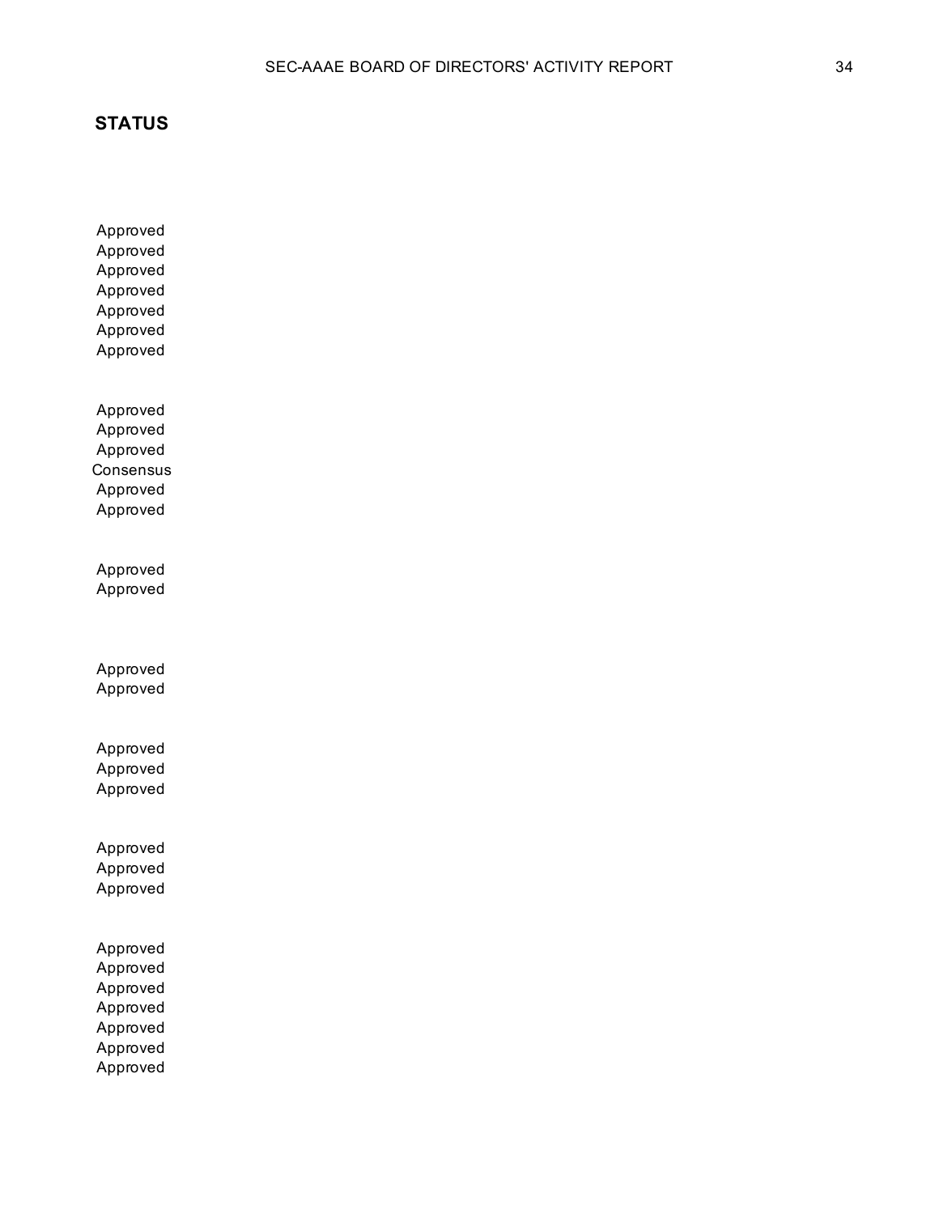**STATUS**

Approved
Approved
Approved
Approved
Approved
Approved
Approved

Approved
Approved
Approved
Consensus
Approved
Approved

Approved
Approved

Approved
Approved

Approved
Approved
Approved

Approved
Approved
Approved

Approved
Approved
Approved
Approved
Approved
Approved
Approved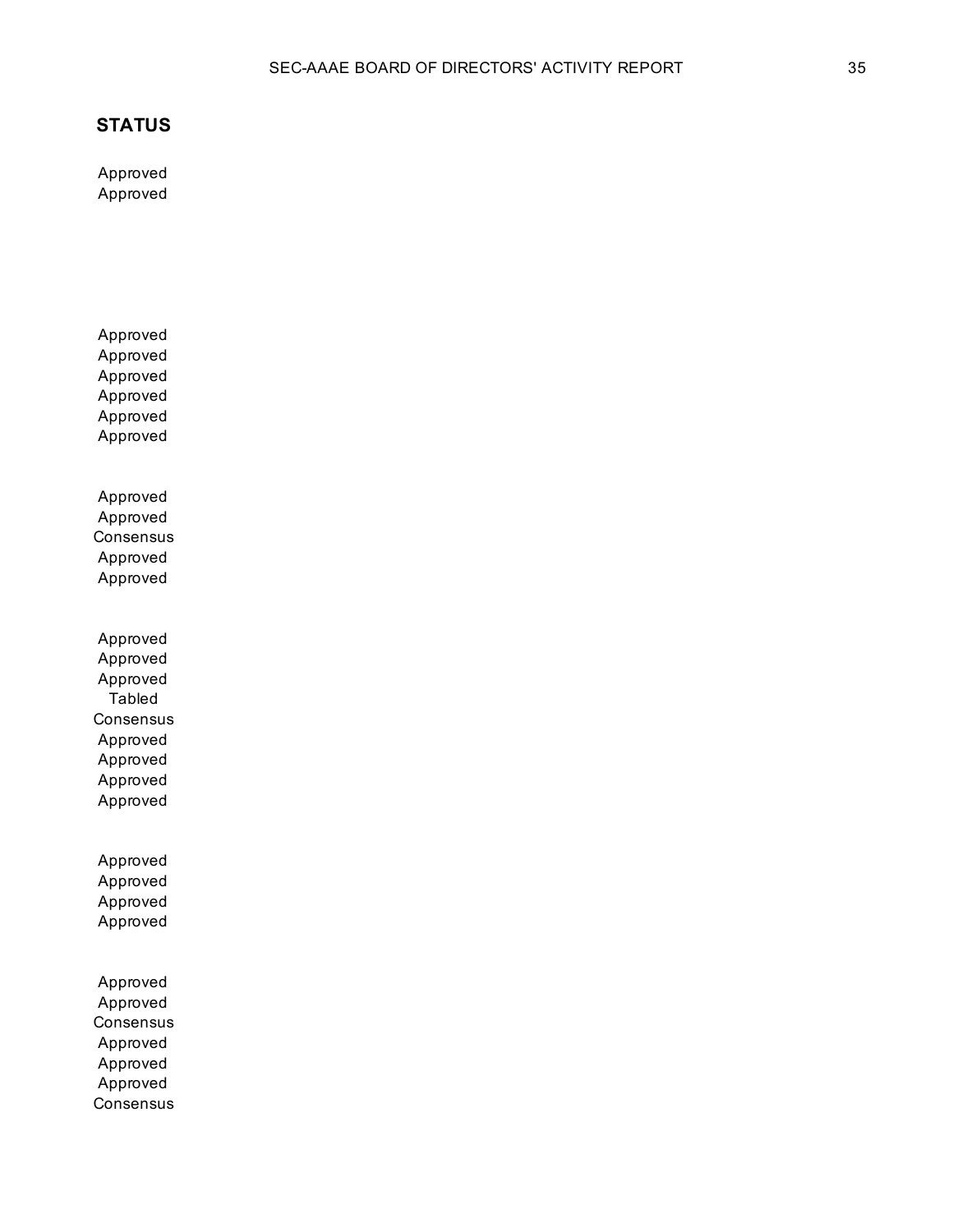**STATUS**

Approved
Approved

Approved
Approved
Approved
Approved
Approved
Approved

Approved
Approved
Consensus
Approved
Approved

Approved
Approved
Approved
Tabled
Consensus
Approved
Approved
Approved
Approved

Approved
Approved
Approved
Approved

Approved
Approved
Consensus
Approved
Approved
Approved
Consensus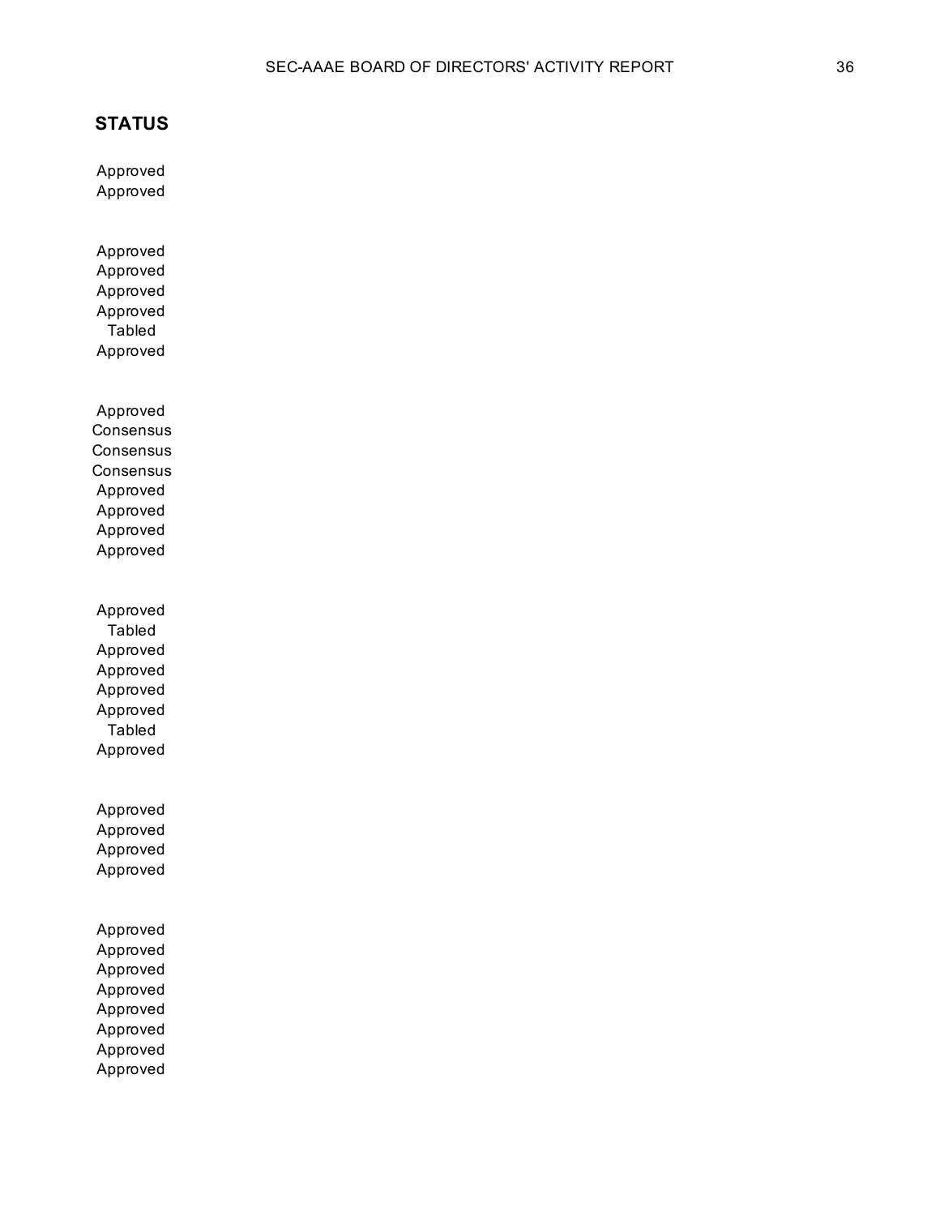**STATUS**

Approved
Approved

Approved
Approved
Approved
Approved
Tabled
Approved

Approved
Consensus
Consensus
Consensus
Approved
Approved
Approved
Approved

Approved
Tabled
Approved
Approved
Approved
Approved
Tabled
Approved

Approved
Approved
Approved
Approved

Approved
Approved
Approved
Approved
Approved
Approved
Approved
Approved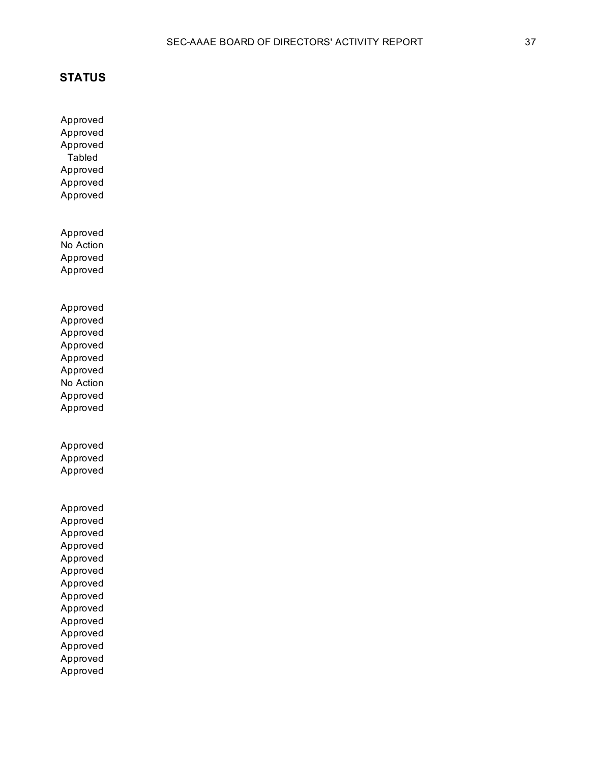**STATUS**

Approved
Approved
Approved
Tabled
Approved
Approved
Approved

Approved
No Action
Approved
Approved

Approved
Approved
Approved
Approved
Approved
Approved
No Action
Approved
Approved

Approved
Approved
Approved

Approved
Approved
Approved
Approved
Approved
Approved
Approved
Approved
Approved
Approved
Approved
Approved
Approved
Approved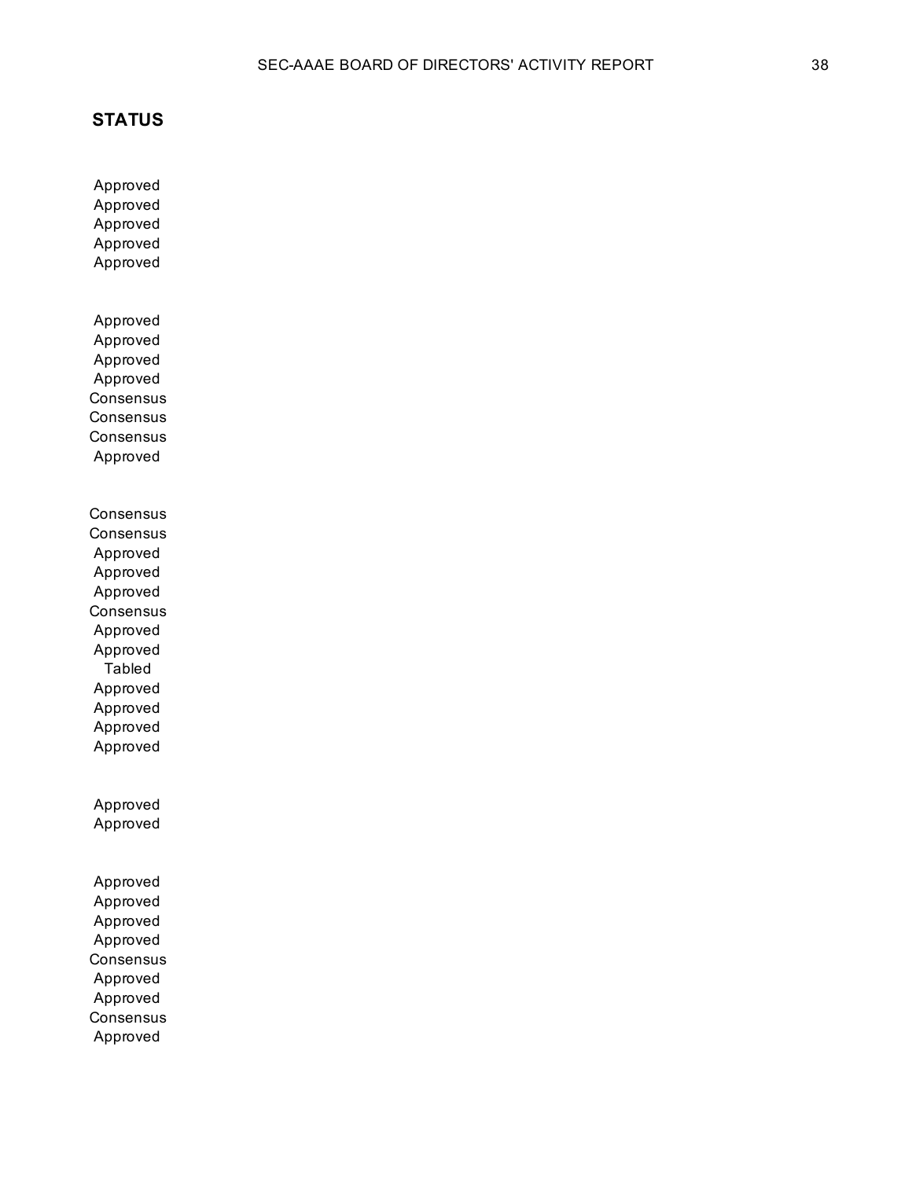**STATUS**

Approved
Approved
Approved
Approved
Approved

Approved
Approved
Approved
Approved
Consensus
Consensus
Consensus
Approved

Consensus
Consensus
Approved
Approved
Approved
Consensus
Approved
Approved
Tabled
Approved
Approved
Approved
Approved

Approved
Approved

Approved
Approved
Approved
Approved
Consensus
Approved
Approved
Consensus
Approved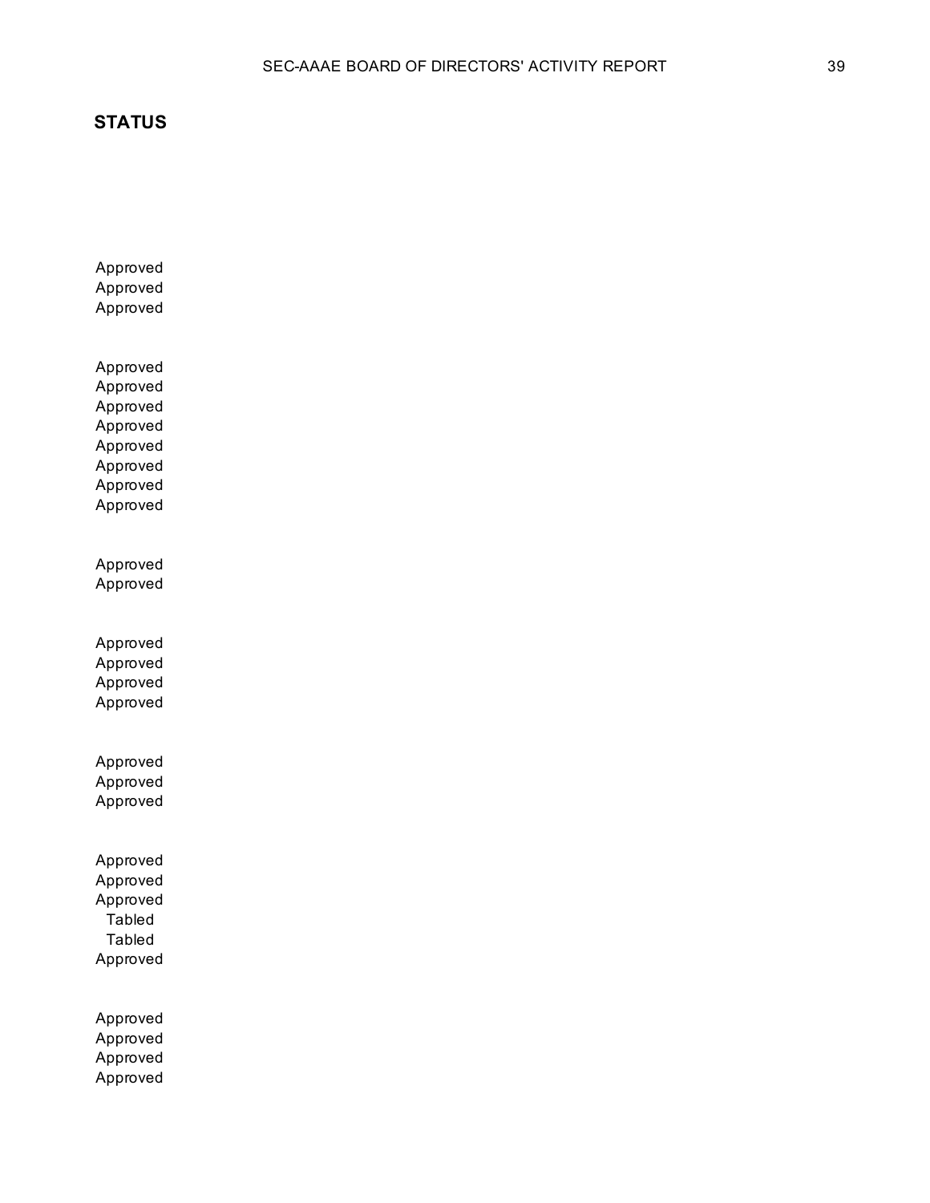**STATUS**

Approved
Approved
Approved

Approved
Approved
Approved
Approved
Approved
Approved
Approved
Approved

Approved
Approved

Approved
Approved
Approved
Approved

Approved
Approved
Approved

Approved
Approved
Approved
Tabled
Tabled
Approved

Approved
Approved
Approved
Approved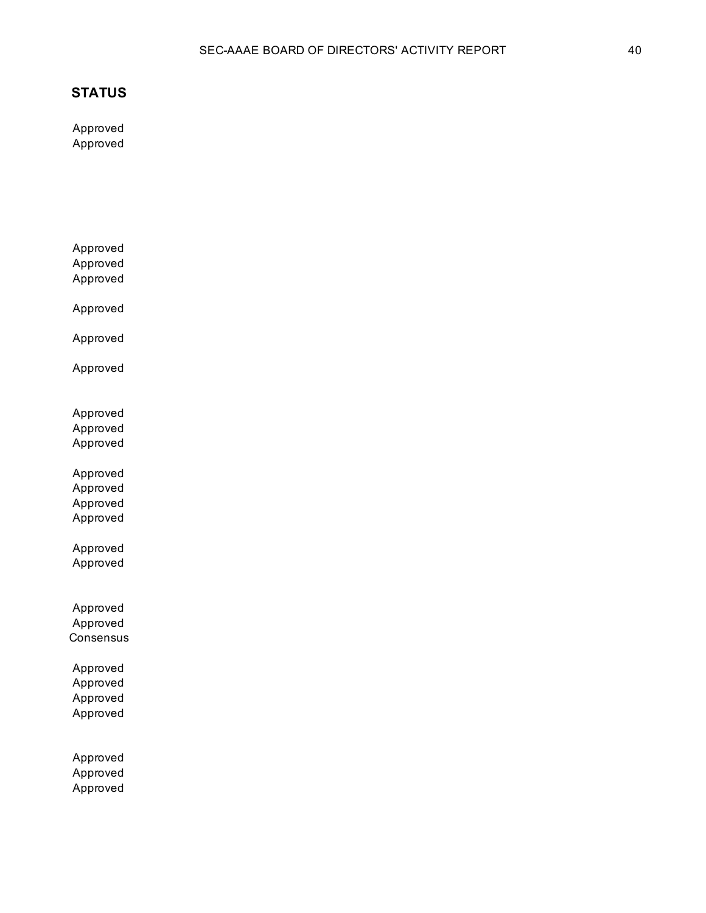**STATUS**

Approved
Approved

Approved
Approved
Approved

Approved

Approved

Approved

Approved
Approved
Approved

Approved
Approved
Approved
Approved

Approved
Approved

Approved
Approved
Consensus

Approved
Approved
Approved
Approved

Approved
Approved
Approved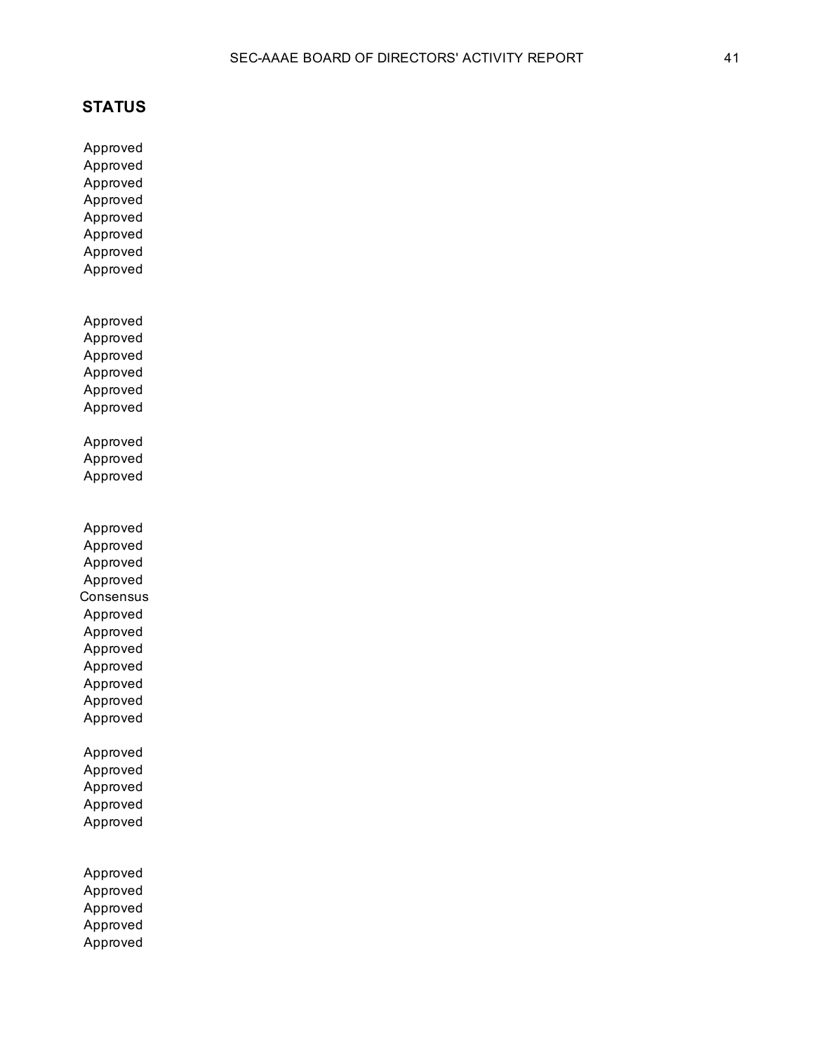**STATUS**

Approved
Approved
Approved
Approved
Approved
Approved
Approved
Approved

Approved
Approved
Approved
Approved
Approved
Approved

Approved
Approved
Approved

Approved
Approved
Approved
Approved
Consensus
Approved
Approved
Approved
Approved
Approved
Approved
Approved

Approved
Approved
Approved
Approved
Approved

Approved
Approved
Approved
Approved
Approved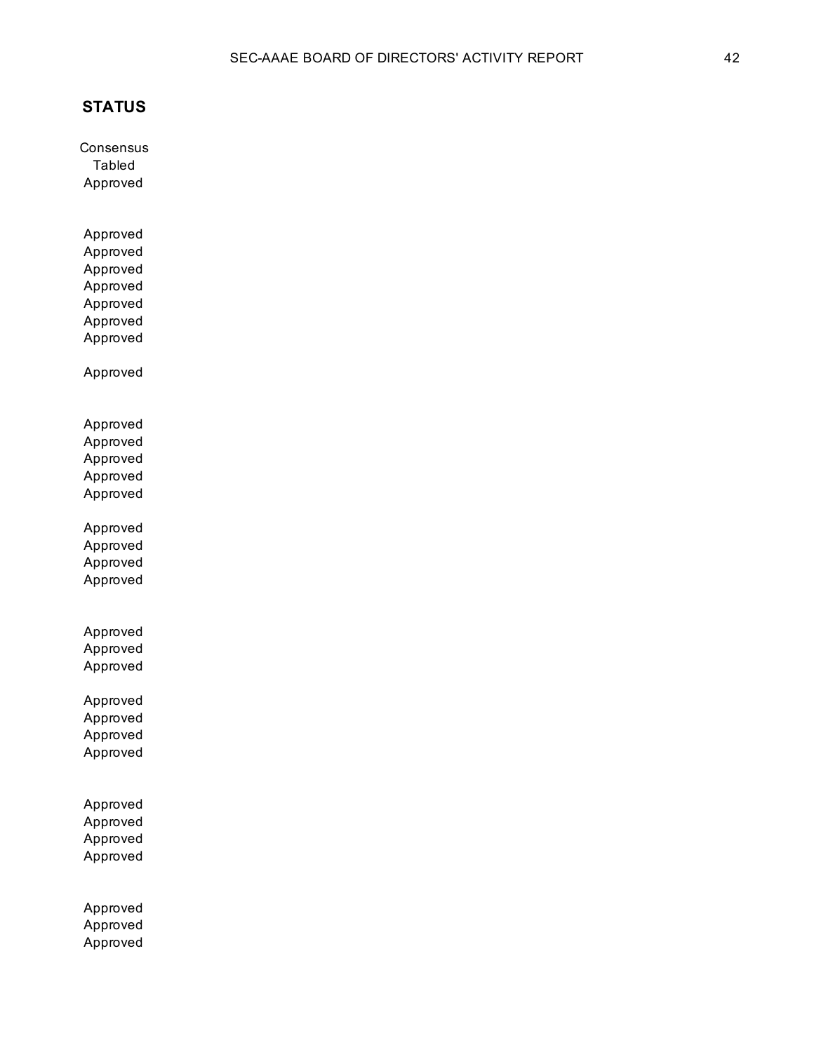## STATUS

Consensus
Tabled
Approved

Approved
Approved
Approved
Approved
Approved
Approved
Approved

Approved

Approved
Approved
Approved
Approved
Approved

Approved
Approved
Approved
Approved

Approved
Approved
Approved

Approved
Approved
Approved
Approved

Approved
Approved
Approved
Approved

Approved
Approved
Approved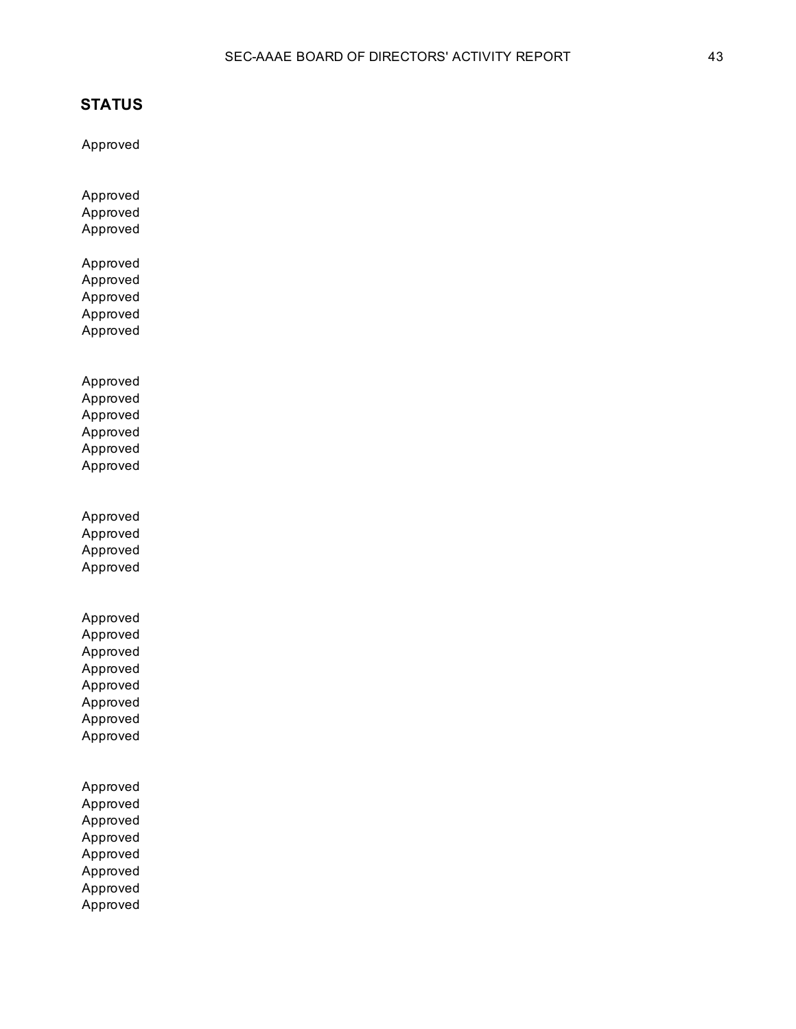### STATUS

Approved

Approved
Approved
Approved

Approved
Approved
Approved
Approved
Approved

Approved
Approved
Approved
Approved
Approved
Approved

Approved
Approved
Approved
Approved

Approved
Approved
Approved
Approved
Approved
Approved
Approved
Approved

Approved
Approved
Approved
Approved
Approved
Approved
Approved
Approved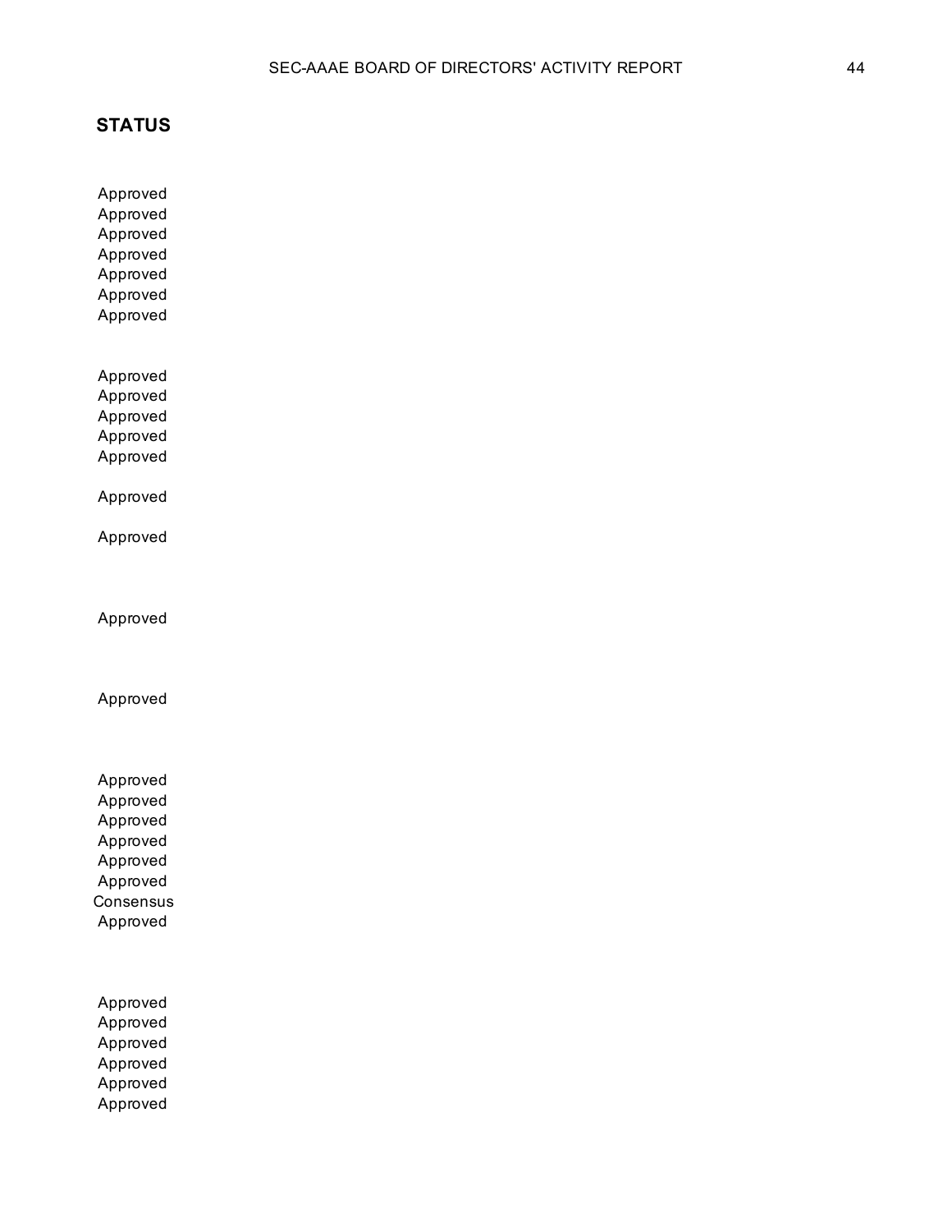## STATUS

Approved
Approved
Approved
Approved
Approved
Approved
Approved

Approved
Approved
Approved
Approved
Approved

Approved

Approved

Approved

Approved

Approved
Approved
Approved
Approved
Approved
Approved
Consensus
Approved

Approved
Approved
Approved
Approved
Approved
Approved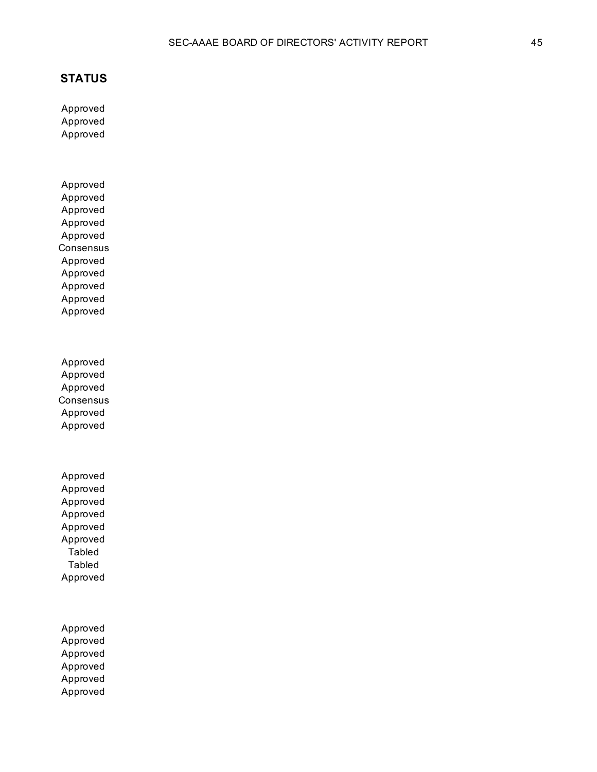**STATUS**

Approved
Approved
Approved

Approved
Approved
Approved
Approved
Approved
Consensus
Approved
Approved
Approved
Approved
Approved

Approved
Approved
Approved
Consensus
Approved
Approved

Approved
Approved
Approved
Approved
Approved
Approved
Tabled
Tabled
Approved

Approved
Approved
Approved
Approved
Approved
Approved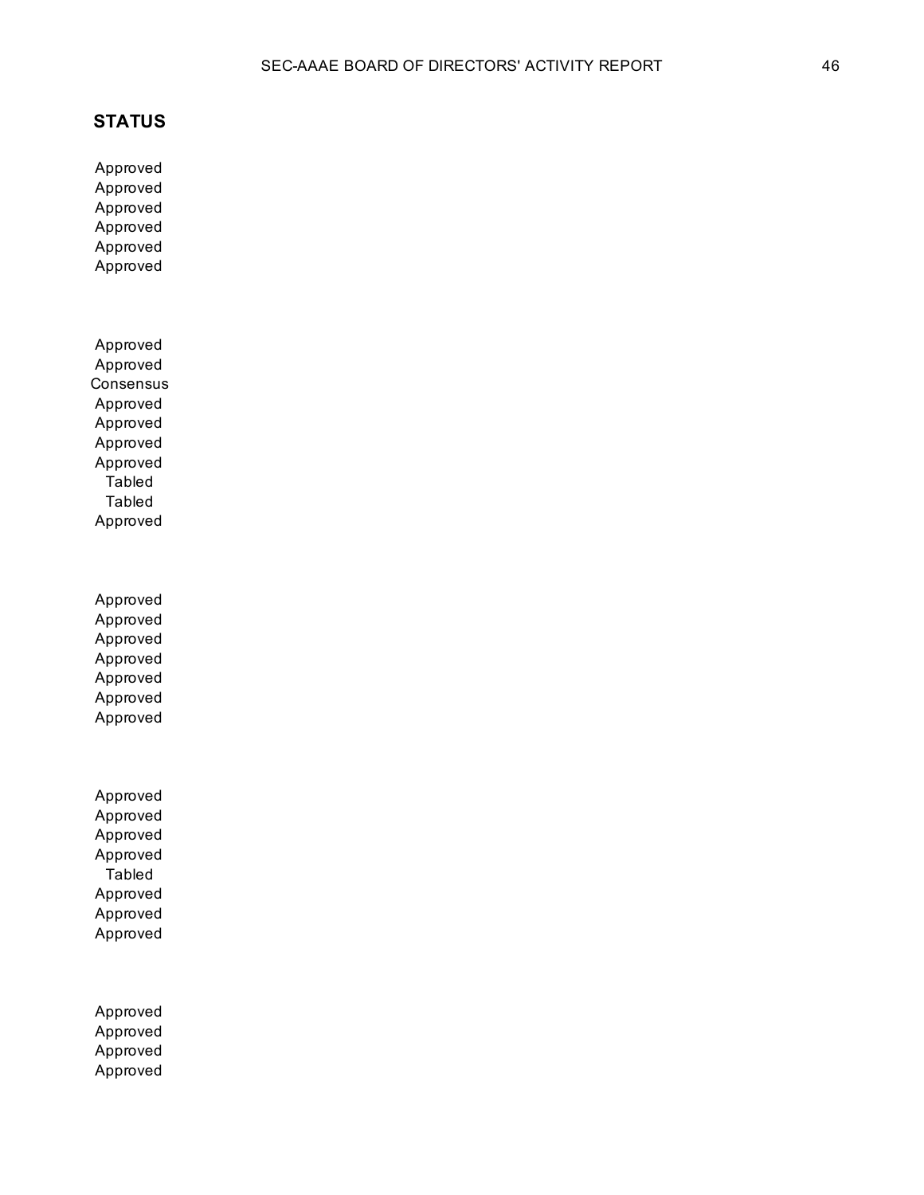**STATUS**

Approved
Approved
Approved
Approved
Approved
Approved

Approved
Approved
Consensus
Approved
Approved
Approved
Approved
Tabled
Tabled
Approved

Approved
Approved
Approved
Approved
Approved
Approved
Approved

Approved
Approved
Approved
Approved
Tabled
Approved
Approved
Approved

Approved
Approved
Approved
Approved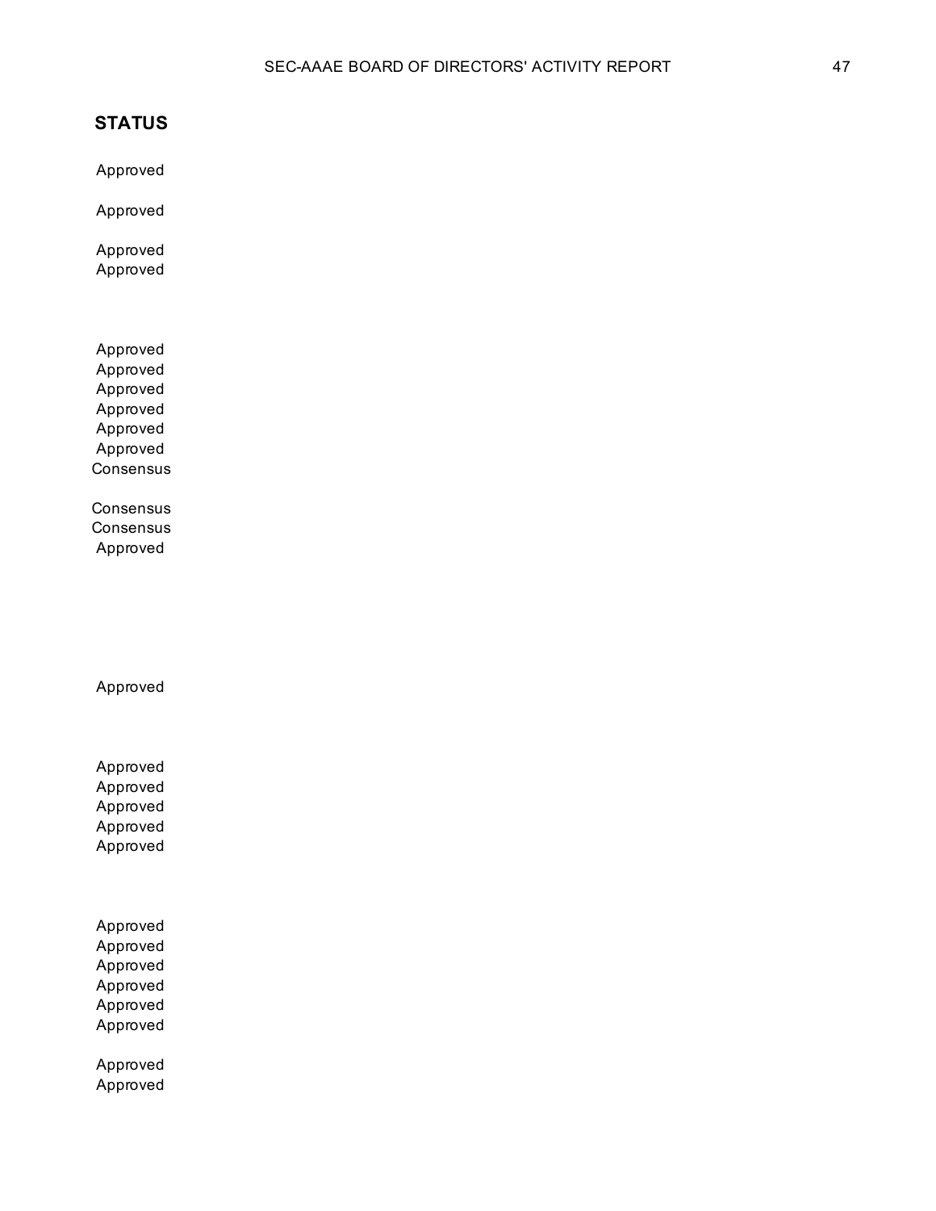**STATUS**

Approved

Approved

Approved
Approved

Approved
Approved
Approved
Approved
Approved
Approved
Consensus

Consensus
Consensus
Approved

Approved

Approved
Approved
Approved
Approved
Approved

Approved
Approved
Approved
Approved
Approved
Approved

Approved
Approved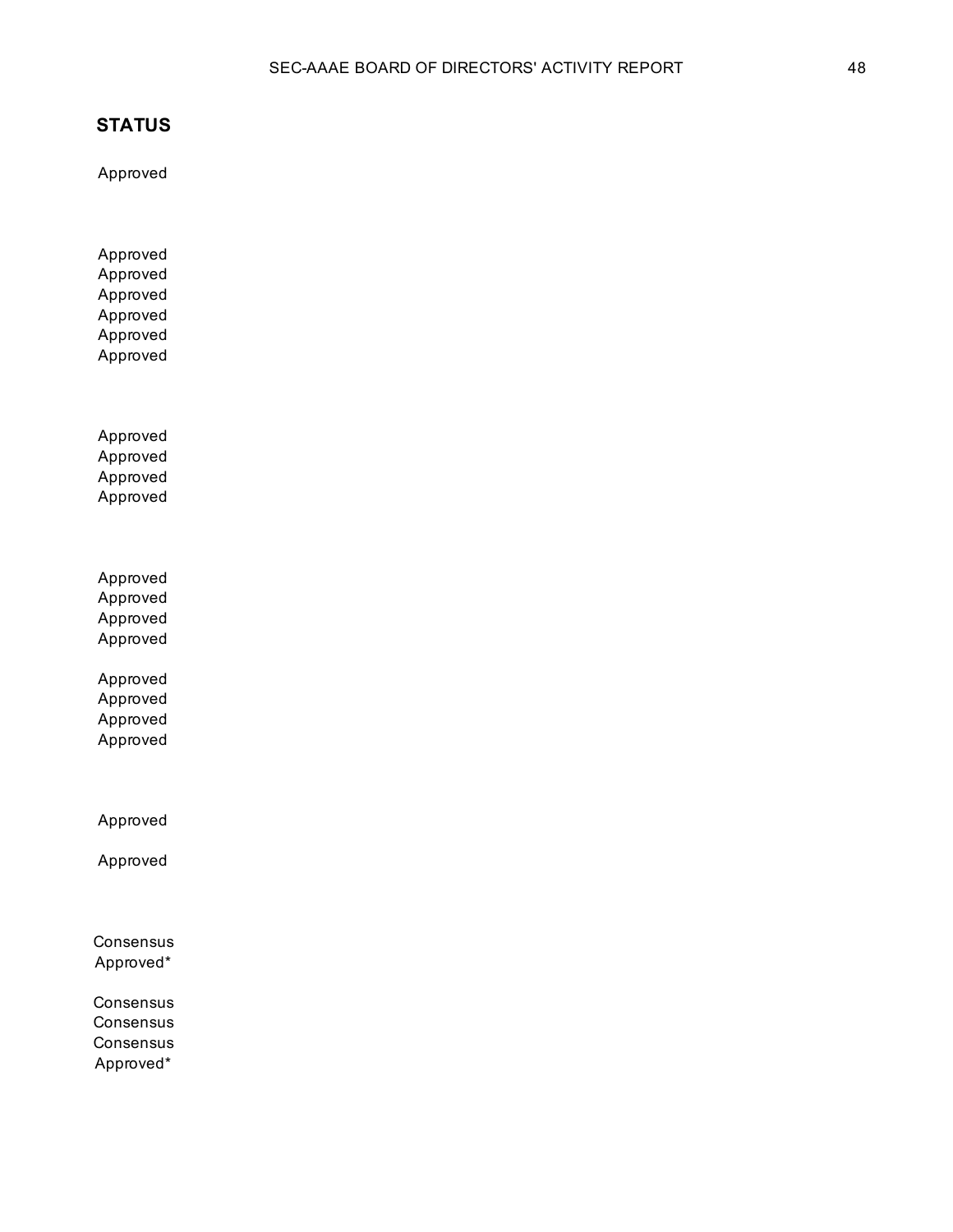## STATUS

Approved

Approved
Approved
Approved
Approved
Approved
Approved

Approved
Approved
Approved
Approved

Approved
Approved
Approved
Approved

Approved
Approved
Approved
Approved

Approved

Approved

Consensus
Approved*

Consensus
Consensus
Consensus
Approved*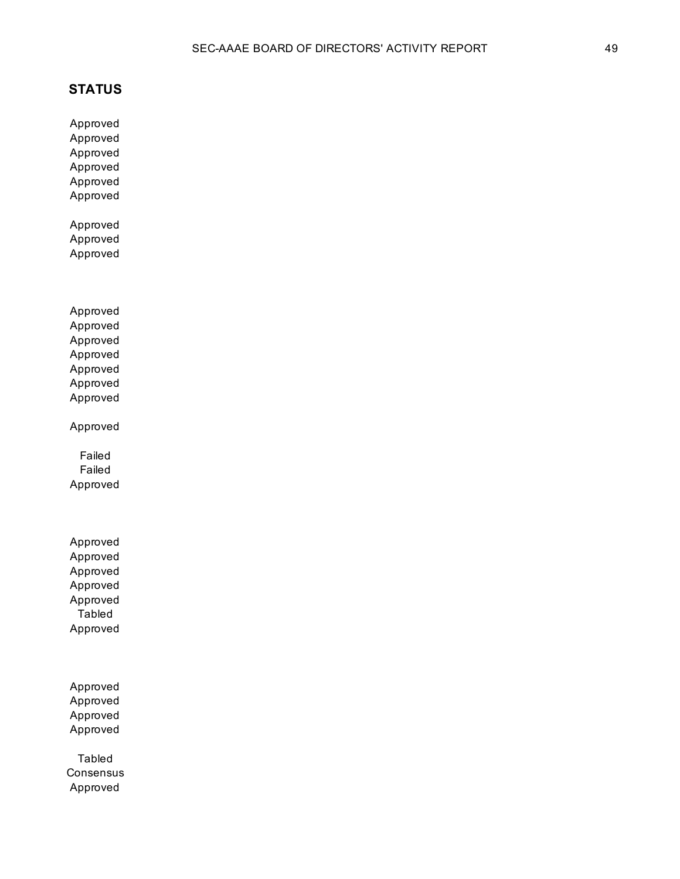**STATUS**

Approved
Approved
Approved
Approved
Approved
Approved

Approved
Approved
Approved

Approved
Approved
Approved
Approved
Approved
Approved
Approved

Approved

Failed
Failed
Approved

Approved
Approved
Approved
Approved
Approved
Tabled
Approved

Approved
Approved
Approved
Approved

Tabled
Consensus
Approved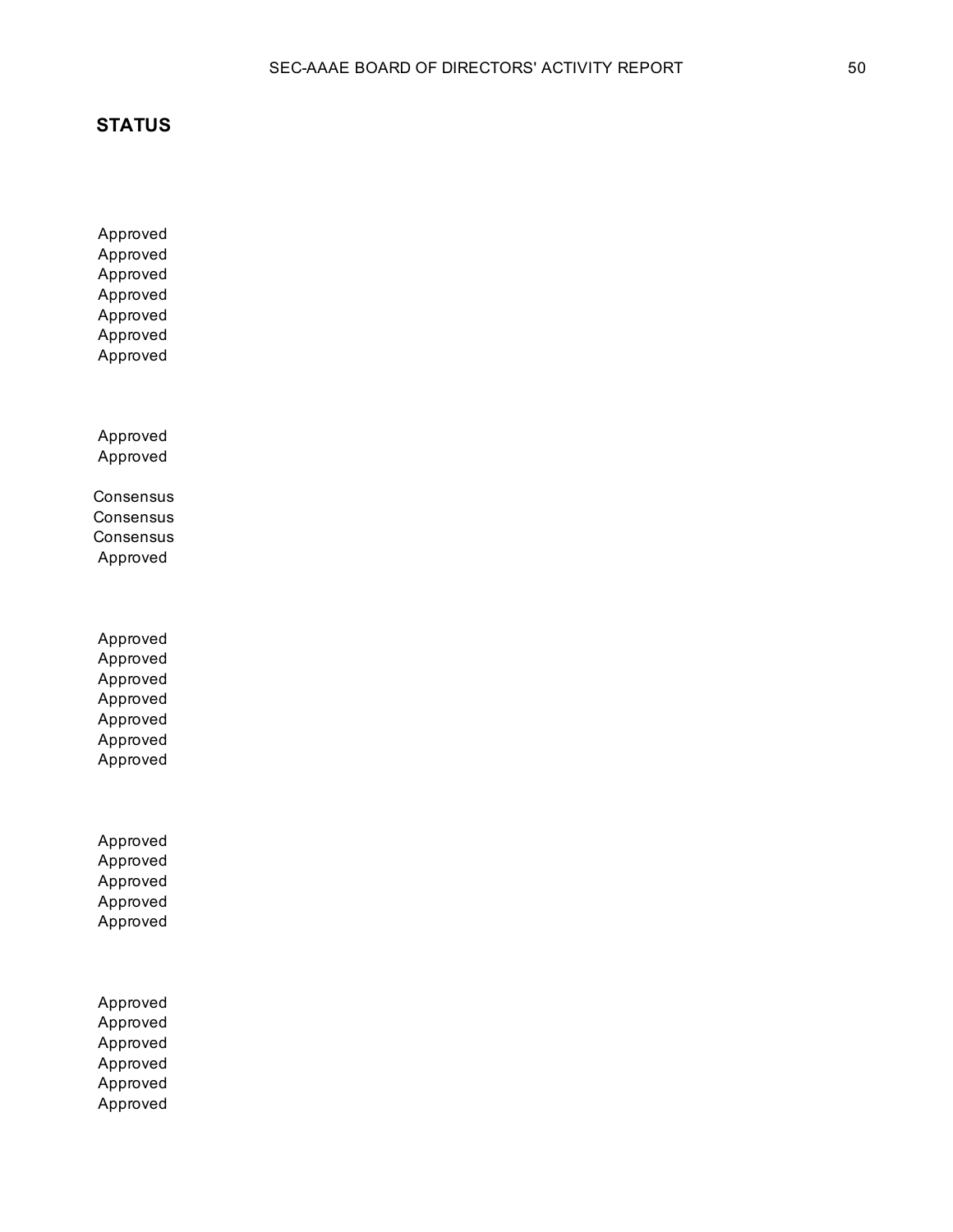**STATUS**

Approved
Approved
Approved
Approved
Approved
Approved
Approved

Approved
Approved

Consensus
Consensus
Consensus
Approved

Approved
Approved
Approved
Approved
Approved
Approved
Approved

Approved
Approved
Approved
Approved
Approved

Approved
Approved
Approved
Approved
Approved
Approved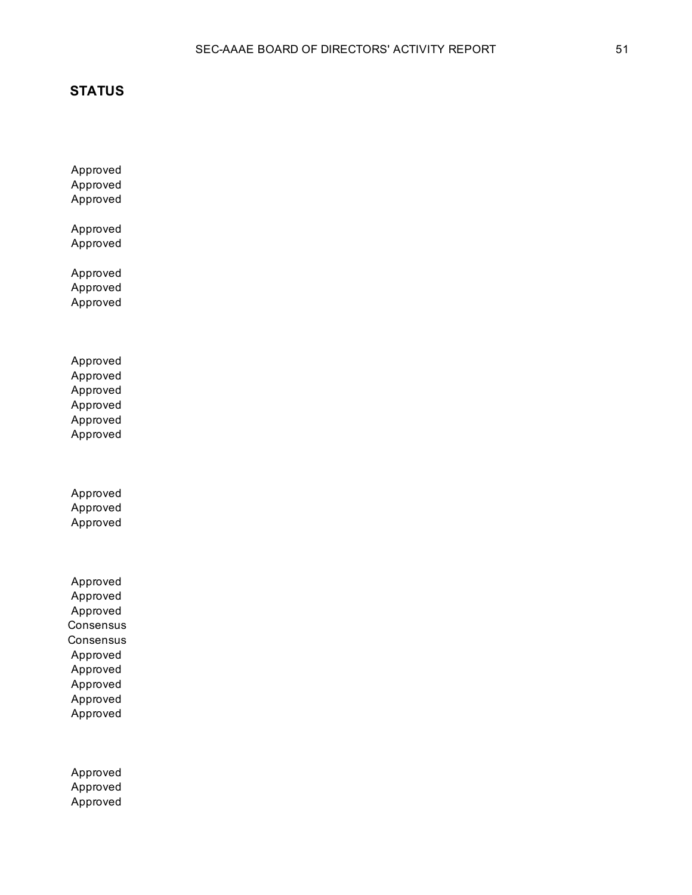**STATUS**

Approved
Approved
Approved

Approved
Approved

Approved
Approved
Approved

Approved
Approved
Approved
Approved
Approved
Approved

Approved
Approved
Approved

Approved
Approved
Approved
Consensus
Consensus
Approved
Approved
Approved
Approved
Approved

Approved
Approved
Approved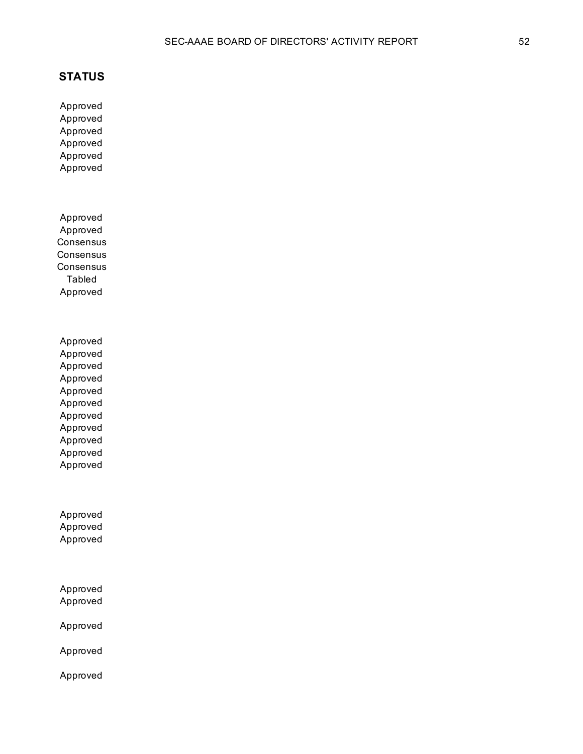**STATUS**

Approved
Approved
Approved
Approved
Approved
Approved

Approved
Approved
Consensus
Consensus
Consensus
Tabled
Approved

Approved
Approved
Approved
Approved
Approved
Approved
Approved
Approved
Approved
Approved
Approved

Approved
Approved
Approved

Approved
Approved

Approved

Approved

Approved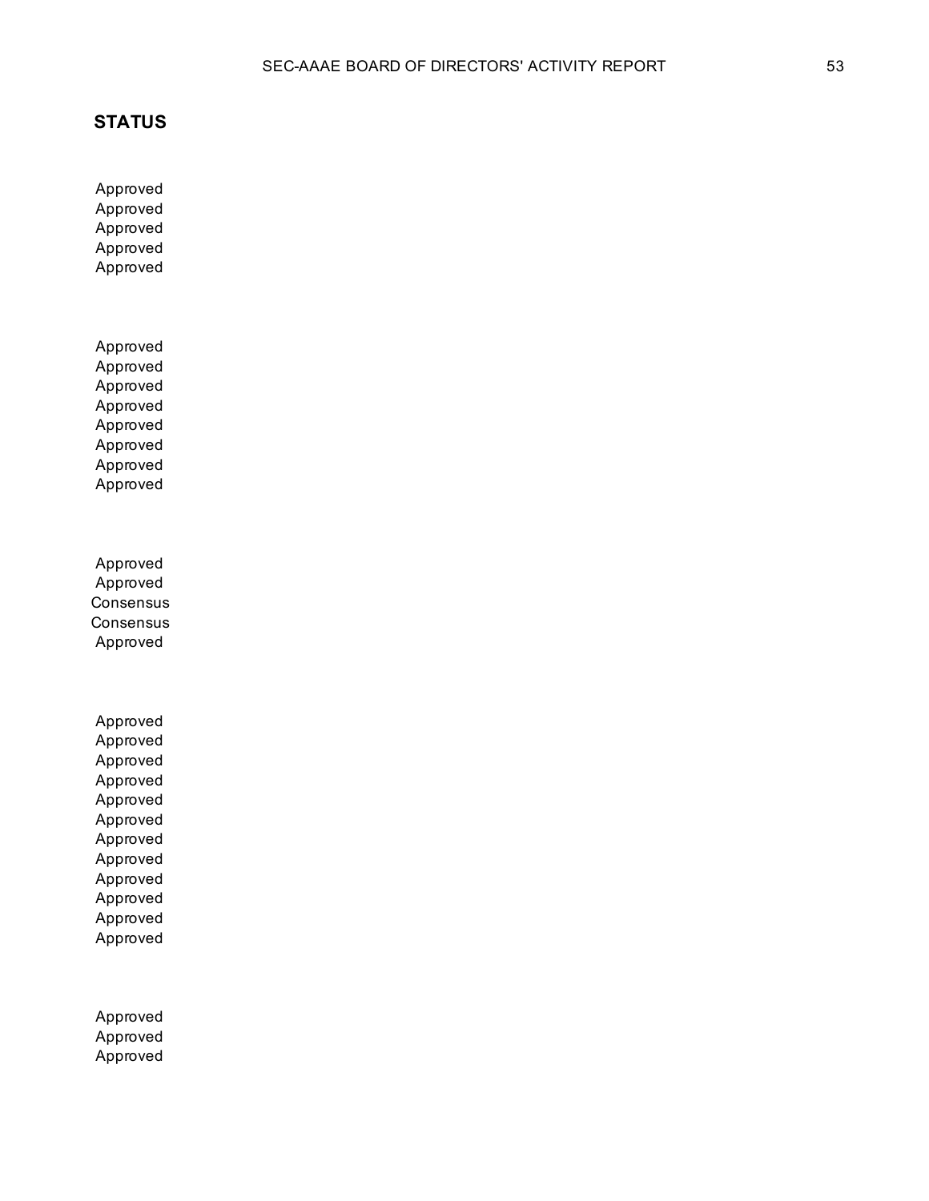**STATUS**

Approved
Approved
Approved
Approved
Approved

Approved
Approved
Approved
Approved
Approved
Approved
Approved
Approved

Approved
Approved
Consensus
Consensus
Approved

Approved
Approved
Approved
Approved
Approved
Approved
Approved
Approved
Approved
Approved
Approved
Approved

Approved
Approved
Approved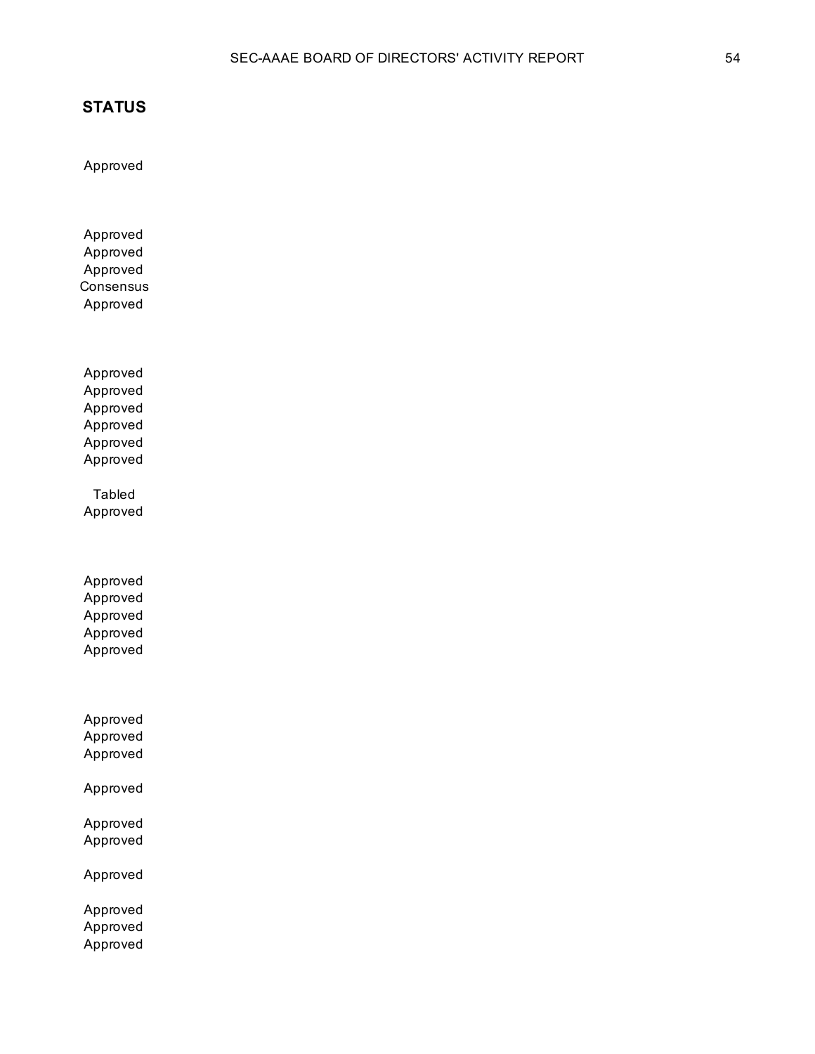**STATUS**

Approved

Approved
Approved
Approved
Consensus
Approved

Approved
Approved
Approved
Approved
Approved
Approved

Tabled
Approved

Approved
Approved
Approved
Approved
Approved

Approved
Approved
Approved

Approved

Approved
Approved

Approved

Approved
Approved
Approved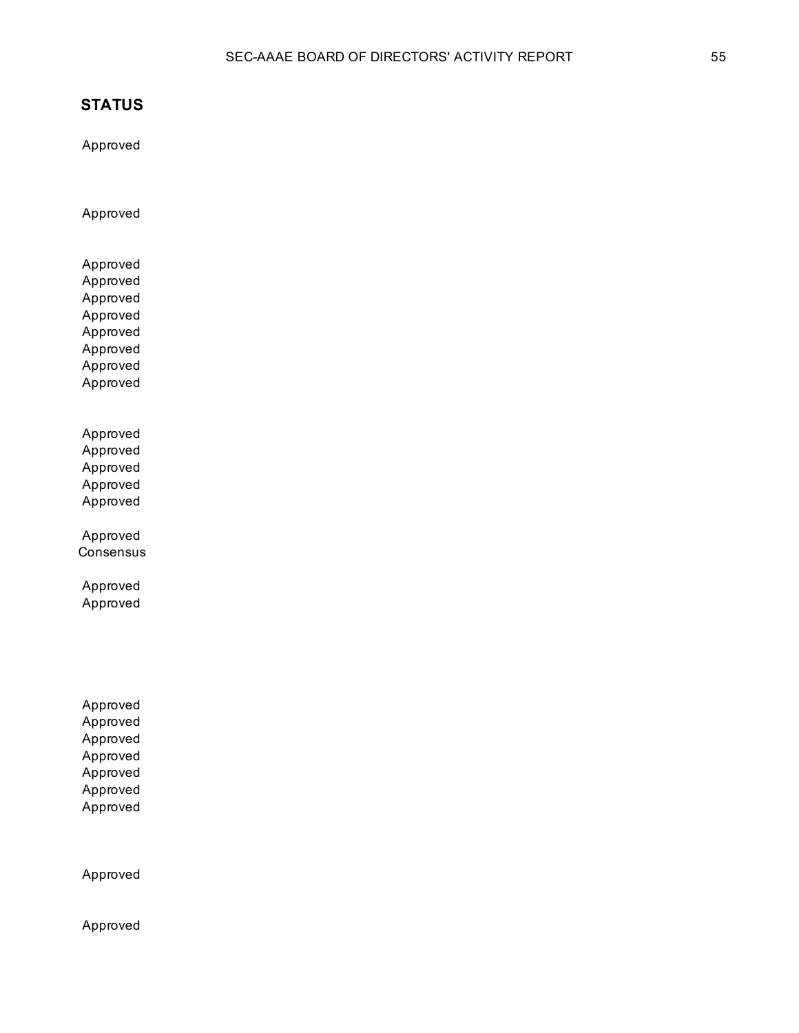**STATUS**

Approved

Approved

Approved
Approved
Approved
Approved
Approved
Approved
Approved
Approved

Approved
Approved
Approved
Approved
Approved

Approved
Consensus

Approved
Approved

Approved
Approved
Approved
Approved
Approved
Approved
Approved

Approved

Approved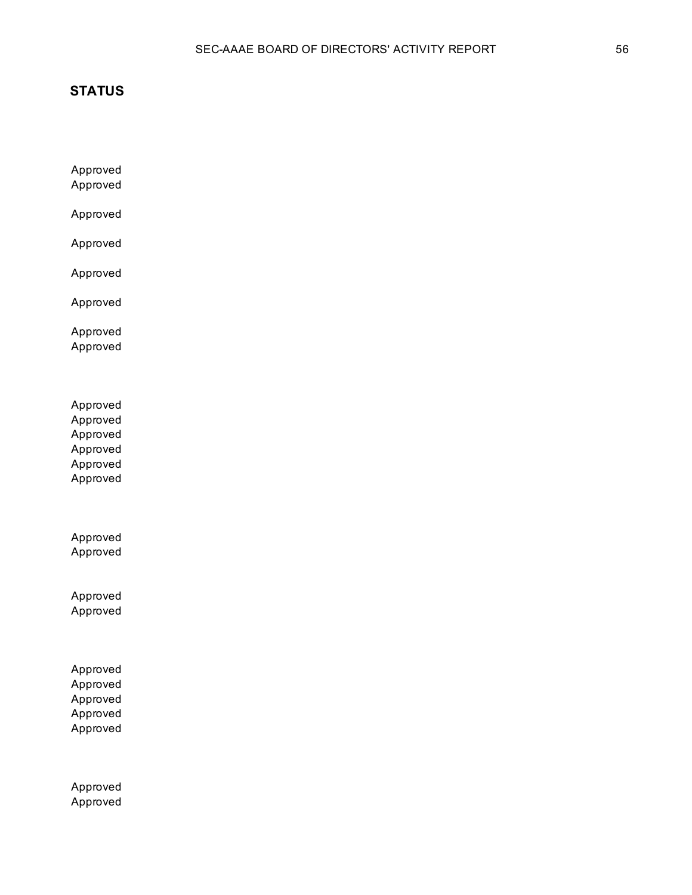## STATUS

Approved
Approved

Approved

Approved

Approved

Approved

Approved
Approved

Approved
Approved
Approved
Approved
Approved
Approved

Approved
Approved

Approved
Approved

Approved
Approved
Approved
Approved
Approved

Approved
Approved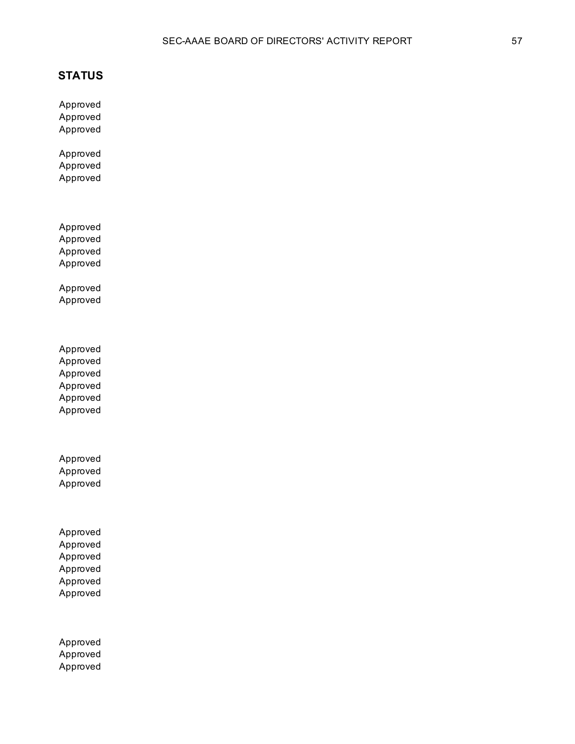## STATUS

Approved
Approved
Approved

Approved
Approved
Approved

Approved
Approved
Approved
Approved

Approved
Approved

Approved
Approved
Approved
Approved
Approved
Approved

Approved
Approved
Approved

Approved
Approved
Approved
Approved
Approved
Approved

Approved
Approved
Approved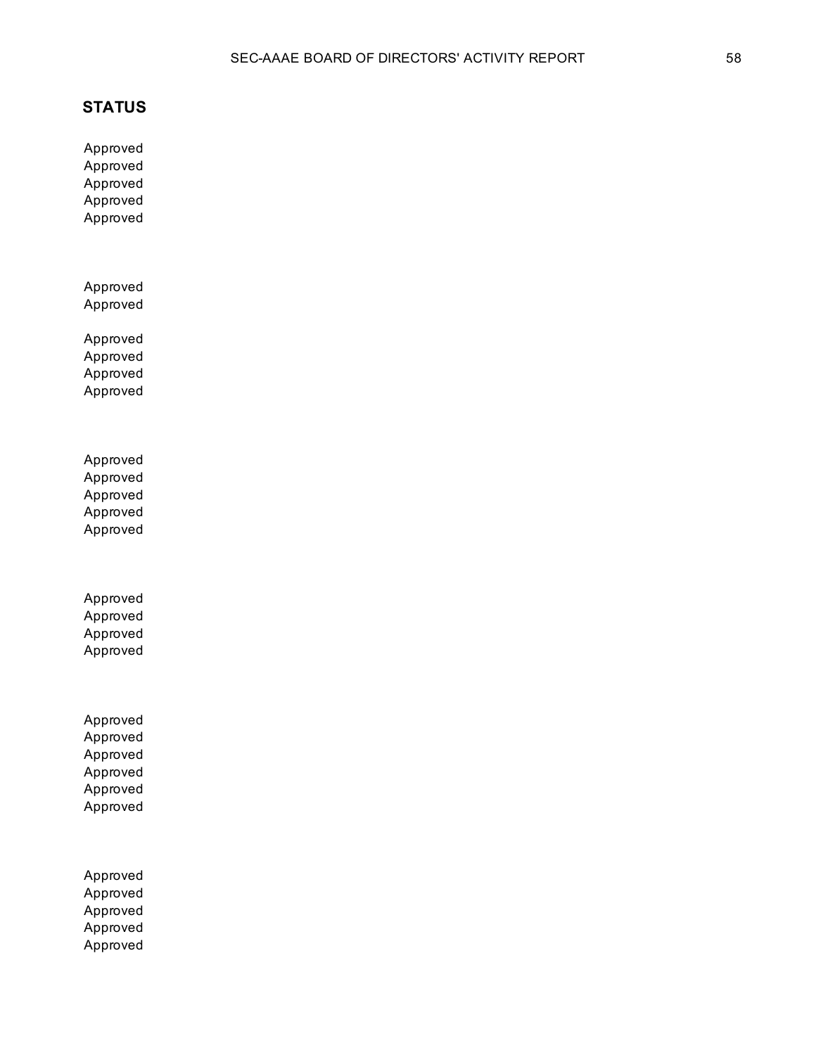## STATUS

Approved
Approved
Approved
Approved
Approved

Approved
Approved

Approved
Approved
Approved
Approved

Approved
Approved
Approved
Approved
Approved

Approved
Approved
Approved
Approved

Approved
Approved
Approved
Approved
Approved
Approved

Approved
Approved
Approved
Approved
Approved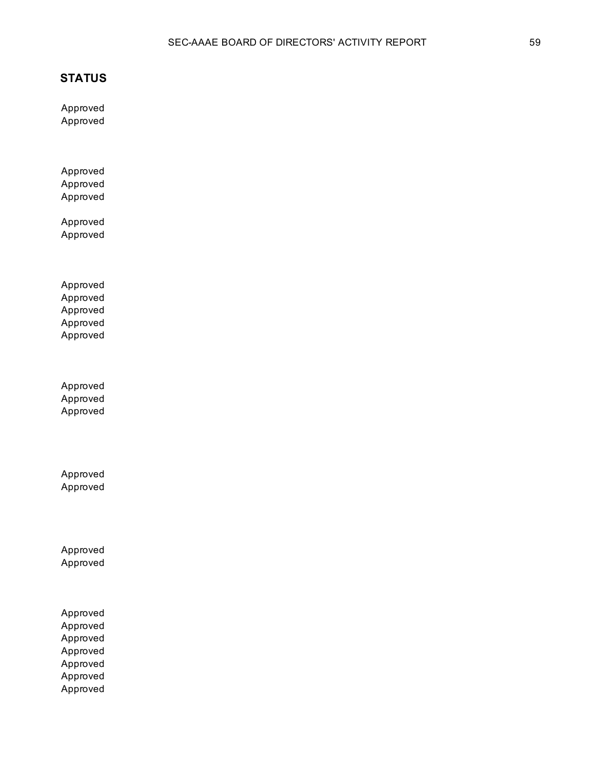## STATUS

Approved
Approved

Approved
Approved
Approved

Approved
Approved

Approved
Approved
Approved
Approved
Approved

Approved
Approved
Approved

Approved
Approved

Approved
Approved

Approved
Approved
Approved
Approved
Approved
Approved
Approved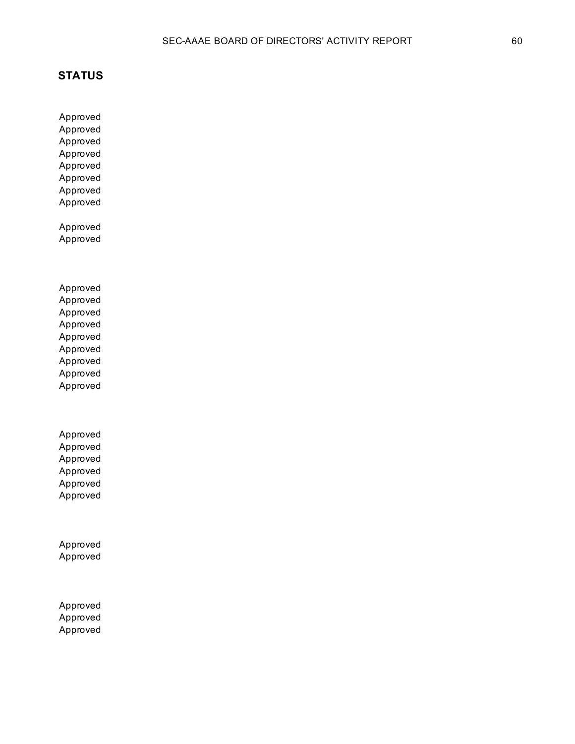## STATUS

Approved
Approved
Approved
Approved
Approved
Approved
Approved
Approved

Approved
Approved

Approved
Approved
Approved
Approved
Approved
Approved
Approved
Approved
Approved

Approved
Approved
Approved
Approved
Approved
Approved

Approved
Approved

Approved
Approved
Approved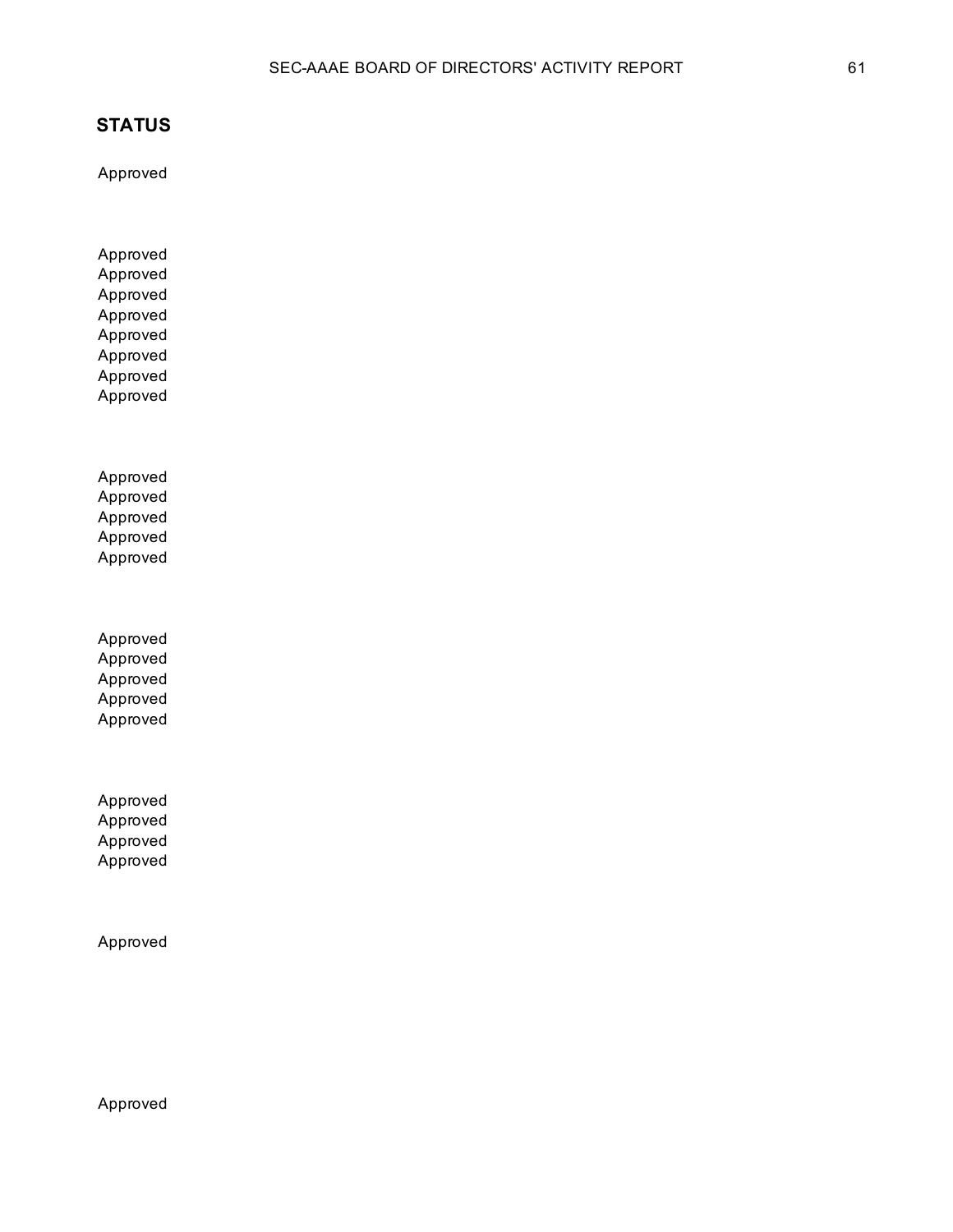## STATUS

Approved

Approved
Approved
Approved
Approved
Approved
Approved
Approved
Approved

Approved
Approved
Approved
Approved
Approved

Approved
Approved
Approved
Approved
Approved

Approved
Approved
Approved
Approved

Approved

Approved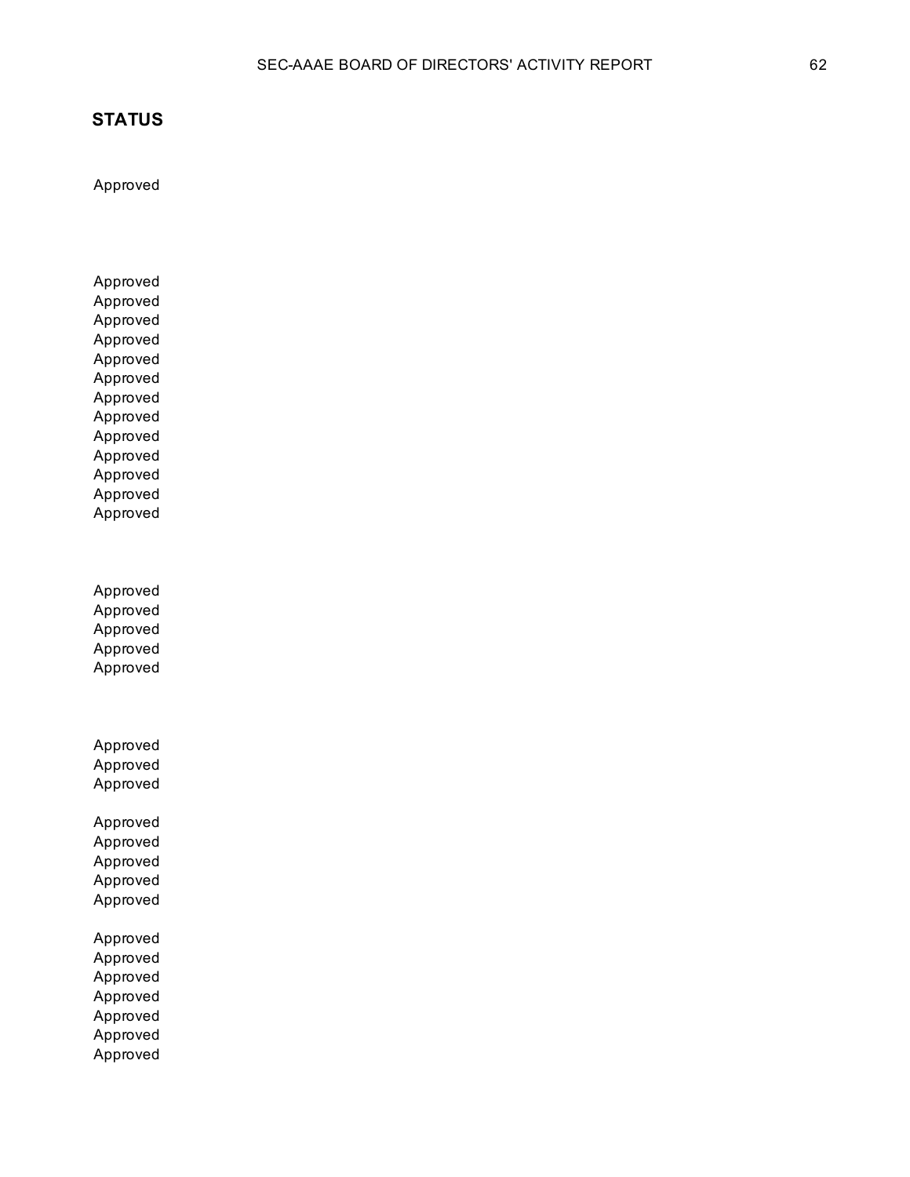## STATUS

Approved

Approved
Approved
Approved
Approved
Approved
Approved
Approved
Approved
Approved
Approved
Approved
Approved
Approved

Approved
Approved
Approved
Approved
Approved

Approved
Approved
Approved

Approved
Approved
Approved
Approved
Approved

Approved
Approved
Approved
Approved
Approved
Approved
Approved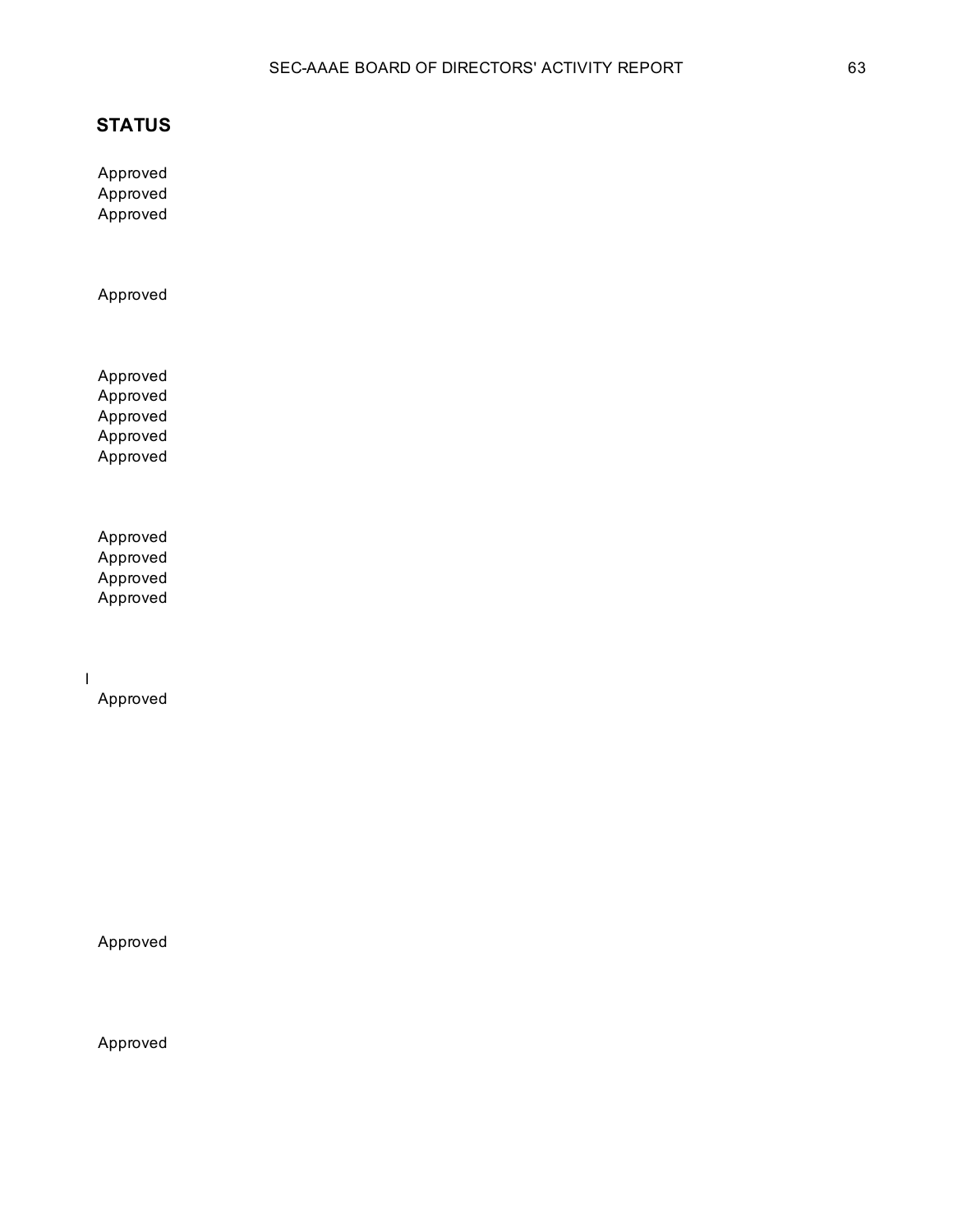**STATUS**

Approved
Approved
Approved

Approved

Approved
Approved
Approved
Approved
Approved

Approved
Approved
Approved
Approved

Approved

Approved

Approved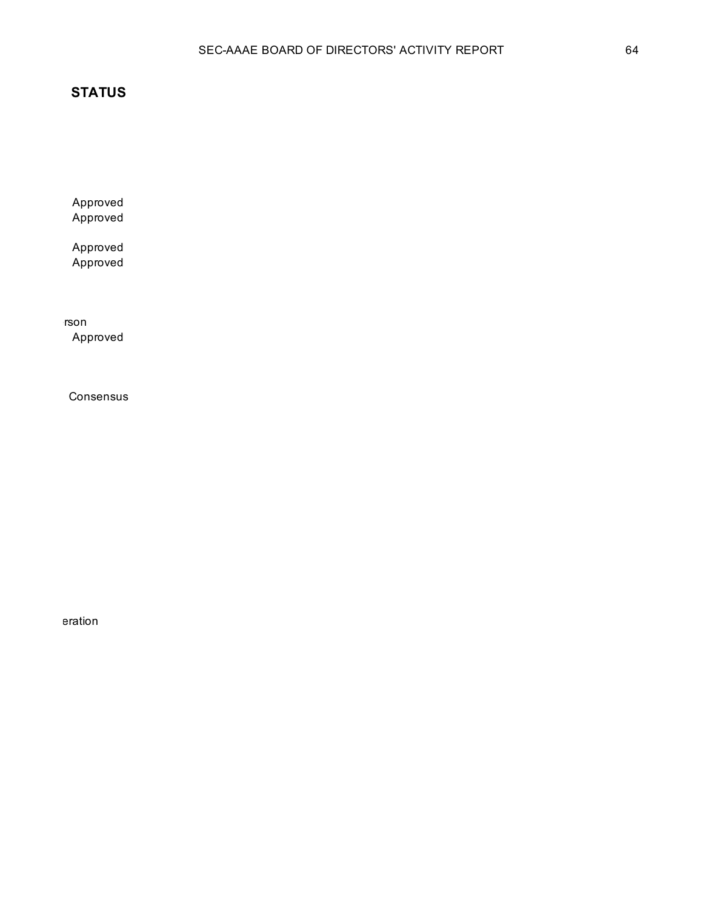**STATUS**

Approved
Approved

Approved
Approved

rson
Approved

Consensus

eration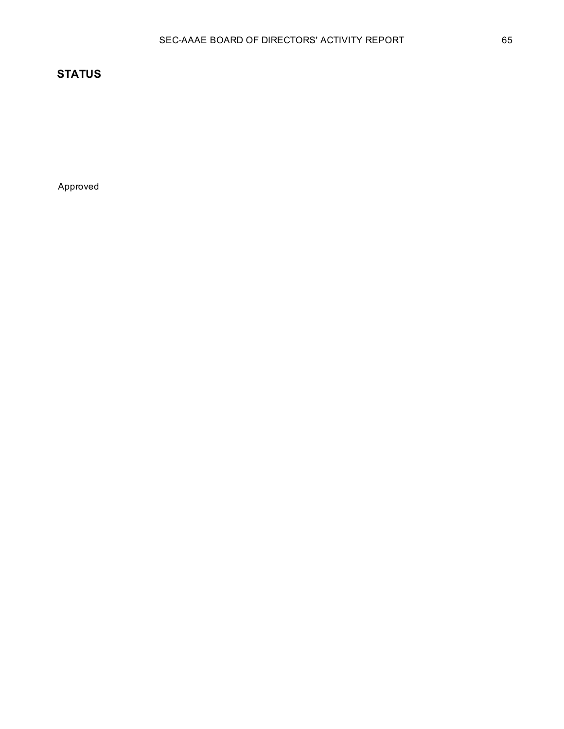**STATUS**

Approved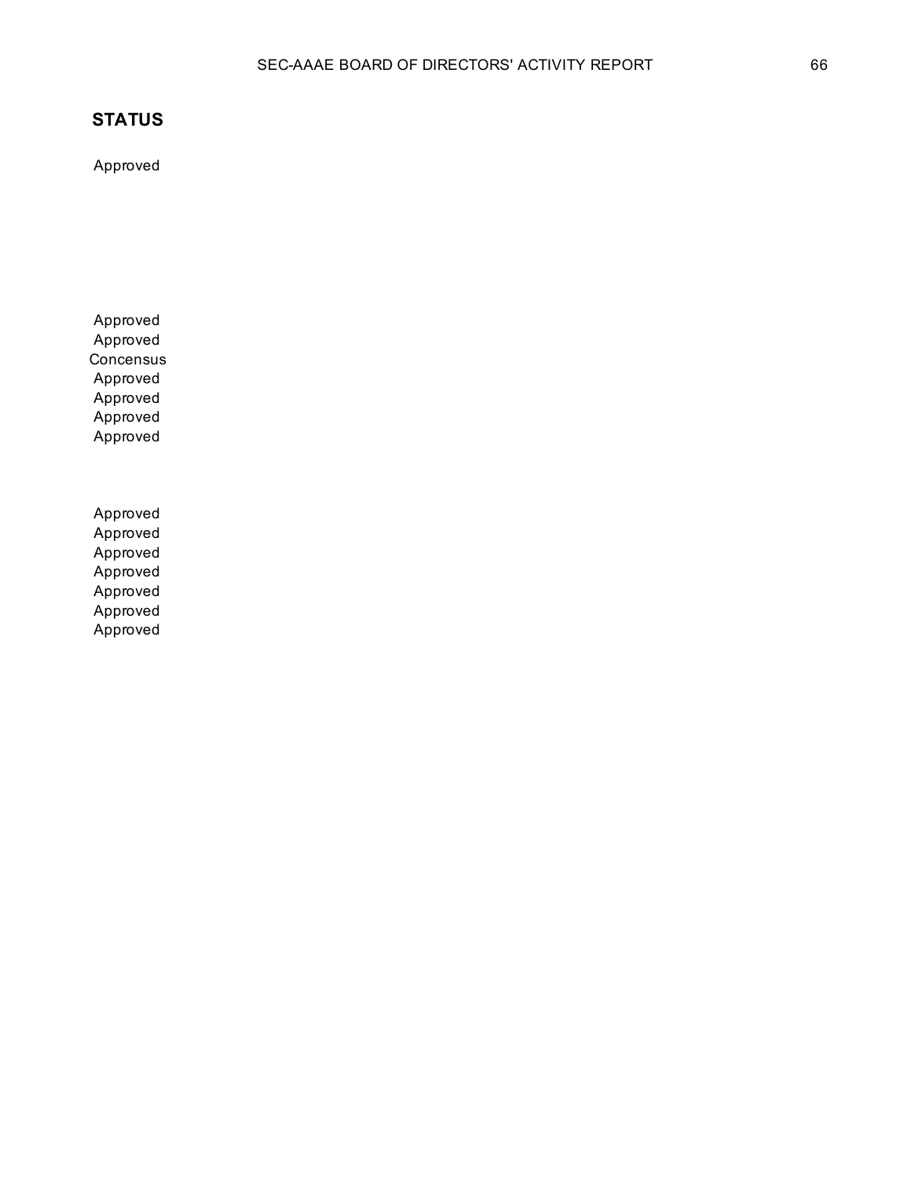**STATUS**

Approved

Approved
Approved
Concensus
Approved
Approved
Approved
Approved

Approved
Approved
Approved
Approved
Approved
Approved
Approved